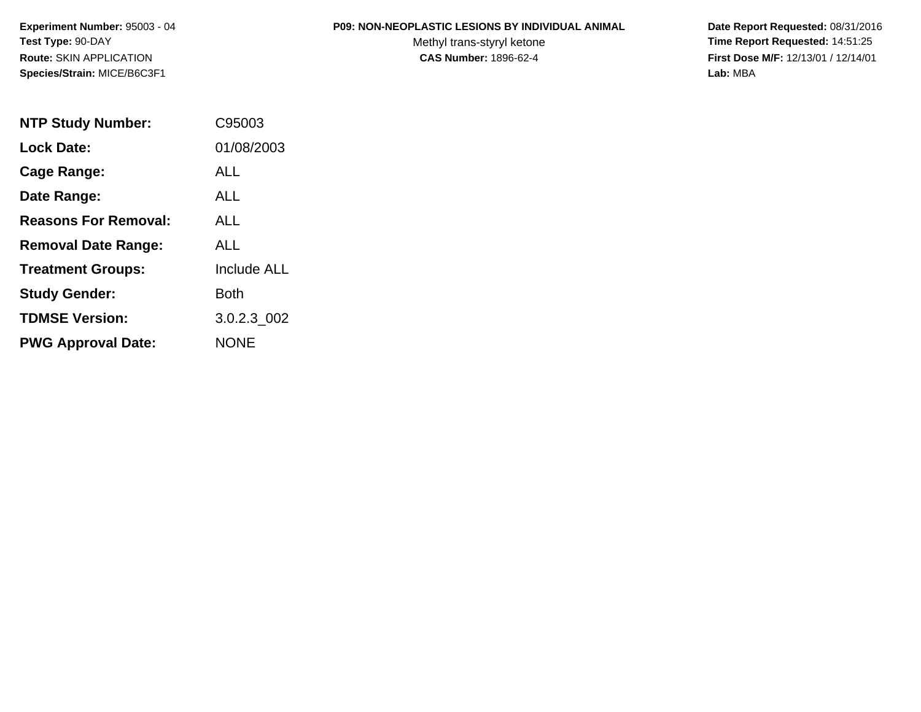**Experiment Number:** 95003 - 04
**Test Type:** 90-DAY
**Route:** SKIN APPLICATION
**Species/Strain:** MICE/B6C3F1

**P09: NON-NEOPLASTIC LESIONS BY INDIVIDUAL ANIMAL**
Methyl trans-styryl ketone
**CAS Number:** 1896-62-4

**Date Report Requested:** 08/31/2016
**Time Report Requested:** 14:51:25
**First Dose M/F:** 12/13/01 / 12/14/01
**Lab:** MBA

| | |
|---|---|
| **NTP Study Number:** | C95003 |
| **Lock Date:** | 01/08/2003 |
| **Cage Range:** | ALL |
| **Date Range:** | ALL |
| **Reasons For Removal:** | ALL |
| **Removal Date Range:** | ALL |
| **Treatment Groups:** | Include ALL |
| **Study Gender:** | Both |
| **TDMSE Version:** | 3.0.2.3_002 |
| **PWG Approval Date:** | NONE |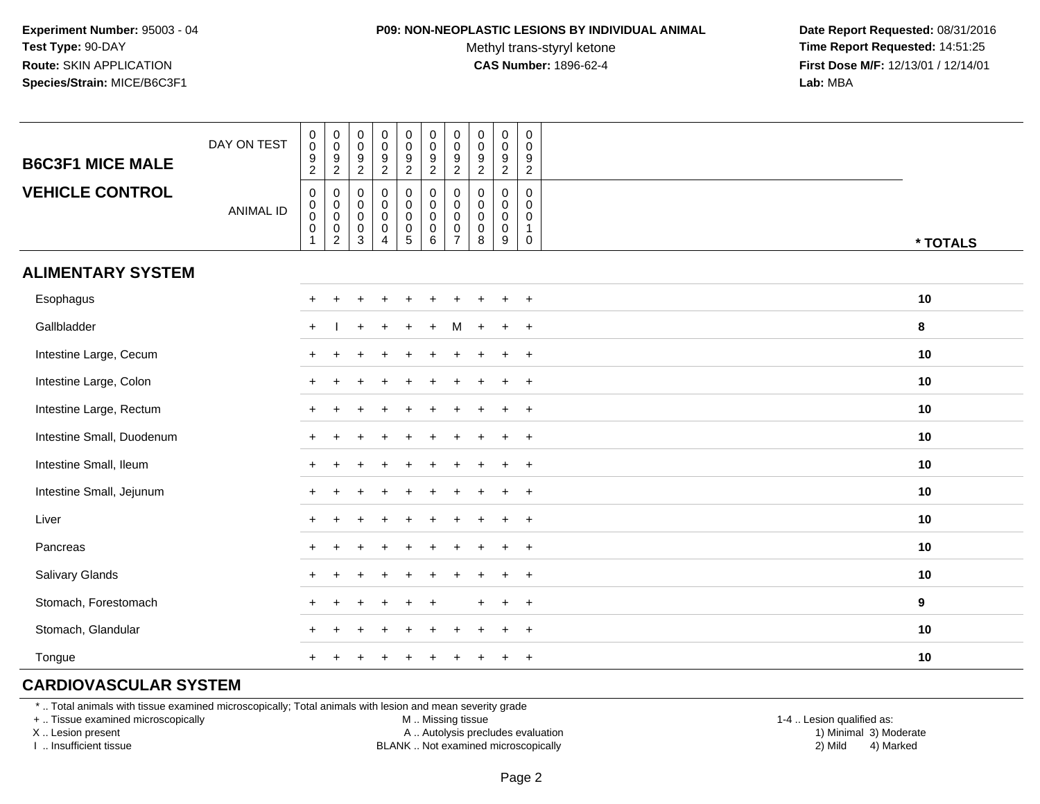**Experiment Number:** 95003 - 04
**Test Type:** 90-DAY
**Route:** SKIN APPLICATION
**Species/Strain:** MICE/B6C3F1

**P09: NON-NEOPLASTIC LESIONS BY INDIVIDUAL ANIMAL**
Methyl trans-styryl ketone
**CAS Number:** 1896-62-4

**Date Report Requested:** 08/31/2016
**Time Report Requested:** 14:51:25
**First Dose M/F:** 12/13/01 / 12/14/01
**Lab:** MBA

| B6C3F1 MICE MALE / VEHICLE CONTROL | | | | | | | | | | | |
|---|---|---|---|---|---|---|---|---|---|---|---|
| DAY ON TEST | 0092 | 0092 | 0092 | 0092 | 0092 | 0092 | 0092 | 0092 | 0092 | 0092 | |
| ANIMAL ID | 00001 | 00002 | 00003 | 00004 | 00005 | 00006 | 00007 | 00008 | 00009 | 00010 | * TOTALS |
| **ALIMENTARY SYSTEM** | | | | | | | | | | | |
| Esophagus | + | + | + | + | + | + | + | + | + | + | 10 |
| Gallbladder | + | I | + | + | + | + | M | + | + | + | 8 |
| Intestine Large, Cecum | + | + | + | + | + | + | + | + | + | + | 10 |
| Intestine Large, Colon | + | + | + | + | + | + | + | + | + | + | 10 |
| Intestine Large, Rectum | + | + | + | + | + | + | + | + | + | + | 10 |
| Intestine Small, Duodenum | + | + | + | + | + | + | + | + | + | + | 10 |
| Intestine Small, Ileum | + | + | + | + | + | + | + | + | + | + | 10 |
| Intestine Small, Jejunum | + | + | + | + | + | + | + | + | + | + | 10 |
| Liver | + | + | + | + | + | + | + | + | + | + | 10 |
| Pancreas | + | + | + | + | + | + | + | + | + | + | 10 |
| Salivary Glands | + | + | + | + | + | + | + | + | + | + | 10 |
| Stomach, Forestomach | + | + | + | + | + | + | | + | + | + | 9 |
| Stomach, Glandular | + | + | + | + | + | + | + | + | + | + | 10 |
| Tongue | + | + | + | + | + | + | + | + | + | + | 10 |
| **CARDIOVASCULAR SYSTEM** | | | | | | | | | | | |

* .. Total animals with tissue examined microscopically; Total animals with lesion and mean severity grade
+ .. Tissue examined microscopically
X .. Lesion present
I .. Insufficient tissue

M .. Missing tissue
A .. Autolysis precludes evaluation
BLANK .. Not examined microscopically

1-4 .. Lesion qualified as:
1) Minimal 3) Moderate
2) Mild 4) Marked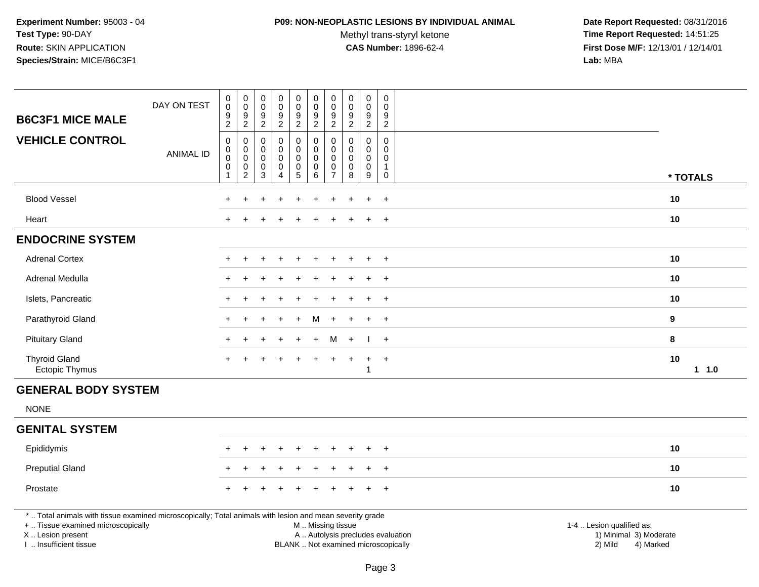**Experiment Number:** 95003 - 04
**Test Type:** 90-DAY
**Route:** SKIN APPLICATION
**Species/Strain:** MICE/B6C3F1

**P09: NON-NEOPLASTIC LESIONS BY INDIVIDUAL ANIMAL**
Methyl trans-styryl ketone
**CAS Number:** 1896-62-4

**Date Report Requested:** 08/31/2016
**Time Report Requested:** 14:51:25
**First Dose M/F:** 12/13/01 / 12/14/01
**Lab:** MBA

| B6C3F1 MICE MALE / VEHICLE CONTROL | | | | | | | | | | | |
|---|---|---|---|---|---|---|---|---|---|---|---|
| DAY ON TEST | 0092 | 0092 | 0092 | 0092 | 0092 | 0092 | 0092 | 0092 | 0092 | 0092 | |
| ANIMAL ID | 00001 | 00002 | 00003 | 00004 | 00005 | 00006 | 00007 | 00008 | 00009 | 00010 | * TOTALS |
| Blood Vessel | + | + | + | + | + | + | + | + | + | + | 10 |
| Heart | + | + | + | + | + | + | + | + | + | + | 10 |
| **ENDOCRINE SYSTEM** | | | | | | | | | | | |
| Adrenal Cortex | + | + | + | + | + | + | + | + | + | + | 10 |
| Adrenal Medulla | + | + | + | + | + | + | + | + | + | + | 10 |
| Islets, Pancreatic | + | + | + | + | + | + | + | + | + | + | 10 |
| Parathyroid Gland | + | + | + | + | + | M | + | + | + | + | 9 |
| Pituitary Gland | + | + | + | + | + | + | M | + | I | + | 8 |
| Thyroid Gland | + | + | + | + | + | + | + | + | + | + | 10 |
| Ectopic Thymus | | | | | | | | | 1 | | 1 1.0 |
| **GENERAL BODY SYSTEM** | | | | | | | | | | | |
| NONE | | | | | | | | | | | |
| **GENITAL SYSTEM** | | | | | | | | | | | |
| Epididymis | + | + | + | + | + | + | + | + | + | + | 10 |
| Preputial Gland | + | + | + | + | + | + | + | + | + | + | 10 |
| Prostate | + | + | + | + | + | + | + | + | + | + | 10 |

* .. Total animals with tissue examined microscopically; Total animals with lesion and mean severity grade
+ .. Tissue examined microscopically
X .. Lesion present
I .. Insufficient tissue
M .. Missing tissue
A .. Autolysis precludes evaluation
BLANK .. Not examined microscopically
1-4 .. Lesion qualified as:
1) Minimal 3) Moderate
2) Mild 4) Marked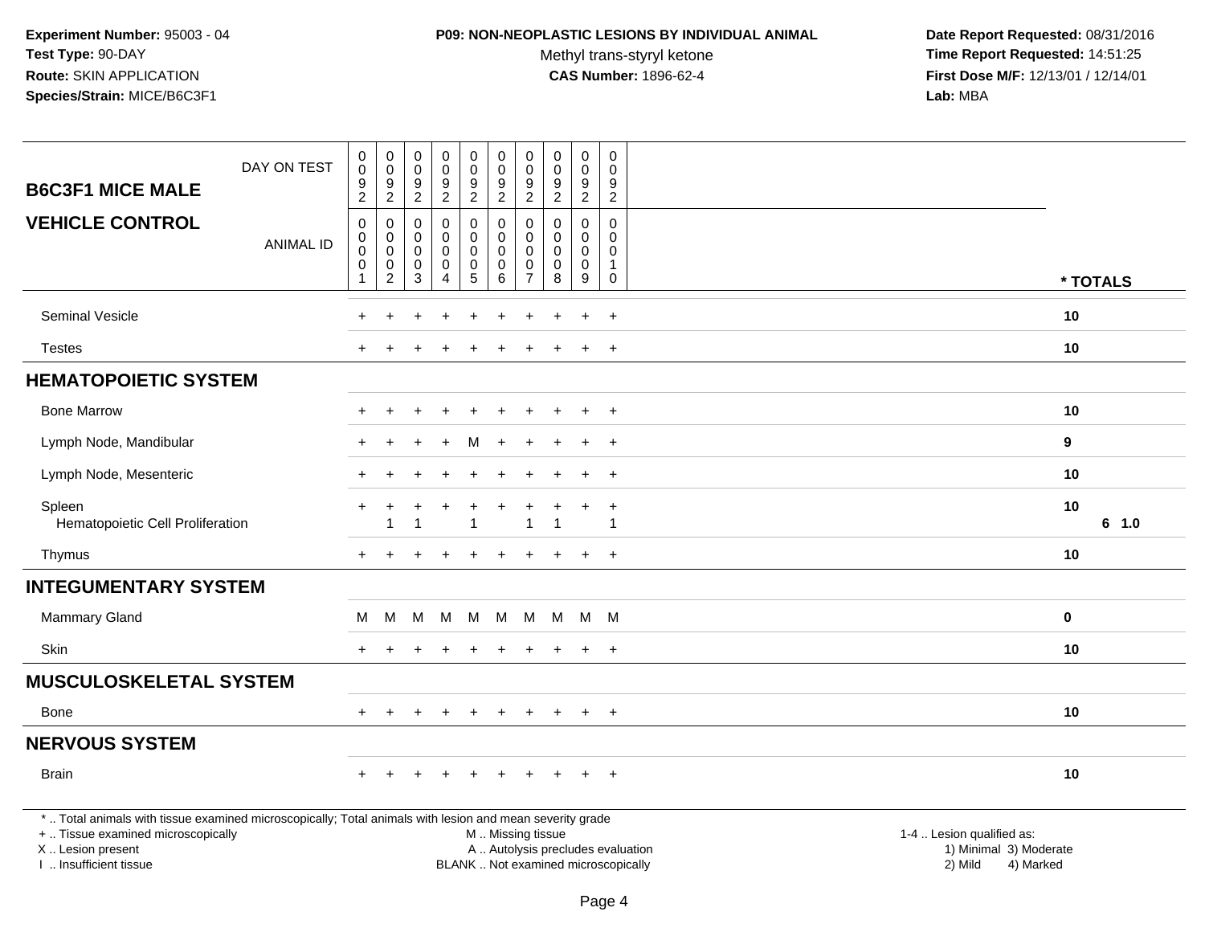**Experiment Number:** 95003 - 04
**Test Type:** 90-DAY
**Route:** SKIN APPLICATION
**Species/Strain:** MICE/B6C3F1

**P09: NON-NEOPLASTIC LESIONS BY INDIVIDUAL ANIMAL**
Methyl trans-styryl ketone
**CAS Number:** 1896-62-4

**Date Report Requested:** 08/31/2016
**Time Report Requested:** 14:51:25
**First Dose M/F:** 12/13/01 / 12/14/01
**Lab:** MBA

| B6C3F1 MICE MALE / VEHICLE CONTROL | | | | | | | | | | | |
|---|---|---|---|---|---|---|---|---|---|---|---|
| DAY ON TEST | 0092 | 0092 | 0092 | 0092 | 0092 | 0092 | 0092 | 0092 | 0092 | 0092 | |
| ANIMAL ID | 00001 | 00002 | 00003 | 00004 | 00005 | 00006 | 00007 | 00008 | 00009 | 00010 | * TOTALS |
| Seminal Vesicle | + | + | + | + | + | + | + | + | + | + | 10 |
| Testes | + | + | + | + | + | + | + | + | + | + | 10 |
| **HEMATOPOIETIC SYSTEM** | | | | | | | | | | | |
| Bone Marrow | + | + | + | + | + | + | + | + | + | + | 10 |
| Lymph Node, Mandibular | + | + | + | + | M | + | + | + | + | + | 9 |
| Lymph Node, Mesenteric | + | + | + | + | + | + | + | + | + | + | 10 |
| Spleen | + | + | + | + | + | + | + | + | + | + | 10 |
| Hematopoietic Cell Proliferation | | 1 | 1 | | 1 | | 1 | 1 | | 1 | 6 1.0 |
| Thymus | + | + | + | + | + | + | + | + | + | + | 10 |
| **INTEGUMENTARY SYSTEM** | | | | | | | | | | | |
| Mammary Gland | M | M | M | M | M | M | M | M | M | M | 0 |
| Skin | + | + | + | + | + | + | + | + | + | + | 10 |
| **MUSCULOSKELETAL SYSTEM** | | | | | | | | | | | |
| Bone | + | + | + | + | + | + | + | + | + | + | 10 |
| **NERVOUS SYSTEM** | | | | | | | | | | | |
| Brain | + | + | + | + | + | + | + | + | + | + | 10 |

* .. Total animals with tissue examined microscopically; Total animals with lesion and mean severity grade
+ .. Tissue examined microscopically
X .. Lesion present
I .. Insufficient tissue

M .. Missing tissue
A .. Autolysis precludes evaluation
BLANK .. Not examined microscopically

1-4 .. Lesion qualified as:
1) Minimal 3) Moderate
2) Mild 4) Marked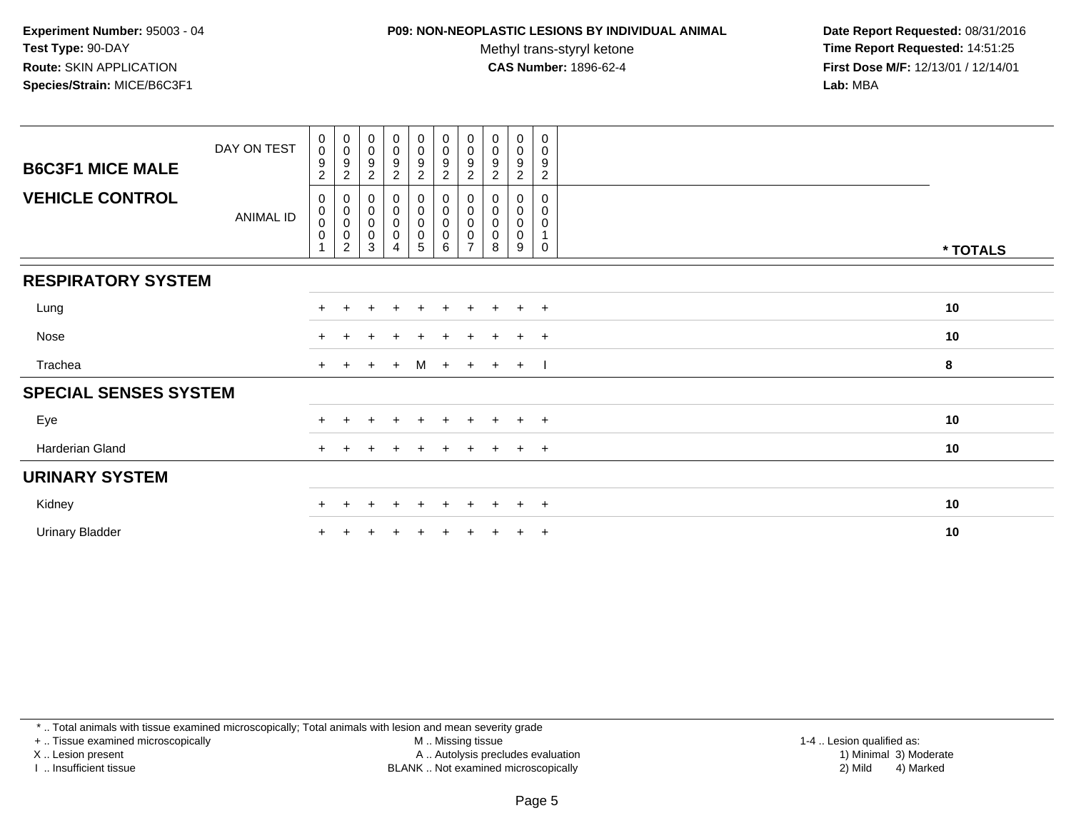**Experiment Number:** 95003 - 04
**Test Type:** 90-DAY
**Route:** SKIN APPLICATION
**Species/Strain:** MICE/B6C3F1

**P09: NON-NEOPLASTIC LESIONS BY INDIVIDUAL ANIMAL**
Methyl trans-styryl ketone
**CAS Number:** 1896-62-4

**Date Report Requested:** 08/31/2016
**Time Report Requested:** 14:51:25
**First Dose M/F:** 12/13/01 / 12/14/01
**Lab:** MBA

| B6C3F1 MICE MALE / VEHICLE CONTROL | | | | | | | | | | | |
|---|---|---|---|---|---|---|---|---|---|---|---|
| DAY ON TEST | 0092 | 0092 | 0092 | 0092 | 0092 | 0092 | 0092 | 0092 | 0092 | 0092 | |
| ANIMAL ID | 00001 | 00002 | 00003 | 00004 | 00005 | 00006 | 00007 | 00008 | 00009 | 00010 | * TOTALS |
| **RESPIRATORY SYSTEM** | | | | | | | | | | | |
| Lung | + | + | + | + | + | + | + | + | + | + | 10 |
| Nose | + | + | + | + | + | + | + | + | + | + | 10 |
| Trachea | + | + | + | + | M | + | + | + | + | I | 8 |
| **SPECIAL SENSES SYSTEM** | | | | | | | | | | | |
| Eye | + | + | + | + | + | + | + | + | + | + | 10 |
| Harderian Gland | + | + | + | + | + | + | + | + | + | + | 10 |
| **URINARY SYSTEM** | | | | | | | | | | | |
| Kidney | + | + | + | + | + | + | + | + | + | + | 10 |
| Urinary Bladder | + | + | + | + | + | + | + | + | + | + | 10 |

* .. Total animals with tissue examined microscopically; Total animals with lesion and mean severity grade
+ .. Tissue examined microscopically
X .. Lesion present
I .. Insufficient tissue
M .. Missing tissue
A .. Autolysis precludes evaluation
BLANK .. Not examined microscopically
1-4 .. Lesion qualified as:
1) Minimal 3) Moderate
2) Mild 4) Marked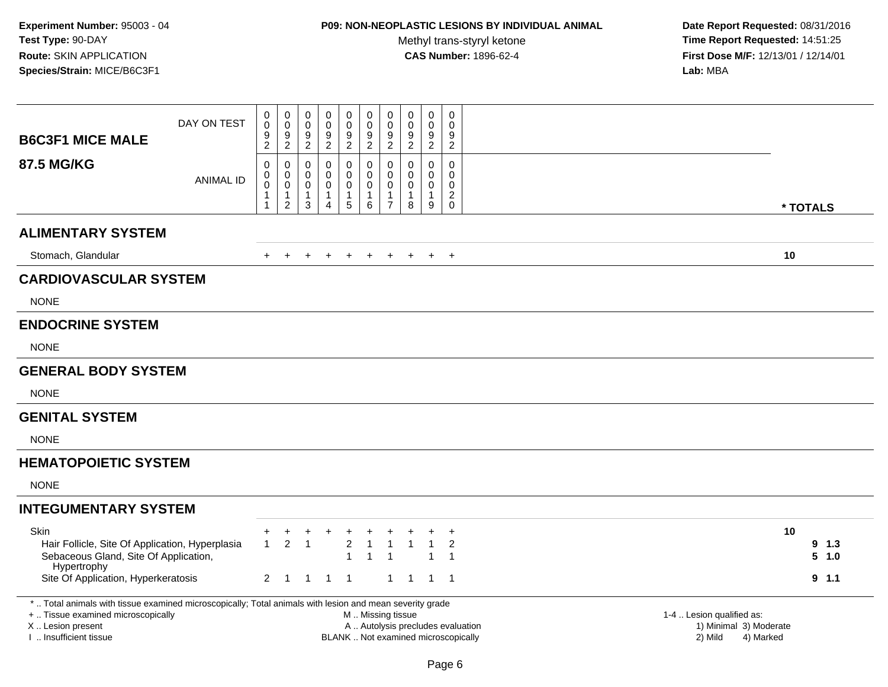**Experiment Number:** 95003 - 04
**Test Type:** 90-DAY
**Route:** SKIN APPLICATION
**Species/Strain:** MICE/B6C3F1

**P09: NON-NEOPLASTIC LESIONS BY INDIVIDUAL ANIMAL**
Methyl trans-styryl ketone
**CAS Number:** 1896-62-4

**Date Report Requested:** 08/31/2016
**Time Report Requested:** 14:51:25
**First Dose M/F:** 12/13/01 / 12/14/01
**Lab:** MBA

## B6C3F1 MICE MALE 87.5 MG/KG

| DAY ON TEST | 0092 | 0092 | 0092 | 0092 | 0092 | 0092 | 0092 | 0092 | 0092 | 0092 | |
|---|---|---|---|---|---|---|---|---|---|---|---|
| **ANIMAL ID** | 0011 | 0012 | 0013 | 0014 | 0015 | 0016 | 0017 | 0018 | 0019 | 0020 | *** TOTALS** |
| **ALIMENTARY SYSTEM** | | | | | | | | | | | |
| Stomach, Glandular | + | + | + | + | + | + | + | + | + | + | **10** |
| **CARDIOVASCULAR SYSTEM** | | | | | | | | | | | |
| NONE | | | | | | | | | | | |
| **ENDOCRINE SYSTEM** | | | | | | | | | | | |
| NONE | | | | | | | | | | | |
| **GENERAL BODY SYSTEM** | | | | | | | | | | | |
| NONE | | | | | | | | | | | |
| **GENITAL SYSTEM** | | | | | | | | | | | |
| NONE | | | | | | | | | | | |
| **HEMATOPOIETIC SYSTEM** | | | | | | | | | | | |
| NONE | | | | | | | | | | | |
| **INTEGUMENTARY SYSTEM** | | | | | | | | | | | |
| Skin | + | + | + | + | + | + | + | + | + | + | **10** |
| Hair Follicle, Site Of Application, Hyperplasia | 1 | 2 | 1 | | 2 | 1 | 1 | 1 | 1 | 2 | **9 1.3** |
| Sebaceous Gland, Site Of Application, Hypertrophy | | | | | 1 | 1 | 1 | | 1 | 1 | **5 1.0** |
| Site Of Application, Hyperkeratosis | 2 | 1 | 1 | 1 | 1 | | 1 | 1 | 1 | 1 | **9 1.1** |

* .. Total animals with tissue examined microscopically; Total animals with lesion and mean severity grade
+ .. Tissue examined microscopically
X .. Lesion present
I .. Insufficient tissue
M .. Missing tissue
A .. Autolysis precludes evaluation
BLANK .. Not examined microscopically
1-4 .. Lesion qualified as:
1) Minimal 3) Moderate
2) Mild 4) Marked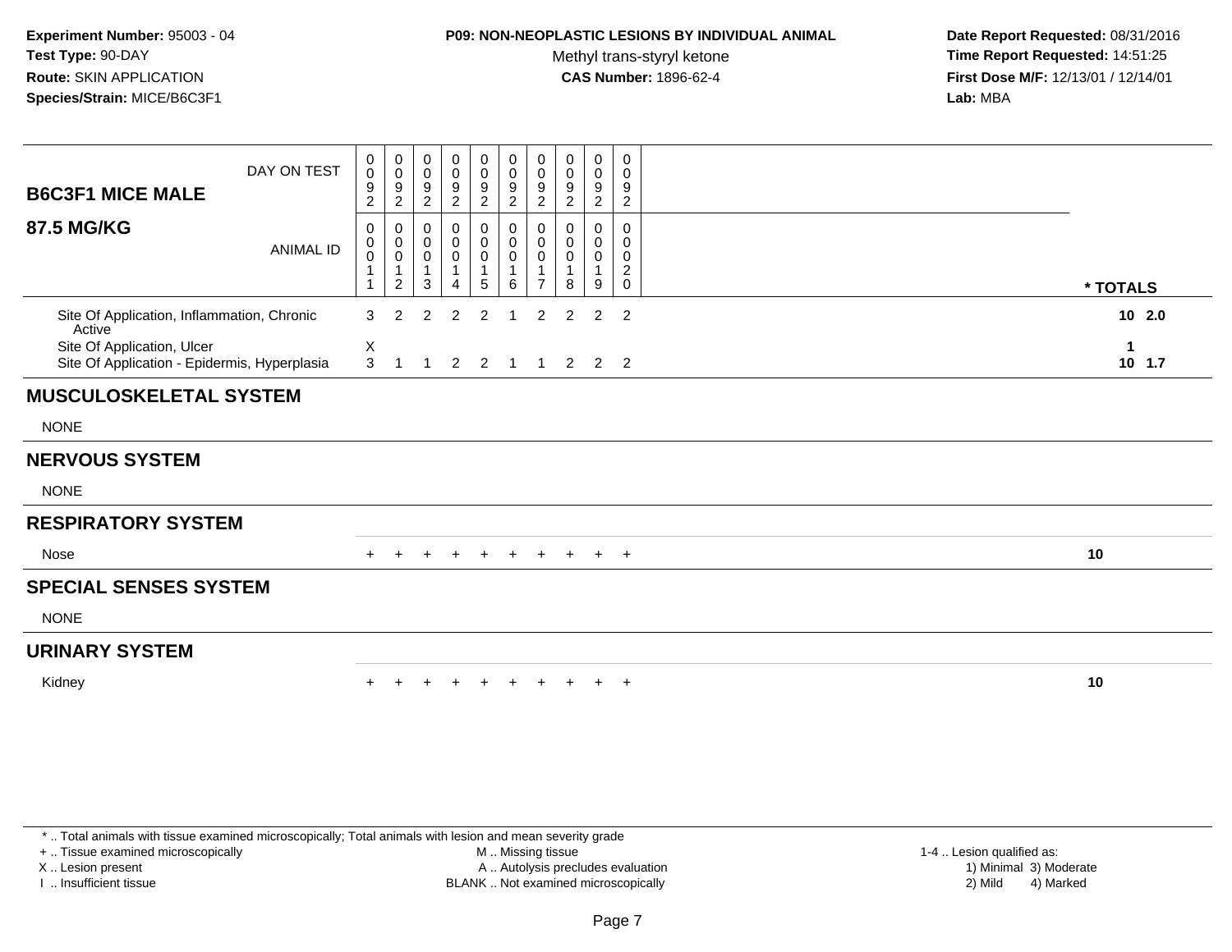**Experiment Number:** 95003 - 04
**Test Type:** 90-DAY
**Route:** SKIN APPLICATION
**Species/Strain:** MICE/B6C3F1

**P09: NON-NEOPLASTIC LESIONS BY INDIVIDUAL ANIMAL**
Methyl trans-styryl ketone
**CAS Number:** 1896-62-4

**Date Report Requested:** 08/31/2016
**Time Report Requested:** 14:51:25
**First Dose M/F:** 12/13/01 / 12/14/01
**Lab:** MBA

| B6C3F1 MICE MALE 87.5 MG/KG | | | | | | | | | | | | |
|---|---|---|---|---|---|---|---|---|---|---|---|---|
| DAY ON TEST | 0092 | 0092 | 0092 | 0092 | 0092 | 0092 | 0092 | 0092 | 0092 | 0092 | | |
| ANIMAL ID | 00011 | 00012 | 00013 | 00014 | 00015 | 00016 | 00017 | 00018 | 00019 | 00020 | * TOTALS | |
| Site Of Application, Inflammation, Chronic Active | 3 | 2 | 2 | 2 | 2 | 1 | 2 | 2 | 2 | 2 | 10 | 2.0 |
| Site Of Application, Ulcer | X | | | | | | | | | | 1 | |
| Site Of Application - Epidermis, Hyperplasia | 3 | 1 | 1 | 2 | 2 | 1 | 1 | 2 | 2 | 2 | 10 | 1.7 |
| **MUSCULOSKELETAL SYSTEM** | | | | | | | | | | | | |
| NONE | | | | | | | | | | | | |
| **NERVOUS SYSTEM** | | | | | | | | | | | | |
| NONE | | | | | | | | | | | | |
| **RESPIRATORY SYSTEM** | | | | | | | | | | | | |
| Nose | + | + | + | + | + | + | + | + | + | + | 10 | |
| **SPECIAL SENSES SYSTEM** | | | | | | | | | | | | |
| NONE | | | | | | | | | | | | |
| **URINARY SYSTEM** | | | | | | | | | | | | |
| Kidney | + | + | + | + | + | + | + | + | + | + | 10 | |

* .. Total animals with tissue examined microscopically; Total animals with lesion and mean severity grade
+ .. Tissue examined microscopically
X .. Lesion present
I .. Insufficient tissue

M .. Missing tissue
A .. Autolysis precludes evaluation
BLANK .. Not examined microscopically

1-4 .. Lesion qualified as:
1) Minimal 3) Moderate
2) Mild 4) Marked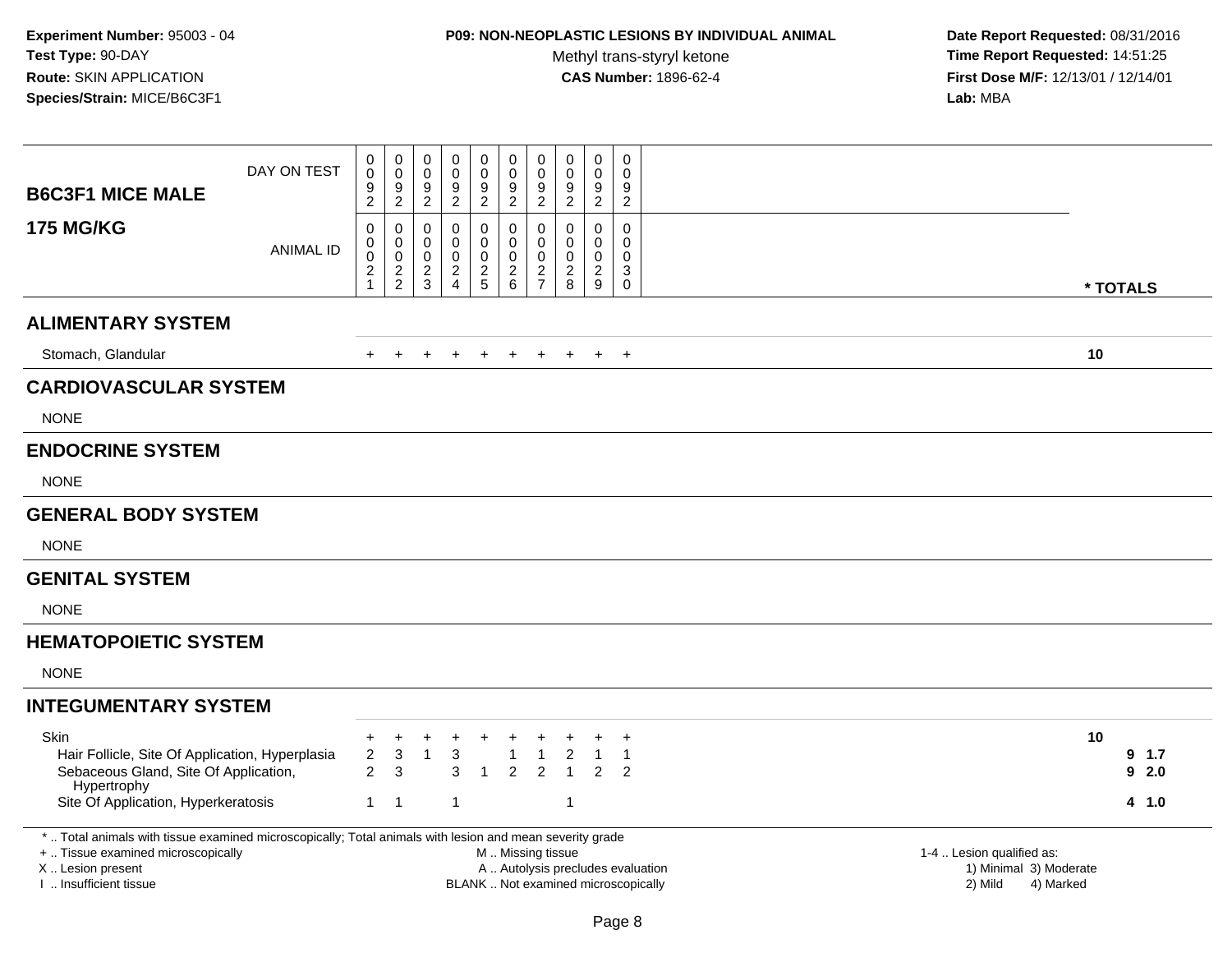**Experiment Number:** 95003 - 04
**Test Type:** 90-DAY
**Route:** SKIN APPLICATION
**Species/Strain:** MICE/B6C3F1

**P09: NON-NEOPLASTIC LESIONS BY INDIVIDUAL ANIMAL**
Methyl trans-styryl ketone
**CAS Number:** 1896-62-4

**Date Report Requested:** 08/31/2016
**Time Report Requested:** 14:51:25
**First Dose M/F:** 12/13/01 / 12/14/01
**Lab:** MBA

## B6C3F1 MICE MALE 175 MG/KG

| DAY ON TEST | 0092 | 0092 | 0092 | 0092 | 0092 | 0092 | 0092 | 0092 | 0092 | 0092 | |
|---|---|---|---|---|---|---|---|---|---|---|---|
| ANIMAL ID | 00021 | 00022 | 00023 | 00024 | 00025 | 00026 | 00027 | 00028 | 00029 | 00030 | * TOTALS |
| **ALIMENTARY SYSTEM** | | | | | | | | | | | |
| Stomach, Glandular | + | + | + | + | + | + | + | + | + | + | 10 |
| **CARDIOVASCULAR SYSTEM** | | | | | | | | | | | |
| NONE | | | | | | | | | | | |
| **ENDOCRINE SYSTEM** | | | | | | | | | | | |
| NONE | | | | | | | | | | | |
| **GENERAL BODY SYSTEM** | | | | | | | | | | | |
| NONE | | | | | | | | | | | |
| **GENITAL SYSTEM** | | | | | | | | | | | |
| NONE | | | | | | | | | | | |
| **HEMATOPOIETIC SYSTEM** | | | | | | | | | | | |
| NONE | | | | | | | | | | | |
| **INTEGUMENTARY SYSTEM** | | | | | | | | | | | |
| Skin | + | + | + | + | + | + | + | + | + | + | 10 |
| Hair Follicle, Site Of Application, Hyperplasia | 2 | 3 | 1 | 3 | | 1 | 1 | 2 | 1 | 1 | 9 1.7 |
| Sebaceous Gland, Site Of Application, Hypertrophy | 2 | 3 | | 3 | 1 | 2 | 2 | 1 | 2 | 2 | 9 2.0 |
| Site Of Application, Hyperkeratosis | 1 | 1 | | 1 | | | | 1 | | | 4 1.0 |

* .. Total animals with tissue examined microscopically; Total animals with lesion and mean severity grade
+ .. Tissue examined microscopically
X .. Lesion present
I .. Insufficient tissue
M .. Missing tissue
A .. Autolysis precludes evaluation
BLANK .. Not examined microscopically
1-4 .. Lesion qualified as: 1) Minimal 2) Mild 3) Moderate 4) Marked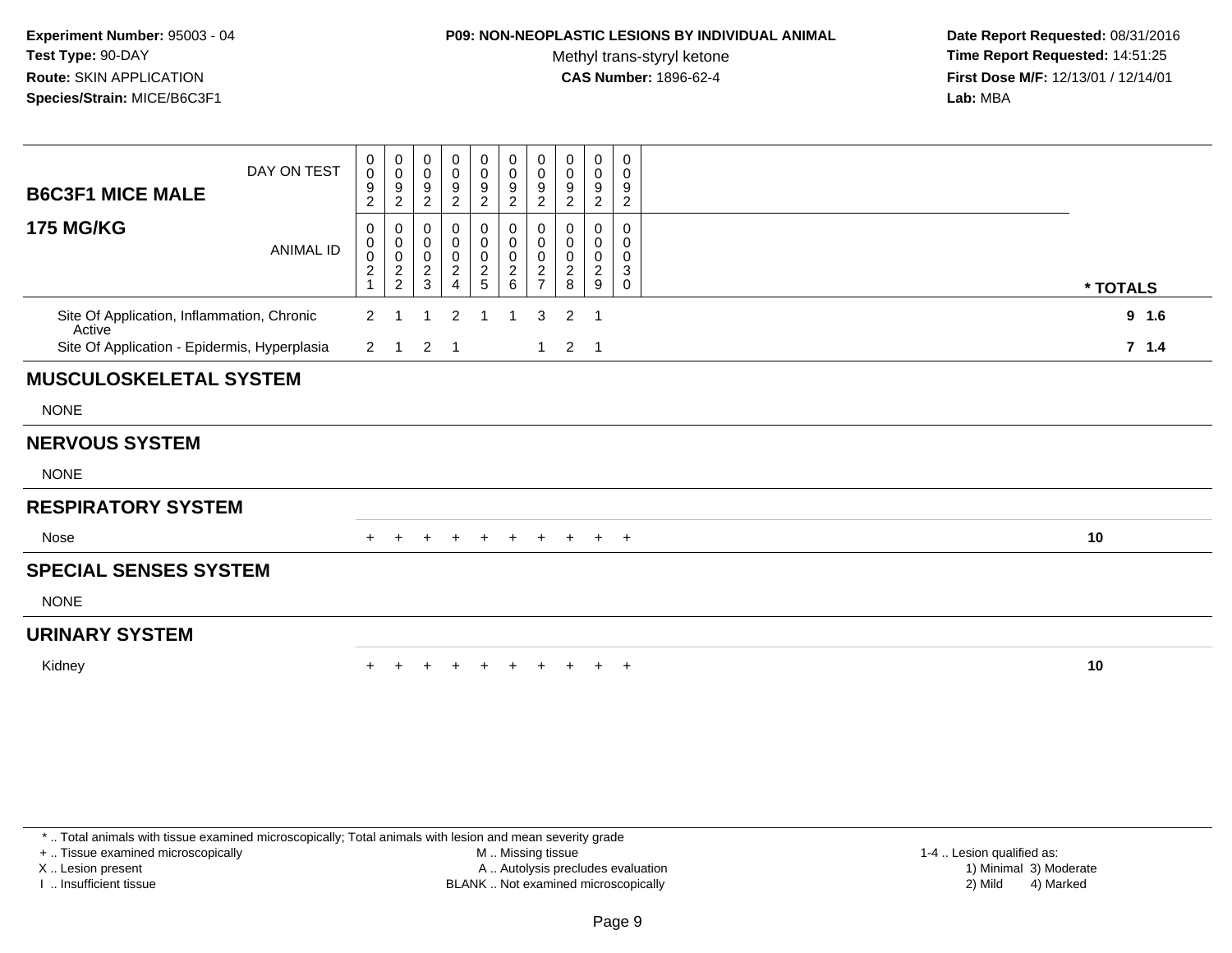**Experiment Number:** 95003 - 04
**Test Type:** 90-DAY
**Route:** SKIN APPLICATION
**Species/Strain:** MICE/B6C3F1

**P09: NON-NEOPLASTIC LESIONS BY INDIVIDUAL ANIMAL**
Methyl trans-styryl ketone
**CAS Number:** 1896-62-4

**Date Report Requested:** 08/31/2016
**Time Report Requested:** 14:51:25
**First Dose M/F:** 12/13/01 / 12/14/01
**Lab:** MBA

| B6C3F1 MICE MALE 175 MG/KG | | | | | | | | | | | |
|---|---|---|---|---|---|---|---|---|---|---|---|
| DAY ON TEST | 0092 | 0092 | 0092 | 0092 | 0092 | 0092 | 0092 | 0092 | 0092 | 0092 | |
| ANIMAL ID | 00021 | 00022 | 00023 | 00024 | 00025 | 00026 | 00027 | 00028 | 00029 | 00030 | * TOTALS |
| Site Of Application, Inflammation, Chronic Active | 2 | 1 | 1 | 2 | 1 | 1 | 3 | 2 | 1 | | **9 1.6** |
| Site Of Application - Epidermis, Hyperplasia | 2 | 1 | 2 | 1 | | | 1 | 2 | 1 | | **7 1.4** |
| **MUSCULOSKELETAL SYSTEM** | | | | | | | | | | | |
| NONE | | | | | | | | | | | |
| **NERVOUS SYSTEM** | | | | | | | | | | | |
| NONE | | | | | | | | | | | |
| **RESPIRATORY SYSTEM** | | | | | | | | | | | |
| Nose | + | + | + | + | + | + | + | + | + | + | **10** |
| **SPECIAL SENSES SYSTEM** | | | | | | | | | | | |
| NONE | | | | | | | | | | | |
| **URINARY SYSTEM** | | | | | | | | | | | |
| Kidney | + | + | + | + | + | + | + | + | + | + | **10** |

* .. Total animals with tissue examined microscopically; Total animals with lesion and mean severity grade
+ .. Tissue examined microscopically
X .. Lesion present
I .. Insufficient tissue
M .. Missing tissue
A .. Autolysis precludes evaluation
BLANK .. Not examined microscopically
1-4 .. Lesion qualified as:
1) Minimal 3) Moderate
2) Mild 4) Marked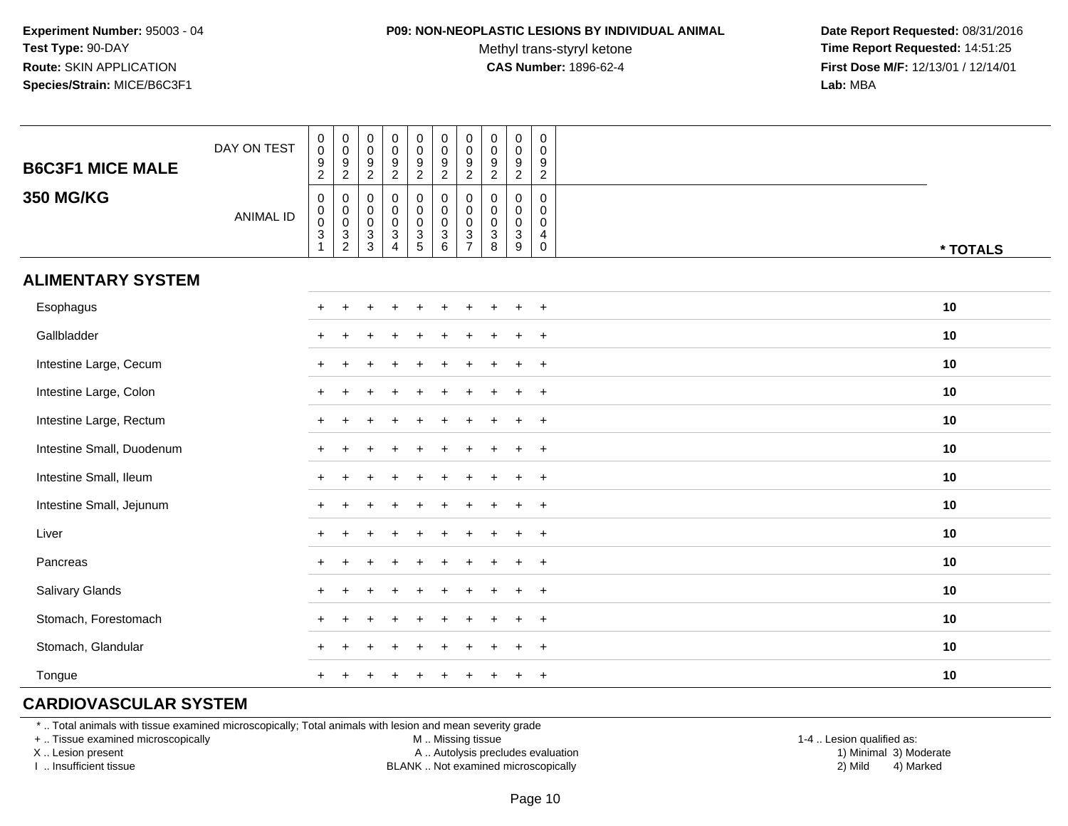**Experiment Number:** 95003 - 04
**Test Type:** 90-DAY
**Route:** SKIN APPLICATION
**Species/Strain:** MICE/B6C3F1

**P09: NON-NEOPLASTIC LESIONS BY INDIVIDUAL ANIMAL**
Methyl trans-styryl ketone
**CAS Number:** 1896-62-4

**Date Report Requested:** 08/31/2016
**Time Report Requested:** 14:51:25
**First Dose M/F:** 12/13/01 / 12/14/01
**Lab:** MBA

| B6C3F1 MICE MALE 350 MG/KG | | | | | | | | | | | |
|---|---|---|---|---|---|---|---|---|---|---|---|
| DAY ON TEST | 0092 | 0092 | 0092 | 0092 | 0092 | 0092 | 0092 | 0092 | 0092 | 0092 | |
| ANIMAL ID | 00031 | 00032 | 00033 | 00034 | 00035 | 00036 | 00037 | 00038 | 00039 | 00040 | * TOTALS |
| **ALIMENTARY SYSTEM** | | | | | | | | | | | |
| Esophagus | + | + | + | + | + | + | + | + | + | + | 10 |
| Gallbladder | + | + | + | + | + | + | + | + | + | + | 10 |
| Intestine Large, Cecum | + | + | + | + | + | + | + | + | + | + | 10 |
| Intestine Large, Colon | + | + | + | + | + | + | + | + | + | + | 10 |
| Intestine Large, Rectum | + | + | + | + | + | + | + | + | + | + | 10 |
| Intestine Small, Duodenum | + | + | + | + | + | + | + | + | + | + | 10 |
| Intestine Small, Ileum | + | + | + | + | + | + | + | + | + | + | 10 |
| Intestine Small, Jejunum | + | + | + | + | + | + | + | + | + | + | 10 |
| Liver | + | + | + | + | + | + | + | + | + | + | 10 |
| Pancreas | + | + | + | + | + | + | + | + | + | + | 10 |
| Salivary Glands | + | + | + | + | + | + | + | + | + | + | 10 |
| Stomach, Forestomach | + | + | + | + | + | + | + | + | + | + | 10 |
| Stomach, Glandular | + | + | + | + | + | + | + | + | + | + | 10 |
| Tongue | + | + | + | + | + | + | + | + | + | + | 10 |
| **CARDIOVASCULAR SYSTEM** | | | | | | | | | | | |

* .. Total animals with tissue examined microscopically; Total animals with lesion and mean severity grade
+ .. Tissue examined microscopically
X .. Lesion present
I .. Insufficient tissue

M .. Missing tissue
A .. Autolysis precludes evaluation
BLANK .. Not examined microscopically

1-4 .. Lesion qualified as:
1) Minimal 3) Moderate
2) Mild 4) Marked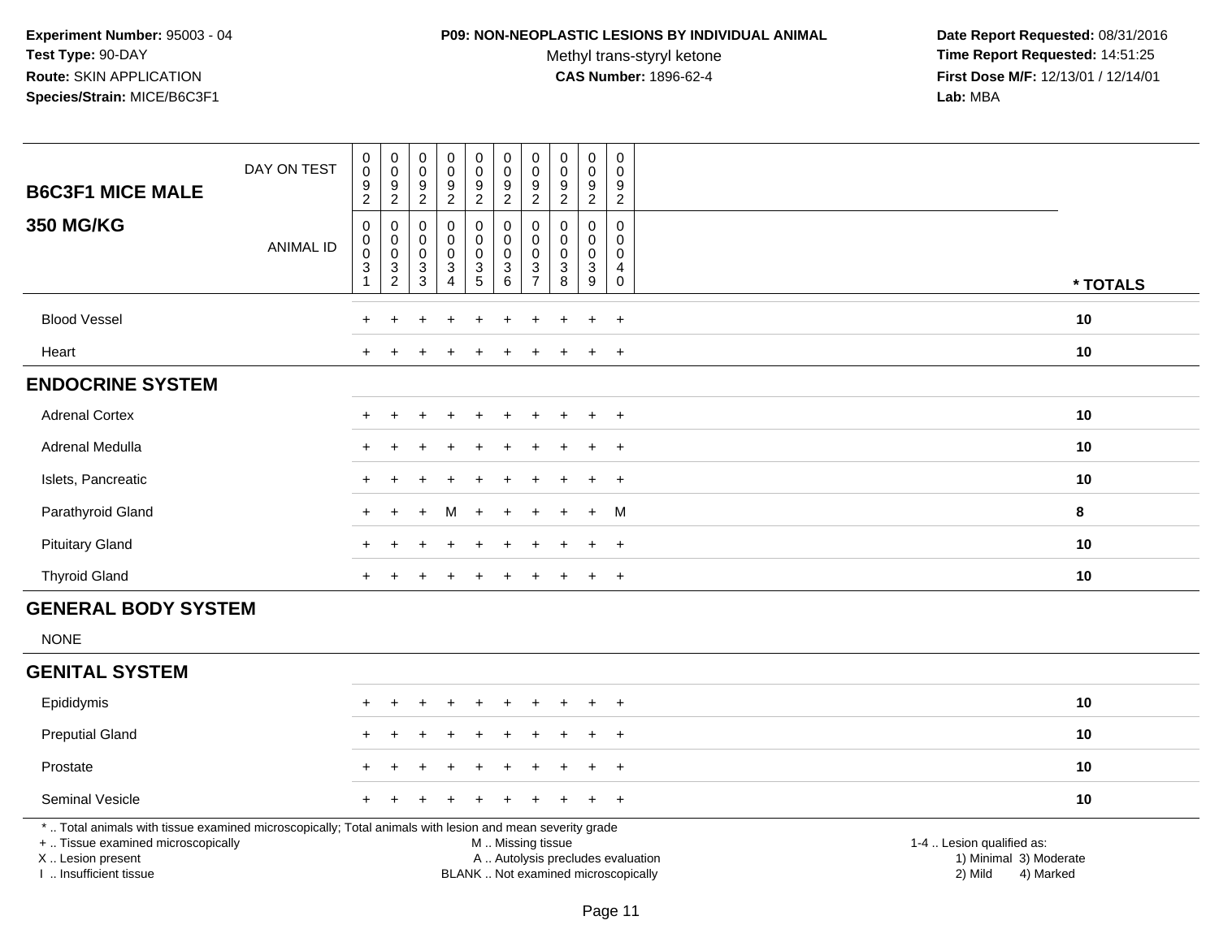**Experiment Number:** 95003 - 04
**Test Type:** 90-DAY
**Route:** SKIN APPLICATION
**Species/Strain:** MICE/B6C3F1

**P09: NON-NEOPLASTIC LESIONS BY INDIVIDUAL ANIMAL**
Methyl trans-styryl ketone
**CAS Number:** 1896-62-4

**Date Report Requested:** 08/31/2016
**Time Report Requested:** 14:51:25
**First Dose M/F:** 12/13/01 / 12/14/01
**Lab:** MBA

| B6C3F1 MICE MALE 350 MG/KG | | | | | | | | | | | |
|---|---|---|---|---|---|---|---|---|---|---|---|
| DAY ON TEST | 0092 | 0092 | 0092 | 0092 | 0092 | 0092 | 0092 | 0092 | 0092 | 0092 | |
| ANIMAL ID | 00031 | 00032 | 00033 | 00034 | 00035 | 00036 | 00037 | 00038 | 00039 | 00040 | * TOTALS |
| Blood Vessel | + | + | + | + | + | + | + | + | + | + | 10 |
| Heart | + | + | + | + | + | + | + | + | + | + | 10 |
| **ENDOCRINE SYSTEM** | | | | | | | | | | | |
| Adrenal Cortex | + | + | + | + | + | + | + | + | + | + | 10 |
| Adrenal Medulla | + | + | + | + | + | + | + | + | + | + | 10 |
| Islets, Pancreatic | + | + | + | + | + | + | + | + | + | + | 10 |
| Parathyroid Gland | + | + | + | M | + | + | + | + | + | M | 8 |
| Pituitary Gland | + | + | + | + | + | + | + | + | + | + | 10 |
| Thyroid Gland | + | + | + | + | + | + | + | + | + | + | 10 |
| **GENERAL BODY SYSTEM** | | | | | | | | | | | |
| NONE | | | | | | | | | | | |
| **GENITAL SYSTEM** | | | | | | | | | | | |
| Epididymis | + | + | + | + | + | + | + | + | + | + | 10 |
| Preputial Gland | + | + | + | + | + | + | + | + | + | + | 10 |
| Prostate | + | + | + | + | + | + | + | + | + | + | 10 |
| Seminal Vesicle | + | + | + | + | + | + | + | + | + | + | 10 |

* .. Total animals with tissue examined microscopically; Total animals with lesion and mean severity grade
+ .. Tissue examined microscopically
X .. Lesion present
I .. Insufficient tissue

M .. Missing tissue
A .. Autolysis precludes evaluation
BLANK .. Not examined microscopically

1-4 .. Lesion qualified as:
1) Minimal 3) Moderate
2) Mild 4) Marked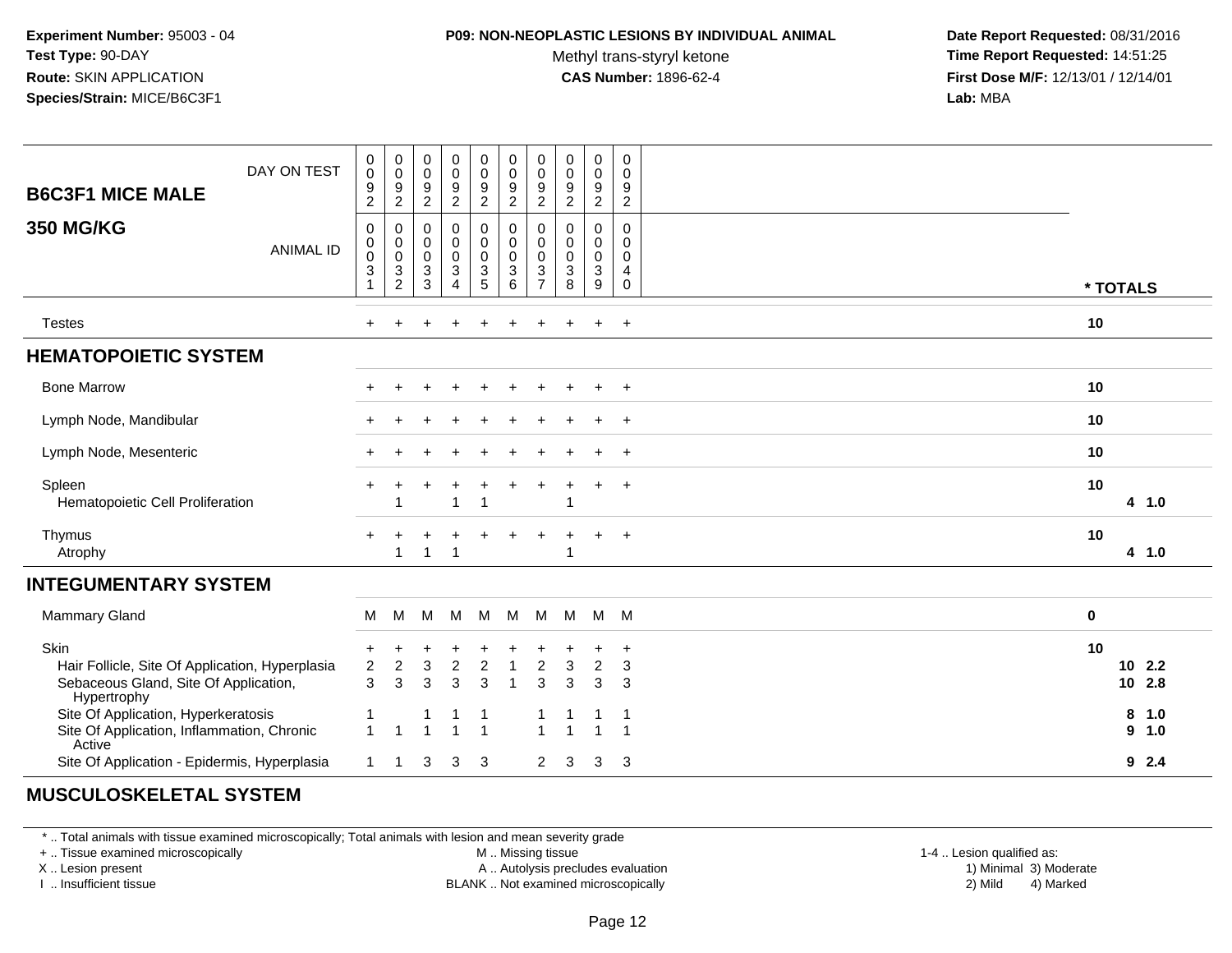**Experiment Number:** 95003 - 04
**Test Type:** 90-DAY
**Route:** SKIN APPLICATION
**Species/Strain:** MICE/B6C3F1

**P09: NON-NEOPLASTIC LESIONS BY INDIVIDUAL ANIMAL**
Methyl trans-styryl ketone
**CAS Number:** 1896-62-4

**Date Report Requested:** 08/31/2016
**Time Report Requested:** 14:51:25
**First Dose M/F:** 12/13/01 / 12/14/01
**Lab:** MBA

| B6C3F1 MICE MALE 350 MG/KG | | | | | | | | | | | |
|---|---|---|---|---|---|---|---|---|---|---|---|
| DAY ON TEST | 0092 | 0092 | 0092 | 0092 | 0092 | 0092 | 0092 | 0092 | 0092 | 0092 | |
| ANIMAL ID | 00031 | 00032 | 00033 | 00034 | 00035 | 00036 | 00037 | 00038 | 00039 | 00040 | * TOTALS |
| Testes | + | + | + | + | + | + | + | + | + | + | 10 |
| **HEMATOPOIETIC SYSTEM** | | | | | | | | | | | |
| Bone Marrow | + | + | + | + | + | + | + | + | + | + | 10 |
| Lymph Node, Mandibular | + | + | + | + | + | + | + | + | + | + | 10 |
| Lymph Node, Mesenteric | + | + | + | + | + | + | + | + | + | + | 10 |
| Spleen | + | + | + | + | + | + | + | + | + | + | 10 |
| Hematopoietic Cell Proliferation | | 1 | | 1 | 1 | | | 1 | | | 4 1.0 |
| Thymus | + | + | + | + | + | + | + | + | + | + | 10 |
| Atrophy | | 1 | 1 | 1 | | | | 1 | | | 4 1.0 |
| **INTEGUMENTARY SYSTEM** | | | | | | | | | | | |
| Mammary Gland | M | M | M | M | M | M | M | M | M | M | 0 |
| Skin | + | + | + | + | + | + | + | + | + | + | 10 |
| Hair Follicle, Site Of Application, Hyperplasia | 2 | 2 | 3 | 2 | 2 | 1 | 2 | 3 | 2 | 3 | 10 2.2 |
| Sebaceous Gland, Site Of Application, Hypertrophy | 3 | 3 | 3 | 3 | 3 | 1 | 3 | 3 | 3 | 3 | 10 2.8 |
| Site Of Application, Hyperkeratosis | 1 | | 1 | 1 | 1 | | 1 | 1 | 1 | 1 | 8 1.0 |
| Site Of Application, Inflammation, Chronic Active | 1 | 1 | 1 | 1 | 1 | | 1 | 1 | 1 | 1 | 9 1.0 |
| Site Of Application - Epidermis, Hyperplasia | 1 | 1 | 3 | 3 | 3 | | 2 | 3 | 3 | 3 | 9 2.4 |
| **MUSCULOSKELETAL SYSTEM** | | | | | | | | | | | |

* .. Total animals with tissue examined microscopically; Total animals with lesion and mean severity grade
+ .. Tissue examined microscopically
X .. Lesion present
I .. Insufficient tissue
M .. Missing tissue
A .. Autolysis precludes evaluation
BLANK .. Not examined microscopically
1-4 .. Lesion qualified as:
1) Minimal 3) Moderate
2) Mild 4) Marked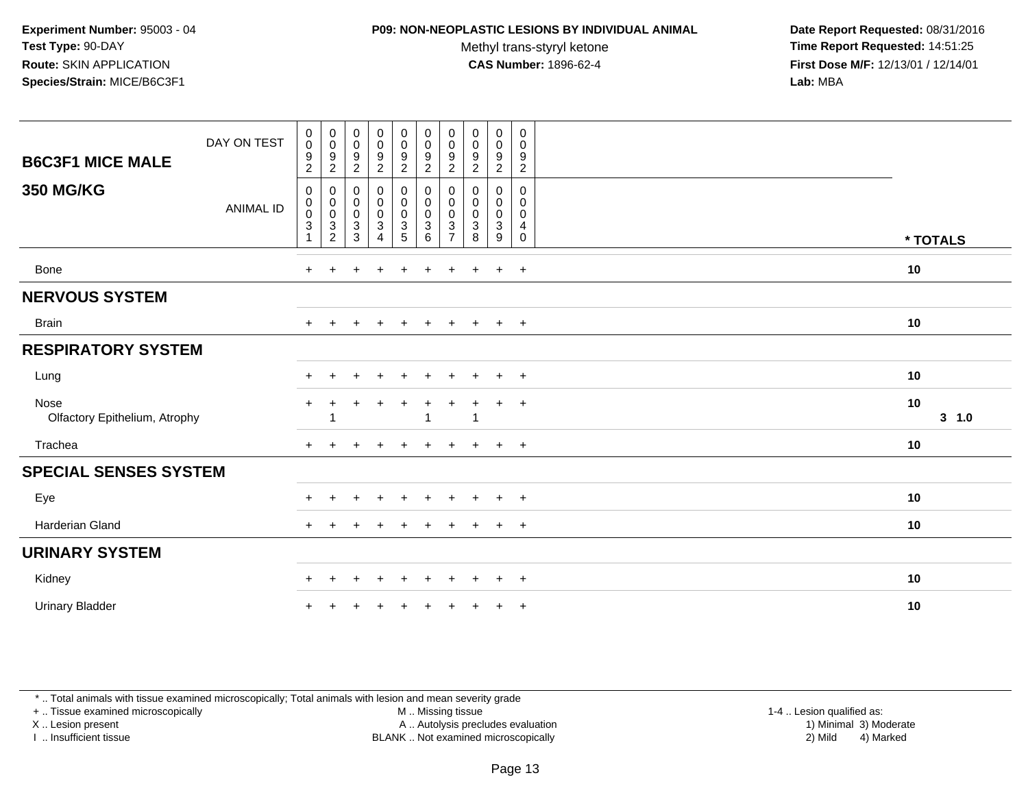**Experiment Number:** 95003 - 04
**Test Type:** 90-DAY
**Route:** SKIN APPLICATION
**Species/Strain:** MICE/B6C3F1

**P09: NON-NEOPLASTIC LESIONS BY INDIVIDUAL ANIMAL**
Methyl trans-styryl ketone
**CAS Number:** 1896-62-4

**Date Report Requested:** 08/31/2016
**Time Report Requested:** 14:51:25
**First Dose M/F:** 12/13/01 / 12/14/01
**Lab:** MBA

| B6C3F1 MICE MALE 350 MG/KG | | | | | | | | | | | |
|---|---|---|---|---|---|---|---|---|---|---|---|
| DAY ON TEST | 0092 | 0092 | 0092 | 0092 | 0092 | 0092 | 0092 | 0092 | 0092 | 0092 | |
| ANIMAL ID | 00031 | 00032 | 00033 | 00034 | 00035 | 00036 | 00037 | 00038 | 00039 | 00040 | * TOTALS |
| Bone | + | + | + | + | + | + | + | + | + | + | 10 |
| **NERVOUS SYSTEM** | | | | | | | | | | | |
| Brain | + | + | + | + | + | + | + | + | + | + | 10 |
| **RESPIRATORY SYSTEM** | | | | | | | | | | | |
| Lung | + | + | + | + | + | + | + | + | + | + | 10 |
| Nose | + | + | + | + | + | + | + | + | + | + | 10 |
| Olfactory Epithelium, Atrophy | | 1 | | | | 1 | | 1 | | | 3 1.0 |
| Trachea | + | + | + | + | + | + | + | + | + | + | 10 |
| **SPECIAL SENSES SYSTEM** | | | | | | | | | | | |
| Eye | + | + | + | + | + | + | + | + | + | + | 10 |
| Harderian Gland | + | + | + | + | + | + | + | + | + | + | 10 |
| **URINARY SYSTEM** | | | | | | | | | | | |
| Kidney | + | + | + | + | + | + | + | + | + | + | 10 |
| Urinary Bladder | + | + | + | + | + | + | + | + | + | + | 10 |

* .. Total animals with tissue examined microscopically; Total animals with lesion and mean severity grade
+ .. Tissue examined microscopically
X .. Lesion present
I .. Insufficient tissue

M .. Missing tissue
A .. Autolysis precludes evaluation
BLANK .. Not examined microscopically

1-4 .. Lesion qualified as:
1) Minimal 3) Moderate
2) Mild 4) Marked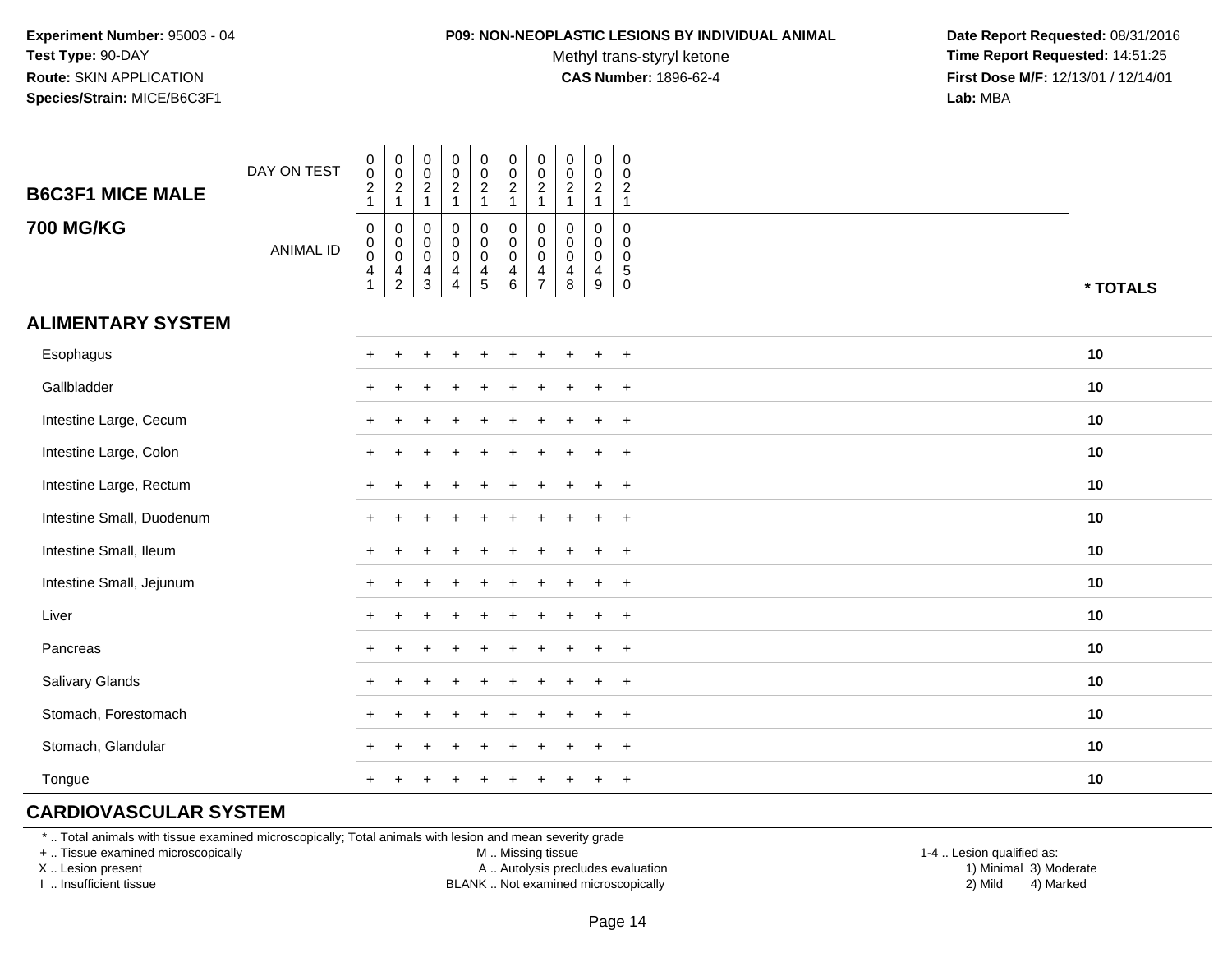**Experiment Number:** 95003 - 04
**Test Type:** 90-DAY
**Route:** SKIN APPLICATION
**Species/Strain:** MICE/B6C3F1

**P09: NON-NEOPLASTIC LESIONS BY INDIVIDUAL ANIMAL**
Methyl trans-styryl ketone
**CAS Number:** 1896-62-4

**Date Report Requested:** 08/31/2016
**Time Report Requested:** 14:51:25
**First Dose M/F:** 12/13/01 / 12/14/01
**Lab:** MBA

| B6C3F1 MICE MALE 700 MG/KG | | | | | | | | | | | |
|---|---|---|---|---|---|---|---|---|---|---|---|
| DAY ON TEST | 0021 | 0021 | 0021 | 0021 | 0021 | 0021 | 0021 | 0021 | 0021 | 0021 | |
| ANIMAL ID | 00041 | 00042 | 00043 | 00044 | 00045 | 00046 | 00047 | 00048 | 00049 | 00050 | * TOTALS |
| **ALIMENTARY SYSTEM** | | | | | | | | | | | |
| Esophagus | + | + | + | + | + | + | + | + | + | + | 10 |
| Gallbladder | + | + | + | + | + | + | + | + | + | + | 10 |
| Intestine Large, Cecum | + | + | + | + | + | + | + | + | + | + | 10 |
| Intestine Large, Colon | + | + | + | + | + | + | + | + | + | + | 10 |
| Intestine Large, Rectum | + | + | + | + | + | + | + | + | + | + | 10 |
| Intestine Small, Duodenum | + | + | + | + | + | + | + | + | + | + | 10 |
| Intestine Small, Ileum | + | + | + | + | + | + | + | + | + | + | 10 |
| Intestine Small, Jejunum | + | + | + | + | + | + | + | + | + | + | 10 |
| Liver | + | + | + | + | + | + | + | + | + | + | 10 |
| Pancreas | + | + | + | + | + | + | + | + | + | + | 10 |
| Salivary Glands | + | + | + | + | + | + | + | + | + | + | 10 |
| Stomach, Forestomach | + | + | + | + | + | + | + | + | + | + | 10 |
| Stomach, Glandular | + | + | + | + | + | + | + | + | + | + | 10 |
| Tongue | + | + | + | + | + | + | + | + | + | + | 10 |
| **CARDIOVASCULAR SYSTEM** | | | | | | | | | | | |

* .. Total animals with tissue examined microscopically; Total animals with lesion and mean severity grade
+ .. Tissue examined microscopically
X .. Lesion present
I .. Insufficient tissue

M .. Missing tissue
A .. Autolysis precludes evaluation
BLANK .. Not examined microscopically

1-4 .. Lesion qualified as:
1) Minimal 3) Moderate
2) Mild 4) Marked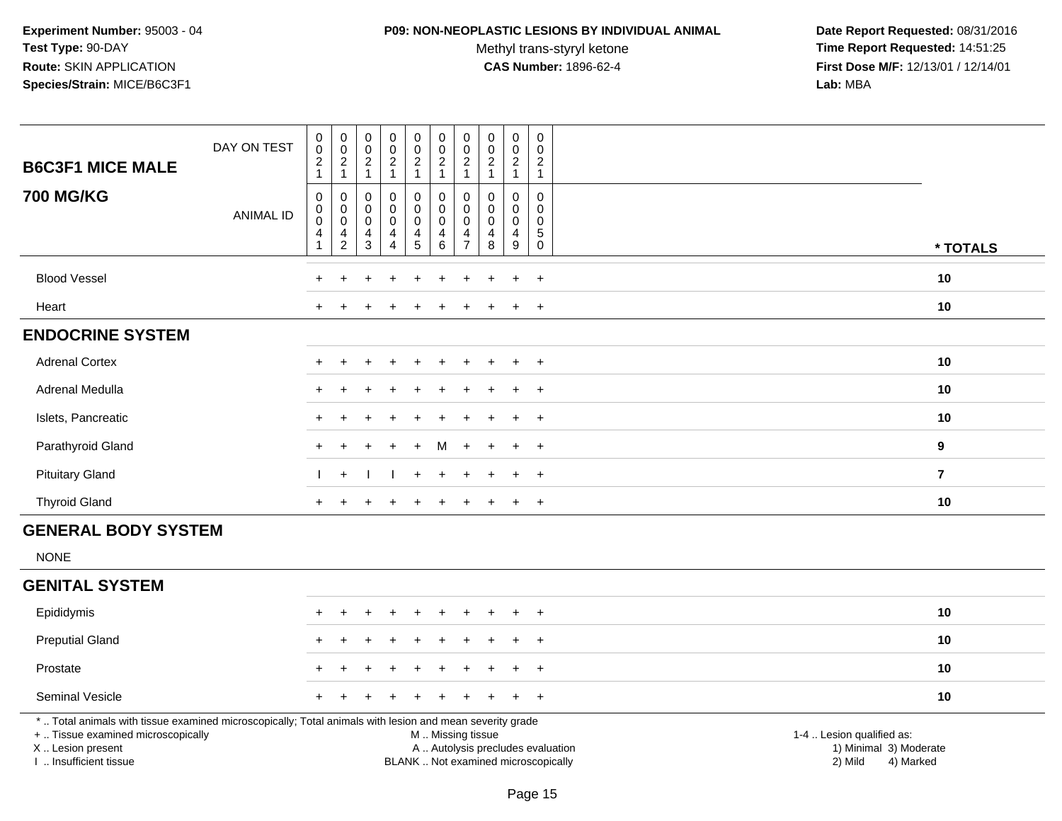**Experiment Number:** 95003 - 04
**Test Type:** 90-DAY
**Route:** SKIN APPLICATION
**Species/Strain:** MICE/B6C3F1

**P09: NON-NEOPLASTIC LESIONS BY INDIVIDUAL ANIMAL**
Methyl trans-styryl ketone
**CAS Number:** 1896-62-4

**Date Report Requested:** 08/31/2016
**Time Report Requested:** 14:51:25
**First Dose M/F:** 12/13/01 / 12/14/01
**Lab:** MBA

| **B6C3F1 MICE MALE** DAY ON TEST | 0021 | 0021 | 0021 | 0021 | 0021 | 0021 | 0021 | 0021 | 0021 | 0021 | |
|---|---|---|---|---|---|---|---|---|---|---|---|
| **700 MG/KG** ANIMAL ID | 00041 | 00042 | 00043 | 00044 | 00045 | 00046 | 00047 | 00048 | 00049 | 00050 | *** TOTALS** |
| Blood Vessel | + | + | + | + | + | + | + | + | + | + | **10** |
| Heart | + | + | + | + | + | + | + | + | + | + | **10** |
| **ENDOCRINE SYSTEM** | | | | | | | | | | | |
| Adrenal Cortex | + | + | + | + | + | + | + | + | + | + | **10** |
| Adrenal Medulla | + | + | + | + | + | + | + | + | + | + | **10** |
| Islets, Pancreatic | + | + | + | + | + | + | + | + | + | + | **10** |
| Parathyroid Gland | + | + | + | + | + | M | + | + | + | + | **9** |
| Pituitary Gland | I | + | I | I | + | + | + | + | + | + | **7** |
| Thyroid Gland | + | + | + | + | + | + | + | + | + | + | **10** |
| **GENERAL BODY SYSTEM** | | | | | | | | | | | |
| NONE | | | | | | | | | | | |
| **GENITAL SYSTEM** | | | | | | | | | | | |
| Epididymis | + | + | + | + | + | + | + | + | + | + | **10** |
| Preputial Gland | + | + | + | + | + | + | + | + | + | + | **10** |
| Prostate | + | + | + | + | + | + | + | + | + | + | **10** |
| Seminal Vesicle | + | + | + | + | + | + | + | + | + | + | **10** |

* .. Total animals with tissue examined microscopically; Total animals with lesion and mean severity grade
+ .. Tissue examined microscopically
X .. Lesion present
I .. Insufficient tissue

M .. Missing tissue
A .. Autolysis precludes evaluation
BLANK .. Not examined microscopically

1-4 .. Lesion qualified as:
1) Minimal 3) Moderate
2) Mild 4) Marked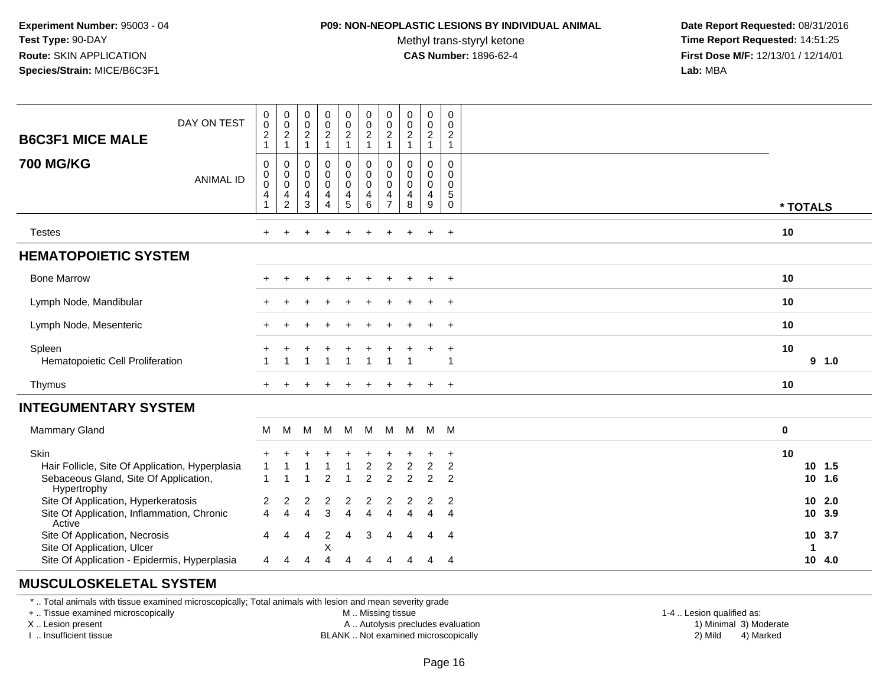**Experiment Number:** 95003 - 04
**Test Type:** 90-DAY
**Route:** SKIN APPLICATION
**Species/Strain:** MICE/B6C3F1

**P09: NON-NEOPLASTIC LESIONS BY INDIVIDUAL ANIMAL**
Methyl trans-styryl ketone
**CAS Number:** 1896-62-4

**Date Report Requested:** 08/31/2016
**Time Report Requested:** 14:51:25
**First Dose M/F:** 12/13/01 / 12/14/01
**Lab:** MBA

| B6C3F1 MICE MALE<br>700 MG/KG | | | | | | | | | | | |
|---|---|---|---|---|---|---|---|---|---|---|---|
| DAY ON TEST | 0021 | 0021 | 0021 | 0021 | 0021 | 0021 | 0021 | 0021 | 0021 | 0021 | |
| ANIMAL ID | 00041 | 00042 | 00043 | 00044 | 00045 | 00046 | 00047 | 00048 | 00049 | 00050 | * TOTALS |
| Testes | + | + | + | + | + | + | + | + | + | + | 10 |
| **HEMATOPOIETIC SYSTEM** | | | | | | | | | | | |
| Bone Marrow | + | + | + | + | + | + | + | + | + | + | 10 |
| Lymph Node, Mandibular | + | + | + | + | + | + | + | + | + | + | 10 |
| Lymph Node, Mesenteric | + | + | + | + | + | + | + | + | + | + | 10 |
| Spleen | + | + | + | + | + | + | + | + | + | + | 10 |
| Hematopoietic Cell Proliferation | 1 | 1 | 1 | 1 | 1 | 1 | 1 | 1 | | 1 | 9 1.0 |
| Thymus | + | + | + | + | + | + | + | + | + | + | 10 |
| **INTEGUMENTARY SYSTEM** | | | | | | | | | | | |
| Mammary Gland | M | M | M | M | M | M | M | M | M | M | 0 |
| Skin | + | + | + | + | + | + | + | + | + | + | 10 |
| Hair Follicle, Site Of Application, Hyperplasia | 1 | 1 | 1 | 1 | 1 | 2 | 2 | 2 | 2 | 2 | 10 1.5 |
| Sebaceous Gland, Site Of Application, Hypertrophy | 1 | 1 | 1 | 2 | 1 | 2 | 2 | 2 | 2 | 2 | 10 1.6 |
| Site Of Application, Hyperkeratosis | 2 | 2 | 2 | 2 | 2 | 2 | 2 | 2 | 2 | 2 | 10 2.0 |
| Site Of Application, Inflammation, Chronic Active | 4 | 4 | 4 | 3 | 4 | 4 | 4 | 4 | 4 | 4 | 10 3.9 |
| Site Of Application, Necrosis | 4 | 4 | 4 | 2 | 4 | 3 | 4 | 4 | 4 | 4 | 10 3.7 |
| Site Of Application, Ulcer | | | | X | | | | | | | 1 |
| Site Of Application - Epidermis, Hyperplasia | 4 | 4 | 4 | 4 | 4 | 4 | 4 | 4 | 4 | 4 | 10 4.0 |

**MUSCULOSKELETAL SYSTEM**

\* .. Total animals with tissue examined microscopically; Total animals with lesion and mean severity grade
\+ .. Tissue examined microscopically
X .. Lesion present
I .. Insufficient tissue

M .. Missing tissue
A .. Autolysis precludes evaluation
BLANK .. Not examined microscopically

1-4 .. Lesion qualified as:
1) Minimal 3) Moderate
2) Mild 4) Marked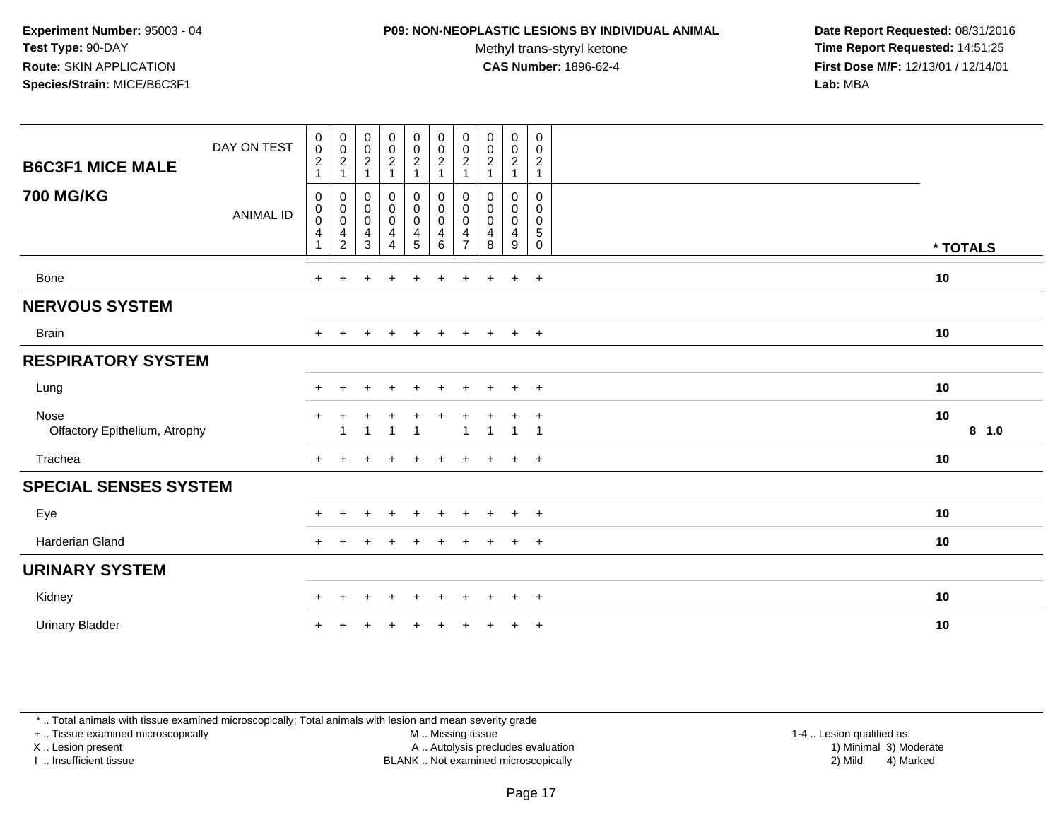**Experiment Number:** 95003 - 04
**Test Type:** 90-DAY
**Route:** SKIN APPLICATION
**Species/Strain:** MICE/B6C3F1

**P09: NON-NEOPLASTIC LESIONS BY INDIVIDUAL ANIMAL**
Methyl trans-styryl ketone
**CAS Number:** 1896-62-4

**Date Report Requested:** 08/31/2016
**Time Report Requested:** 14:51:25
**First Dose M/F:** 12/13/01 / 12/14/01
**Lab:** MBA

| B6C3F1 MICE MALE 700 MG/KG | | | | | | | | | | | |
|---|---|---|---|---|---|---|---|---|---|---|---|
| DAY ON TEST | 0021 | 0021 | 0021 | 0021 | 0021 | 0021 | 0021 | 0021 | 0021 | 0021 | |
| ANIMAL ID | 00041 | 00042 | 00043 | 00044 | 00045 | 00046 | 00047 | 00048 | 00049 | 00050 | * TOTALS |
| Bone | + | + | + | + | + | + | + | + | + | + | 10 |
| **NERVOUS SYSTEM** | | | | | | | | | | | |
| Brain | + | + | + | + | + | + | + | + | + | + | 10 |
| **RESPIRATORY SYSTEM** | | | | | | | | | | | |
| Lung | + | + | + | + | + | + | + | + | + | + | 10 |
| Nose | + | + | + | + | + | + | + | + | + | + | 10 |
| Olfactory Epithelium, Atrophy | | 1 | 1 | 1 | 1 | | 1 | 1 | 1 | 1 | 8 1.0 |
| Trachea | + | + | + | + | + | + | + | + | + | + | 10 |
| **SPECIAL SENSES SYSTEM** | | | | | | | | | | | |
| Eye | + | + | + | + | + | + | + | + | + | + | 10 |
| Harderian Gland | + | + | + | + | + | + | + | + | + | + | 10 |
| **URINARY SYSTEM** | | | | | | | | | | | |
| Kidney | + | + | + | + | + | + | + | + | + | + | 10 |
| Urinary Bladder | + | + | + | + | + | + | + | + | + | + | 10 |

* .. Total animals with tissue examined microscopically; Total animals with lesion and mean severity grade
+ .. Tissue examined microscopically
X .. Lesion present
I .. Insufficient tissue
M .. Missing tissue
A .. Autolysis precludes evaluation
BLANK .. Not examined microscopically
1-4 .. Lesion qualified as:
1) Minimal 3) Moderate
2) Mild 4) Marked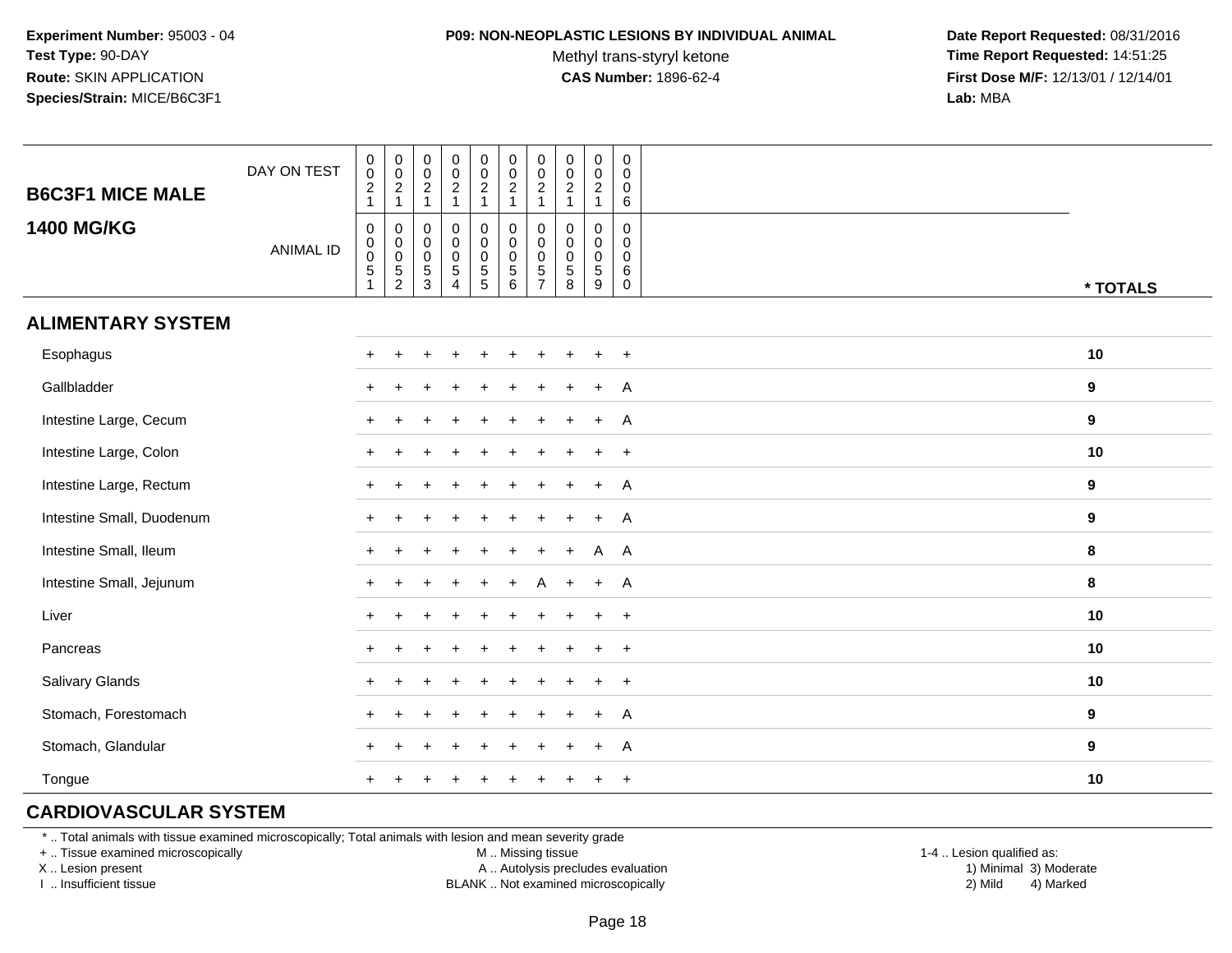**Experiment Number:** 95003 - 04
**Test Type:** 90-DAY
**Route:** SKIN APPLICATION
**Species/Strain:** MICE/B6C3F1

**P09: NON-NEOPLASTIC LESIONS BY INDIVIDUAL ANIMAL**
Methyl trans-styryl ketone
**CAS Number:** 1896-62-4

**Date Report Requested:** 08/31/2016
**Time Report Requested:** 14:51:25
**First Dose M/F:** 12/13/01 / 12/14/01
**Lab:** MBA

| B6C3F1 MICE MALE 1400 MG/KG | | | | | | | | | | | |
|---|---|---|---|---|---|---|---|---|---|---|---|
| DAY ON TEST | 0021 | 0021 | 0021 | 0021 | 0021 | 0021 | 0021 | 0021 | 0021 | 0006 | |
| ANIMAL ID | 00051 | 00052 | 00053 | 00054 | 00055 | 00056 | 00057 | 00058 | 00059 | 00060 | * TOTALS |
| **ALIMENTARY SYSTEM** | | | | | | | | | | | |
| Esophagus | + | + | + | + | + | + | + | + | + | + | 10 |
| Gallbladder | + | + | + | + | + | + | + | + | + | A | 9 |
| Intestine Large, Cecum | + | + | + | + | + | + | + | + | + | A | 9 |
| Intestine Large, Colon | + | + | + | + | + | + | + | + | + | + | 10 |
| Intestine Large, Rectum | + | + | + | + | + | + | + | + | + | A | 9 |
| Intestine Small, Duodenum | + | + | + | + | + | + | + | + | + | A | 9 |
| Intestine Small, Ileum | + | + | + | + | + | + | + | + | A | A | 8 |
| Intestine Small, Jejunum | + | + | + | + | + | + | A | + | + | A | 8 |
| Liver | + | + | + | + | + | + | + | + | + | + | 10 |
| Pancreas | + | + | + | + | + | + | + | + | + | + | 10 |
| Salivary Glands | + | + | + | + | + | + | + | + | + | + | 10 |
| Stomach, Forestomach | + | + | + | + | + | + | + | + | + | A | 9 |
| Stomach, Glandular | + | + | + | + | + | + | + | + | + | A | 9 |
| Tongue | + | + | + | + | + | + | + | + | + | + | 10 |
| **CARDIOVASCULAR SYSTEM** | | | | | | | | | | | |

* .. Total animals with tissue examined microscopically; Total animals with lesion and mean severity grade
+ .. Tissue examined microscopically
X .. Lesion present
I .. Insufficient tissue

M .. Missing tissue
A .. Autolysis precludes evaluation
BLANK .. Not examined microscopically

1-4 .. Lesion qualified as:
1) Minimal 3) Moderate
2) Mild 4) Marked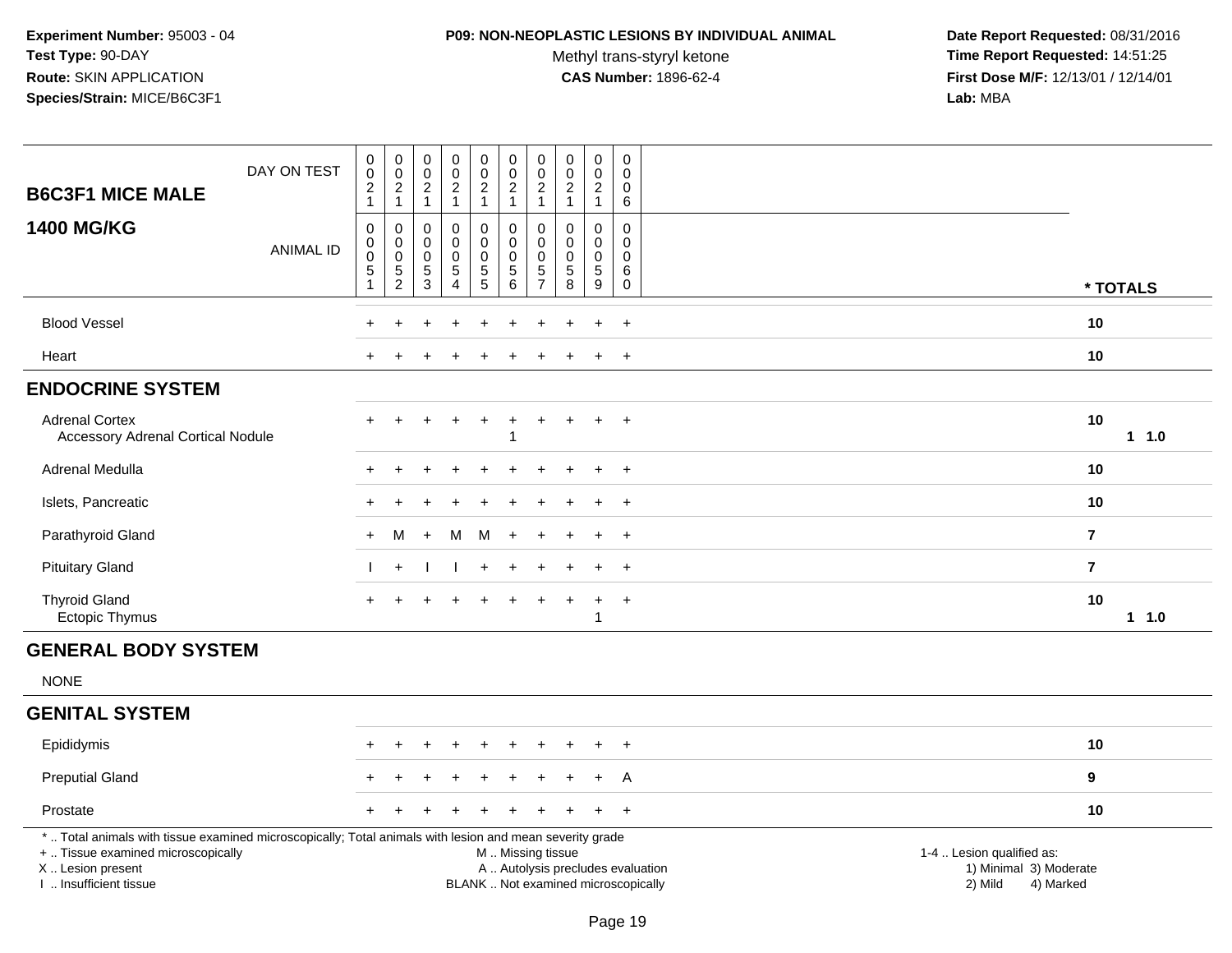**Experiment Number:** 95003 - 04
**Test Type:** 90-DAY
**Route:** SKIN APPLICATION
**Species/Strain:** MICE/B6C3F1

**P09: NON-NEOPLASTIC LESIONS BY INDIVIDUAL ANIMAL**
Methyl trans-styryl ketone
**CAS Number:** 1896-62-4

**Date Report Requested:** 08/31/2016
**Time Report Requested:** 14:51:25
**First Dose M/F:** 12/13/01 / 12/14/01
**Lab:** MBA

| B6C3F1 MICE MALE 1400 MG/KG | | | | | | | | | | | |
|---|---|---|---|---|---|---|---|---|---|---|---|
| DAY ON TEST | 0021 | 0021 | 0021 | 0021 | 0021 | 0021 | 0021 | 0021 | 0021 | 0006 | |
| ANIMAL ID | 00051 | 00052 | 00053 | 00054 | 00055 | 00056 | 00057 | 00058 | 00059 | 00060 | * TOTALS |
| Blood Vessel | + | + | + | + | + | + | + | + | + | + | 10 |
| Heart | + | + | + | + | + | + | + | + | + | + | 10 |
| **ENDOCRINE SYSTEM** | | | | | | | | | | | |
| Adrenal Cortex | + | + | + | + | + | + | + | + | + | + | 10 |
| Accessory Adrenal Cortical Nodule | | | | | | 1 | | | | | 1 1.0 |
| Adrenal Medulla | + | + | + | + | + | + | + | + | + | + | 10 |
| Islets, Pancreatic | + | + | + | + | + | + | + | + | + | + | 10 |
| Parathyroid Gland | + | M | + | M | M | + | + | + | + | + | 7 |
| Pituitary Gland | I | + | I | I | + | + | + | + | + | + | 7 |
| Thyroid Gland | + | + | + | + | + | + | + | + | + | + | 10 |
| Ectopic Thymus | | | | | | | | | 1 | | 1 1.0 |
| **GENERAL BODY SYSTEM** | | | | | | | | | | | |
| NONE | | | | | | | | | | | |
| **GENITAL SYSTEM** | | | | | | | | | | | |
| Epididymis | + | + | + | + | + | + | + | + | + | + | 10 |
| Preputial Gland | + | + | + | + | + | + | + | + | + | A | 9 |
| Prostate | + | + | + | + | + | + | + | + | + | + | 10 |

\* .. Total animals with tissue examined microscopically; Total animals with lesion and mean severity grade
+ .. Tissue examined microscopically
X .. Lesion present
I .. Insufficient tissue
M .. Missing tissue
A .. Autolysis precludes evaluation
BLANK .. Not examined microscopically
1-4 .. Lesion qualified as:
1) Minimal 3) Moderate
2) Mild 4) Marked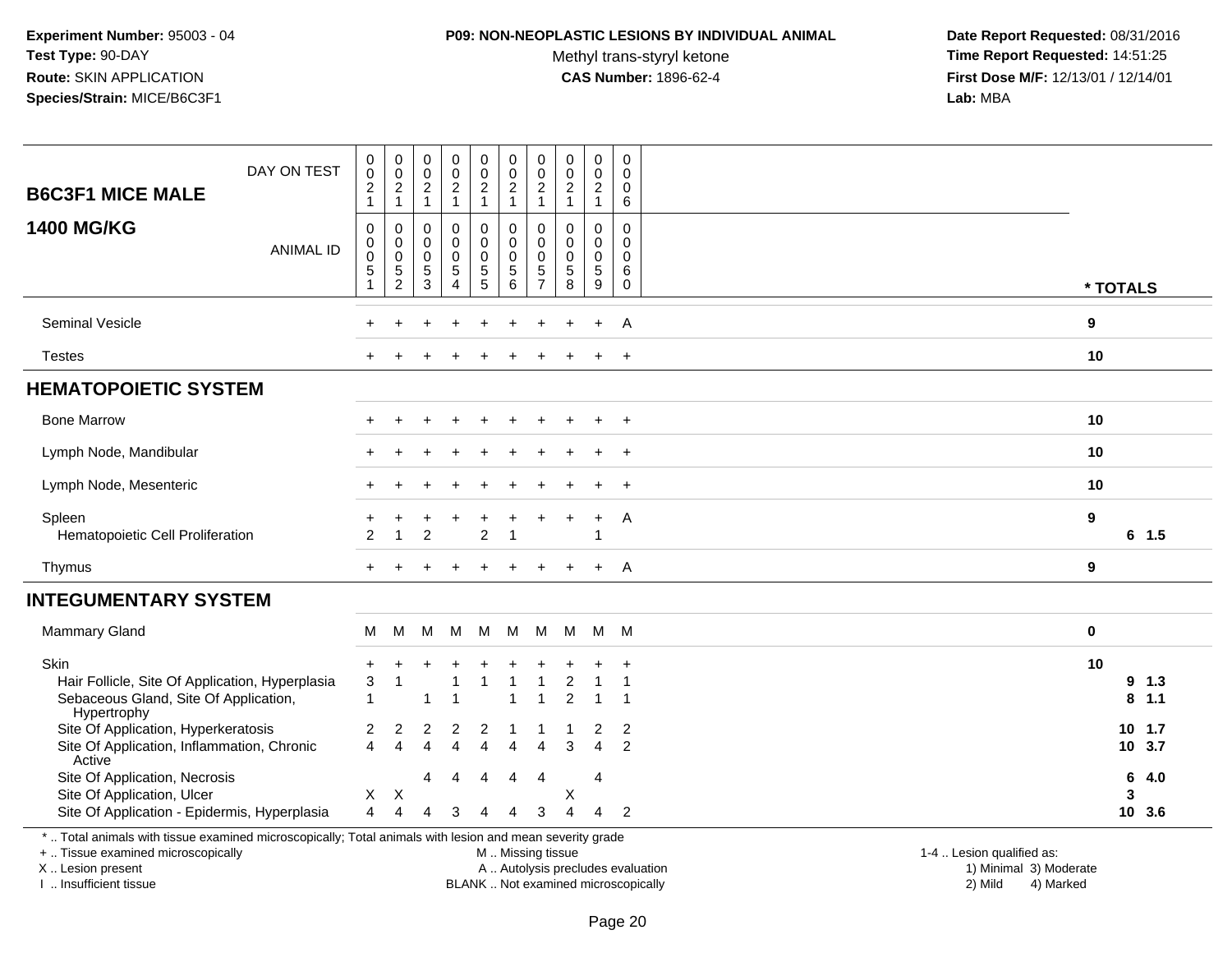**Experiment Number:** 95003 - 04
**Test Type:** 90-DAY
**Route:** SKIN APPLICATION
**Species/Strain:** MICE/B6C3F1

**P09: NON-NEOPLASTIC LESIONS BY INDIVIDUAL ANIMAL**
Methyl trans-styryl ketone
**CAS Number:** 1896-62-4

**Date Report Requested:** 08/31/2016
**Time Report Requested:** 14:51:25
**First Dose M/F:** 12/13/01 / 12/14/01
**Lab:** MBA

| B6C3F1 MICE MALE / 1400 MG/KG | | | | | | | | | | | |
|---|---|---|---|---|---|---|---|---|---|---|---|
| DAY ON TEST | 0021 | 0021 | 0021 | 0021 | 0021 | 0021 | 0021 | 0021 | 0021 | 0006 | |
| ANIMAL ID | 00051 | 00052 | 00053 | 00054 | 00055 | 00056 | 00057 | 00058 | 00059 | 00060 | * TOTALS |
| Seminal Vesicle | + | + | + | + | + | + | + | + | + | A | 9 |
| Testes | + | + | + | + | + | + | + | + | + | + | 10 |
| **HEMATOPOIETIC SYSTEM** | | | | | | | | | | | |
| Bone Marrow | + | + | + | + | + | + | + | + | + | + | 10 |
| Lymph Node, Mandibular | + | + | + | + | + | + | + | + | + | + | 10 |
| Lymph Node, Mesenteric | + | + | + | + | + | + | + | + | + | + | 10 |
| Spleen | + | + | + | + | + | + | + | + | + | A | 9 |
| Hematopoietic Cell Proliferation | 2 | 1 | 2 | | 2 | 1 | | | 1 | | 6 1.5 |
| Thymus | + | + | + | + | + | + | + | + | + | A | 9 |
| **INTEGUMENTARY SYSTEM** | | | | | | | | | | | |
| Mammary Gland | M | M | M | M | M | M | M | M | M | M | 0 |
| Skin | + | + | + | + | + | + | + | + | + | + | 10 |
| Hair Follicle, Site Of Application, Hyperplasia | 3 | 1 | | 1 | 1 | 1 | 1 | 2 | 1 | 1 | 9 1.3 |
| Sebaceous Gland, Site Of Application, Hypertrophy | 1 | | 1 | 1 | | 1 | 1 | 2 | 1 | 1 | 8 1.1 |
| Site Of Application, Hyperkeratosis | 2 | 2 | 2 | 2 | 2 | 1 | 1 | 1 | 2 | 2 | 10 1.7 |
| Site Of Application, Inflammation, Chronic Active | 4 | 4 | 4 | 4 | 4 | 4 | 4 | 3 | 4 | 2 | 10 3.7 |
| Site Of Application, Necrosis | | | 4 | 4 | 4 | 4 | 4 | | 4 | | 6 4.0 |
| Site Of Application, Ulcer | X | X | | | | | | X | | | 3 |
| Site Of Application - Epidermis, Hyperplasia | 4 | 4 | 4 | 3 | 4 | 4 | 3 | 4 | 4 | 2 | 10 3.6 |

\* .. Total animals with tissue examined microscopically; Total animals with lesion and mean severity grade
\+ .. Tissue examined microscopically
X .. Lesion present
I .. Insufficient tissue

M .. Missing tissue
A .. Autolysis precludes evaluation
BLANK .. Not examined microscopically

1-4 .. Lesion qualified as:
1) Minimal 3) Moderate
2) Mild 4) Marked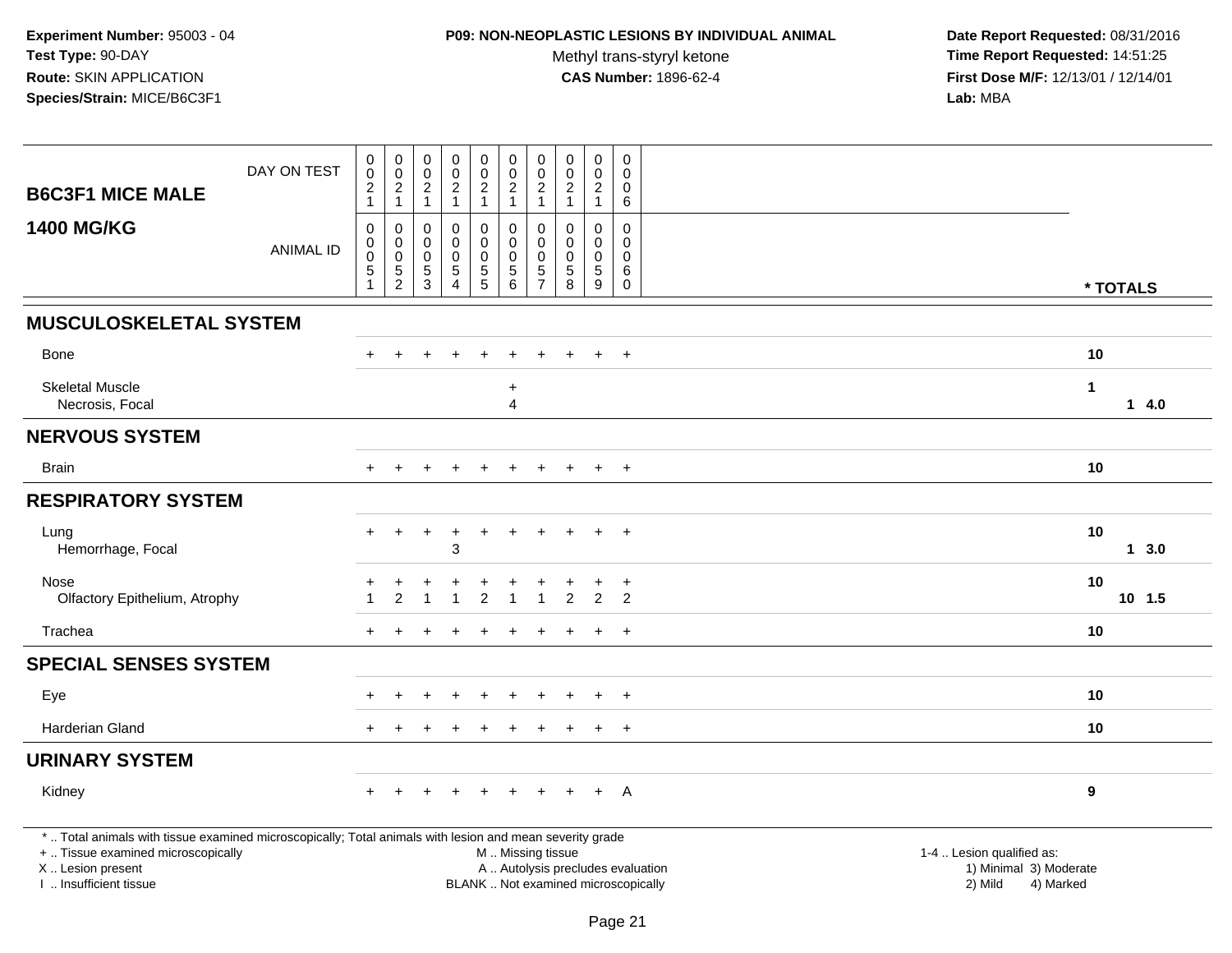**Experiment Number:** 95003 - 04
**Test Type:** 90-DAY
**Route:** SKIN APPLICATION
**Species/Strain:** MICE/B6C3F1

**P09: NON-NEOPLASTIC LESIONS BY INDIVIDUAL ANIMAL**
Methyl trans-styryl ketone
**CAS Number:** 1896-62-4

**Date Report Requested:** 08/31/2016
**Time Report Requested:** 14:51:25
**First Dose M/F:** 12/13/01 / 12/14/01
**Lab:** MBA

| B6C3F1 MICE MALE 1400 MG/KG | | | | | | | | | | | | |
|---|---|---|---|---|---|---|---|---|---|---|---|---|
| DAY ON TEST | 0021 | 0021 | 0021 | 0021 | 0021 | 0021 | 0021 | 0021 | 0021 | 0006 | | |
| ANIMAL ID | 00051 | 00052 | 00053 | 00054 | 00055 | 00056 | 00057 | 00058 | 00059 | 00060 | * TOTALS | |
| **MUSCULOSKELETAL SYSTEM** | | | | | | | | | | | | |
| Bone | + | + | + | + | + | + | + | + | + | + | 10 | |
| Skeletal Muscle | | | | | | + | | | | | 1 | |
| Necrosis, Focal | | | | | | 4 | | | | | | 1 4.0 |
| **NERVOUS SYSTEM** | | | | | | | | | | | | |
| Brain | + | + | + | + | + | + | + | + | + | + | 10 | |
| **RESPIRATORY SYSTEM** | | | | | | | | | | | | |
| Lung | + | + | + | + | + | + | + | + | + | + | 10 | |
| Hemorrhage, Focal | | | | 3 | | | | | | | | 1 3.0 |
| Nose | + | + | + | + | + | + | + | + | + | + | 10 | |
| Olfactory Epithelium, Atrophy | 1 | 2 | 1 | 1 | 2 | 1 | 1 | 2 | 2 | 2 | | 10 1.5 |
| Trachea | + | + | + | + | + | + | + | + | + | + | 10 | |
| **SPECIAL SENSES SYSTEM** | | | | | | | | | | | | |
| Eye | + | + | + | + | + | + | + | + | + | + | 10 | |
| Harderian Gland | + | + | + | + | + | + | + | + | + | + | 10 | |
| **URINARY SYSTEM** | | | | | | | | | | | | |
| Kidney | + | + | + | + | + | + | + | + | + | A | 9 | |

\* .. Total animals with tissue examined microscopically; Total animals with lesion and mean severity grade
+ .. Tissue examined microscopically
X .. Lesion present
I .. Insufficient tissue
M .. Missing tissue
A .. Autolysis precludes evaluation
BLANK .. Not examined microscopically
1-4 .. Lesion qualified as:
1) Minimal 2) Mild 3) Moderate 4) Marked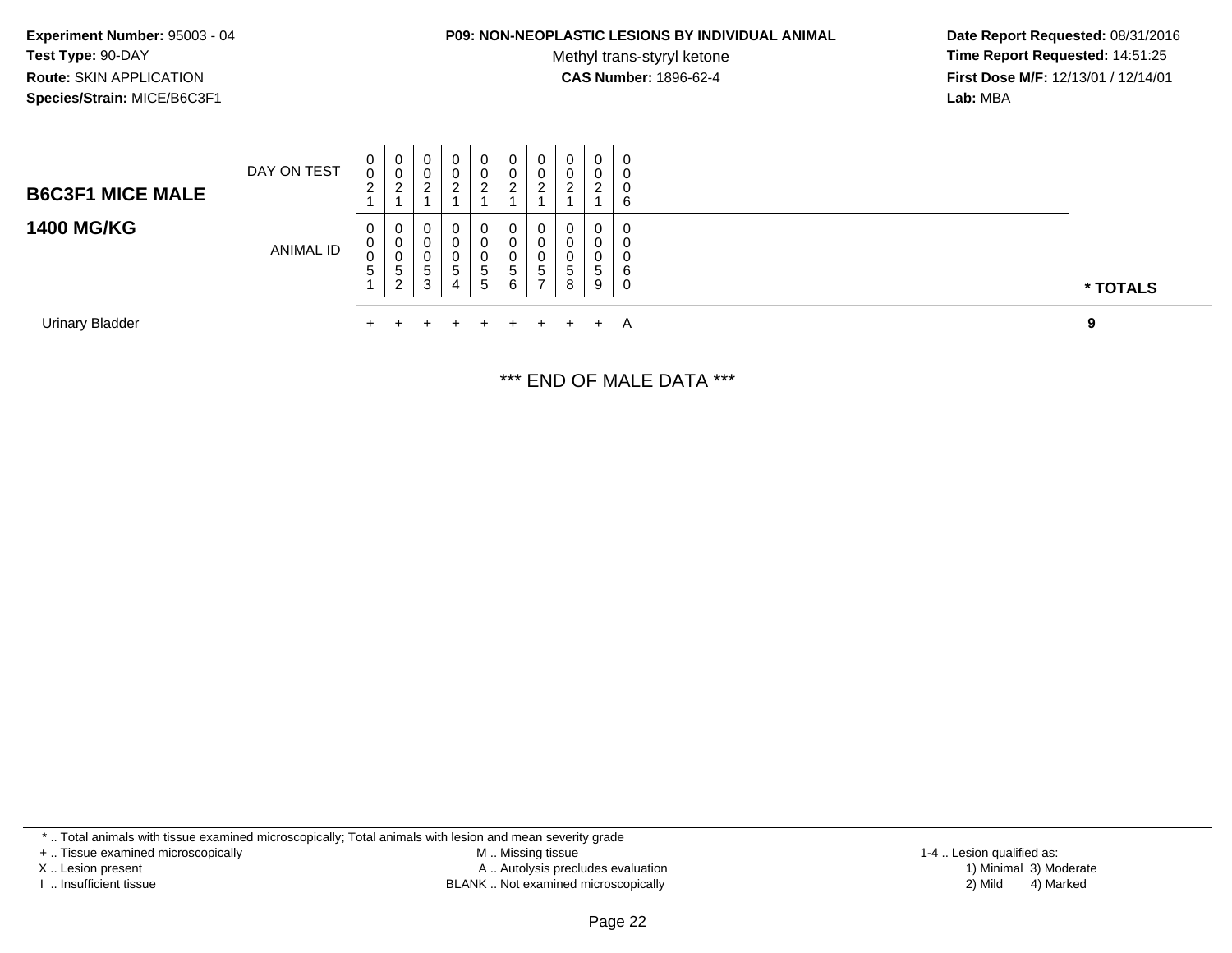**Experiment Number:** 95003 - 04
**Test Type:** 90-DAY
**Route:** SKIN APPLICATION
**Species/Strain:** MICE/B6C3F1

**P09: NON-NEOPLASTIC LESIONS BY INDIVIDUAL ANIMAL**
Methyl trans-styryl ketone
**CAS Number:** 1896-62-4

**Date Report Requested:** 08/31/2016
**Time Report Requested:** 14:51:25
**First Dose M/F:** 12/13/01 / 12/14/01
**Lab:** MBA

| **B6C3F1 MICE MALE 1400 MG/KG** | | | | | | | | | | | |
|---|---|---|---|---|---|---|---|---|---|---|---|
| DAY ON TEST | 0021 | 0021 | 0021 | 0021 | 0021 | 0021 | 0021 | 0021 | 0021 | 0006 | |
| ANIMAL ID | 00051 | 00052 | 00053 | 00054 | 00055 | 00056 | 00057 | 00058 | 00059 | 00060 | **\* TOTALS** |
| Urinary Bladder | + | + | + | + | + | + | + | + | + | A | **9** |

*** END OF MALE DATA ***

* .. Total animals with tissue examined microscopically; Total animals with lesion and mean severity grade
+ .. Tissue examined microscopically
X .. Lesion present
I .. Insufficient tissue

M .. Missing tissue
A .. Autolysis precludes evaluation
BLANK .. Not examined microscopically

1-4 .. Lesion qualified as:
1) Minimal 3) Moderate
2) Mild 4) Marked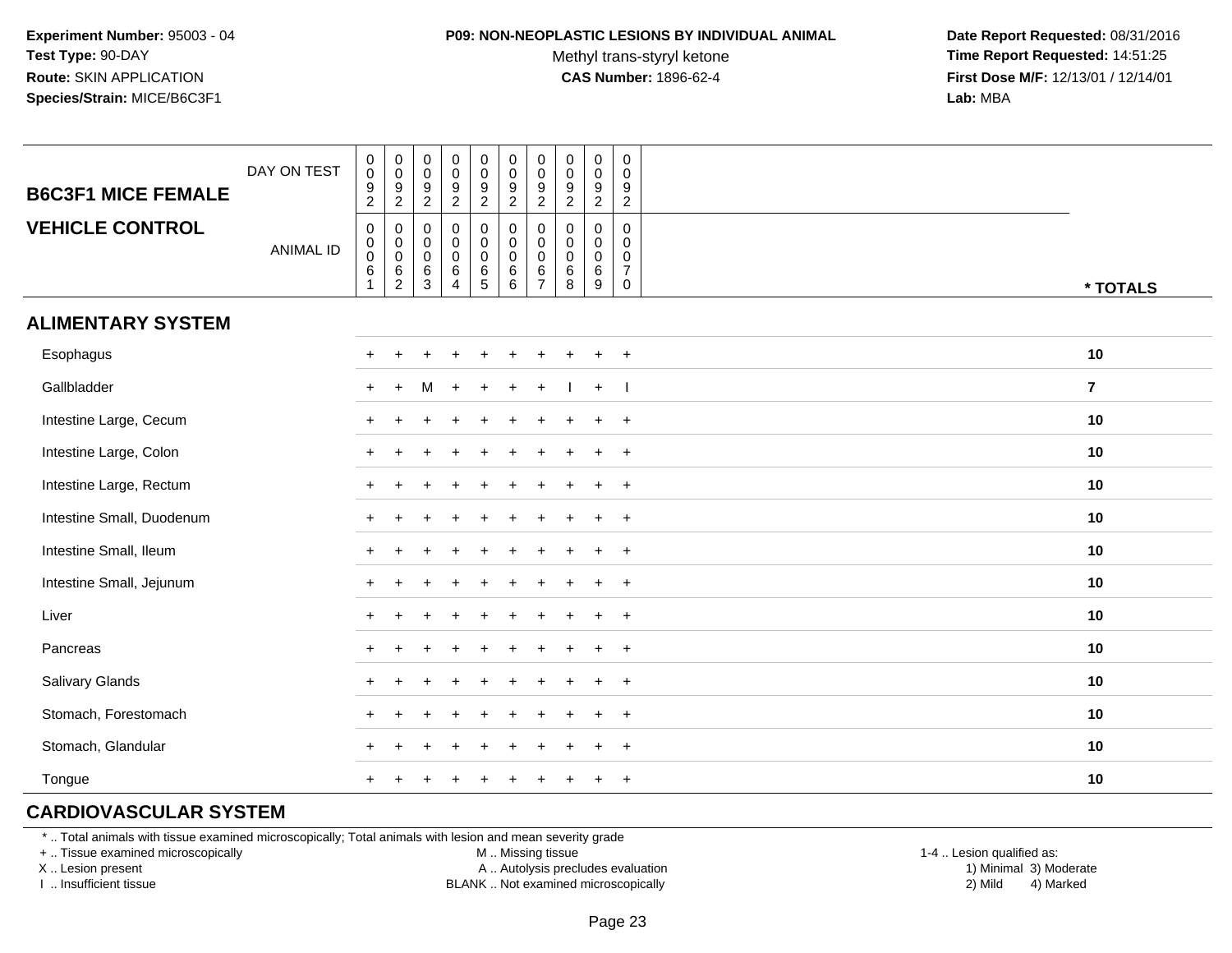**Experiment Number:** 95003 - 04
**Test Type:** 90-DAY
**Route:** SKIN APPLICATION
**Species/Strain:** MICE/B6C3F1

**P09: NON-NEOPLASTIC LESIONS BY INDIVIDUAL ANIMAL**
Methyl trans-styryl ketone
**CAS Number:** 1896-62-4

**Date Report Requested:** 08/31/2016
**Time Report Requested:** 14:51:25
**First Dose M/F:** 12/13/01 / 12/14/01
**Lab:** MBA

| B6C3F1 MICE FEMALE / VEHICLE CONTROL | | | | | | | | | | | |
|---|---|---|---|---|---|---|---|---|---|---|---|
| DAY ON TEST | 0092 | 0092 | 0092 | 0092 | 0092 | 0092 | 0092 | 0092 | 0092 | 0092 | |
| ANIMAL ID | 00061 | 00062 | 00063 | 00064 | 00065 | 00066 | 00067 | 00068 | 00069 | 00070 | * TOTALS |
| **ALIMENTARY SYSTEM** | | | | | | | | | | | |
| Esophagus | + | + | + | + | + | + | + | + | + | + | 10 |
| Gallbladder | + | + | M | + | + | + | + | I | + | I | 7 |
| Intestine Large, Cecum | + | + | + | + | + | + | + | + | + | + | 10 |
| Intestine Large, Colon | + | + | + | + | + | + | + | + | + | + | 10 |
| Intestine Large, Rectum | + | + | + | + | + | + | + | + | + | + | 10 |
| Intestine Small, Duodenum | + | + | + | + | + | + | + | + | + | + | 10 |
| Intestine Small, Ileum | + | + | + | + | + | + | + | + | + | + | 10 |
| Intestine Small, Jejunum | + | + | + | + | + | + | + | + | + | + | 10 |
| Liver | + | + | + | + | + | + | + | + | + | + | 10 |
| Pancreas | + | + | + | + | + | + | + | + | + | + | 10 |
| Salivary Glands | + | + | + | + | + | + | + | + | + | + | 10 |
| Stomach, Forestomach | + | + | + | + | + | + | + | + | + | + | 10 |
| Stomach, Glandular | + | + | + | + | + | + | + | + | + | + | 10 |
| Tongue | + | + | + | + | + | + | + | + | + | + | 10 |
| **CARDIOVASCULAR SYSTEM** | | | | | | | | | | | |

* .. Total animals with tissue examined microscopically; Total animals with lesion and mean severity grade
+ .. Tissue examined microscopically
X .. Lesion present
I .. Insufficient tissue

M .. Missing tissue
A .. Autolysis precludes evaluation
BLANK .. Not examined microscopically

1-4 .. Lesion qualified as:
1) Minimal 3) Moderate
2) Mild 4) Marked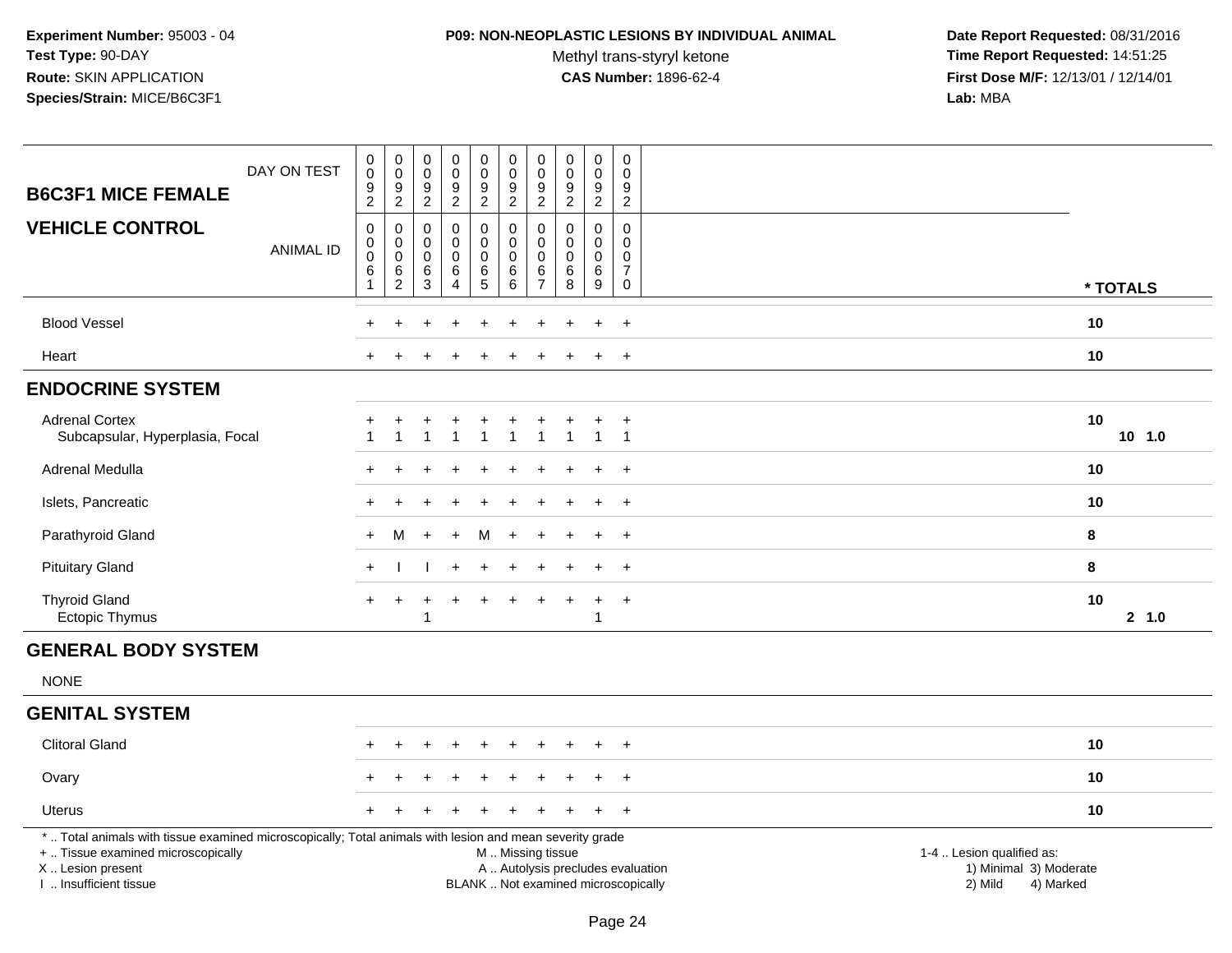**Experiment Number:** 95003 - 04
**Test Type:** 90-DAY
**Route:** SKIN APPLICATION
**Species/Strain:** MICE/B6C3F1

**P09: NON-NEOPLASTIC LESIONS BY INDIVIDUAL ANIMAL**
Methyl trans-styryl ketone
**CAS Number:** 1896-62-4

**Date Report Requested:** 08/31/2016
**Time Report Requested:** 14:51:25
**First Dose M/F:** 12/13/01 / 12/14/01
**Lab:** MBA

| B6C3F1 MICE FEMALE — VEHICLE CONTROL | | | | | | | | | | | |
|---|---|---|---|---|---|---|---|---|---|---|---|
| DAY ON TEST | 0092 | 0092 | 0092 | 0092 | 0092 | 0092 | 0092 | 0092 | 0092 | 0092 | |
| ANIMAL ID | 00061 | 00062 | 00063 | 00064 | 00065 | 00066 | 00067 | 00068 | 00069 | 00070 | * TOTALS |
| Blood Vessel | + | + | + | + | + | + | + | + | + | + | 10 |
| Heart | + | + | + | + | + | + | + | + | + | + | 10 |
| **ENDOCRINE SYSTEM** | | | | | | | | | | | |
| Adrenal Cortex | + | + | + | + | + | + | + | + | + | + | 10 |
| Subcapsular, Hyperplasia, Focal | 1 | 1 | 1 | 1 | 1 | 1 | 1 | 1 | 1 | 1 | 10 1.0 |
| Adrenal Medulla | + | + | + | + | + | + | + | + | + | + | 10 |
| Islets, Pancreatic | + | + | + | + | + | + | + | + | + | + | 10 |
| Parathyroid Gland | + | M | + | + | M | + | + | + | + | + | 8 |
| Pituitary Gland | + | I | I | + | + | + | + | + | + | + | 8 |
| Thyroid Gland | + | + | + | + | + | + | + | + | + | + | 10 |
| Ectopic Thymus | | | 1 | | | | | | 1 | | 2 1.0 |
| **GENERAL BODY SYSTEM** | | | | | | | | | | | |
| NONE | | | | | | | | | | | |
| **GENITAL SYSTEM** | | | | | | | | | | | |
| Clitoral Gland | + | + | + | + | + | + | + | + | + | + | 10 |
| Ovary | + | + | + | + | + | + | + | + | + | + | 10 |
| Uterus | + | + | + | + | + | + | + | + | + | + | 10 |

* .. Total animals with tissue examined microscopically; Total animals with lesion and mean severity grade
+ .. Tissue examined microscopically
X .. Lesion present
I .. Insufficient tissue

M .. Missing tissue
A .. Autolysis precludes evaluation
BLANK .. Not examined microscopically

1-4 .. Lesion qualified as:
1) Minimal 3) Moderate
2) Mild 4) Marked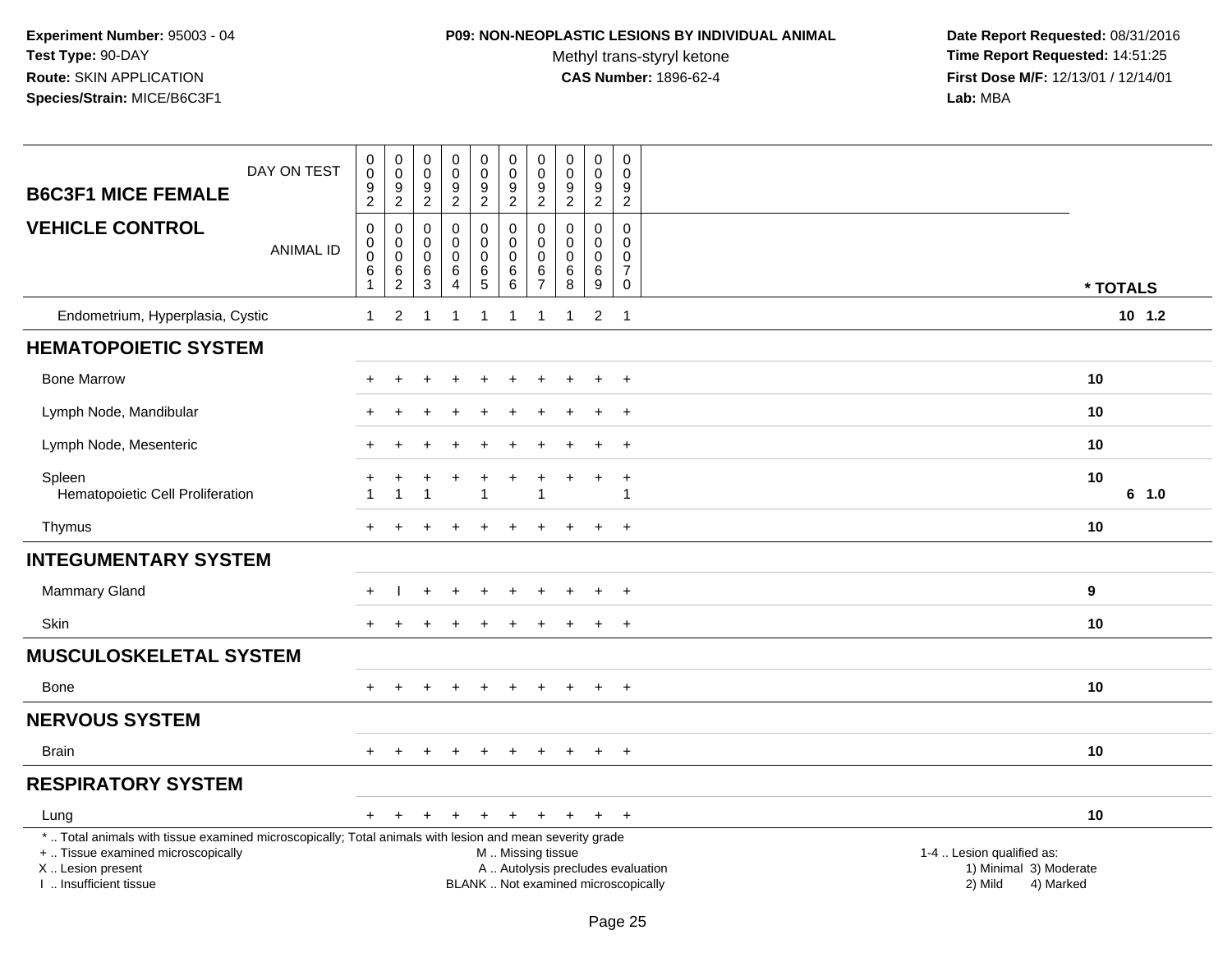**Experiment Number:** 95003 - 04
**Test Type:** 90-DAY
**Route:** SKIN APPLICATION
**Species/Strain:** MICE/B6C3F1

**P09: NON-NEOPLASTIC LESIONS BY INDIVIDUAL ANIMAL**
Methyl trans-styryl ketone
**CAS Number:** 1896-62-4

**Date Report Requested:** 08/31/2016
**Time Report Requested:** 14:51:25
**First Dose M/F:** 12/13/01 / 12/14/01
**Lab:** MBA

| B6C3F1 MICE FEMALE — DAY ON TEST | 0092 | 0092 | 0092 | 0092 | 0092 | 0092 | 0092 | 0092 | 0092 | 0092 | |
|---|---|---|---|---|---|---|---|---|---|---|---|
| **VEHICLE CONTROL** — ANIMAL ID | 00061 | 00062 | 00063 | 00064 | 00065 | 00066 | 00067 | 00068 | 00069 | 00070 | *** TOTALS** |
| Endometrium, Hyperplasia, Cystic | 1 | 2 | 1 | 1 | 1 | 1 | 1 | 1 | 2 | 1 | 10 1.2 |
| **HEMATOPOIETIC SYSTEM** | | | | | | | | | | | |
| Bone Marrow | + | + | + | + | + | + | + | + | + | + | 10 |
| Lymph Node, Mandibular | + | + | + | + | + | + | + | + | + | + | 10 |
| Lymph Node, Mesenteric | + | + | + | + | + | + | + | + | + | + | 10 |
| Spleen | + | + | + | + | + | + | + | + | + | + | 10 |
| Hematopoietic Cell Proliferation | 1 | 1 | 1 | | 1 | | 1 | | | 1 | 6 1.0 |
| Thymus | + | + | + | + | + | + | + | + | + | + | 10 |
| **INTEGUMENTARY SYSTEM** | | | | | | | | | | | |
| Mammary Gland | + | I | + | + | + | + | + | + | + | + | 9 |
| Skin | + | + | + | + | + | + | + | + | + | + | 10 |
| **MUSCULOSKELETAL SYSTEM** | | | | | | | | | | | |
| Bone | + | + | + | + | + | + | + | + | + | + | 10 |
| **NERVOUS SYSTEM** | | | | | | | | | | | |
| Brain | + | + | + | + | + | + | + | + | + | + | 10 |
| **RESPIRATORY SYSTEM** | | | | | | | | | | | |
| Lung | + | + | + | + | + | + | + | + | + | + | 10 |

* .. Total animals with tissue examined microscopically; Total animals with lesion and mean severity grade
+ .. Tissue examined microscopically
X .. Lesion present
I .. Insufficient tissue

M .. Missing tissue
A .. Autolysis precludes evaluation
BLANK .. Not examined microscopically

1-4 .. Lesion qualified as:
1) Minimal 3) Moderate
2) Mild 4) Marked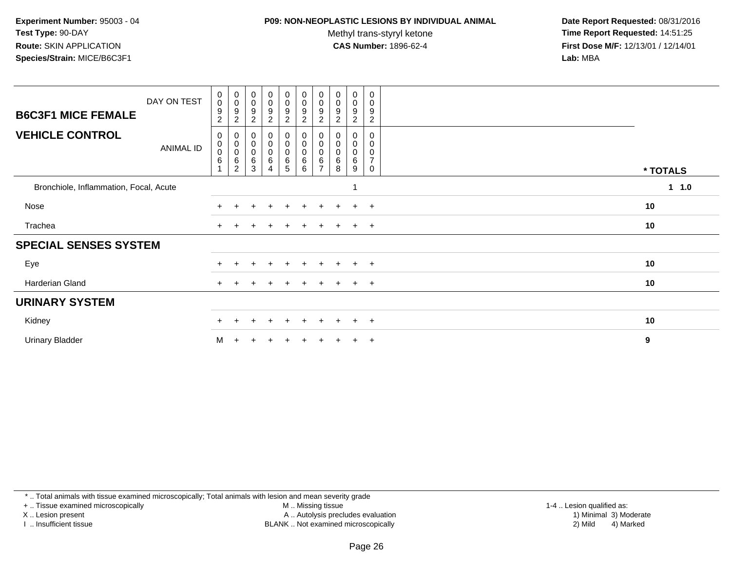**Experiment Number:** 95003 - 04
**Test Type:** 90-DAY
**Route:** SKIN APPLICATION
**Species/Strain:** MICE/B6C3F1

**P09: NON-NEOPLASTIC LESIONS BY INDIVIDUAL ANIMAL**
Methyl trans-styryl ketone
**CAS Number:** 1896-62-4

**Date Report Requested:** 08/31/2016
**Time Report Requested:** 14:51:25
**First Dose M/F:** 12/13/01 / 12/14/01
**Lab:** MBA

| **B6C3F1 MICE FEMALE** DAY ON TEST | 0092 | 0092 | 0092 | 0092 | 0092 | 0092 | 0092 | 0092 | 0092 | 0092 | |
|---|---|---|---|---|---|---|---|---|---|---|---|
| **VEHICLE CONTROL** ANIMAL ID | 00061 | 00062 | 00063 | 00064 | 00065 | 00066 | 00067 | 00068 | 00069 | 00070 | *** TOTALS** |
| Bronchiole, Inflammation, Focal, Acute | | | | | | | | | 1 | | **1 1.0** |
| Nose | + | + | + | + | + | + | + | + | + | + | **10** |
| Trachea | + | + | + | + | + | + | + | + | + | + | **10** |
| **SPECIAL SENSES SYSTEM** | | | | | | | | | | | |
| Eye | + | + | + | + | + | + | + | + | + | + | **10** |
| Harderian Gland | + | + | + | + | + | + | + | + | + | + | **10** |
| **URINARY SYSTEM** | | | | | | | | | | | |
| Kidney | + | + | + | + | + | + | + | + | + | + | **10** |
| Urinary Bladder | M | + | + | + | + | + | + | + | + | + | **9** |

* .. Total animals with tissue examined microscopically; Total animals with lesion and mean severity grade
+ .. Tissue examined microscopically
X .. Lesion present
I .. Insufficient tissue
M .. Missing tissue
A .. Autolysis precludes evaluation
BLANK .. Not examined microscopically
1-4 .. Lesion qualified as:
1) Minimal 2) Mild 3) Moderate 4) Marked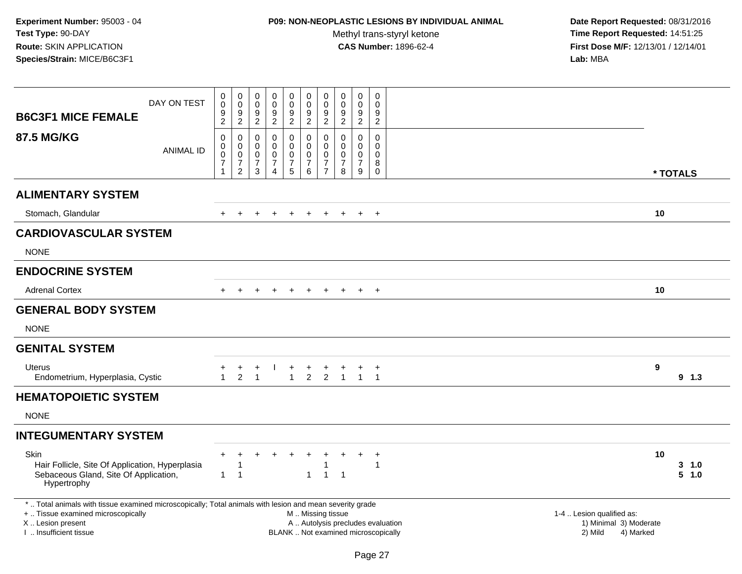**Experiment Number:** 95003 - 04
**Test Type:** 90-DAY
**Route:** SKIN APPLICATION
**Species/Strain:** MICE/B6C3F1

**P09: NON-NEOPLASTIC LESIONS BY INDIVIDUAL ANIMAL**
Methyl trans-styryl ketone
**CAS Number:** 1896-62-4

**Date Report Requested:** 08/31/2016
**Time Report Requested:** 14:51:25
**First Dose M/F:** 12/13/01 / 12/14/01
**Lab:** MBA

| B6C3F1 MICE FEMALE 87.5 MG/KG | | | | | | | | | | | | |
|---|---|---|---|---|---|---|---|---|---|---|---|---|
| DAY ON TEST | 0092 | 0092 | 0092 | 0092 | 0092 | 0092 | 0092 | 0092 | 0092 | 0092 | | |
| ANIMAL ID | 00071 | 00072 | 00073 | 00074 | 00075 | 00076 | 00077 | 00078 | 00079 | 00080 | * TOTALS | |
| **ALIMENTARY SYSTEM** | | | | | | | | | | | | |
| Stomach, Glandular | + | + | + | + | + | + | + | + | + | + | 10 | |
| **CARDIOVASCULAR SYSTEM** | | | | | | | | | | | | |
| NONE | | | | | | | | | | | | |
| **ENDOCRINE SYSTEM** | | | | | | | | | | | | |
| Adrenal Cortex | + | + | + | + | + | + | + | + | + | + | 10 | |
| **GENERAL BODY SYSTEM** | | | | | | | | | | | | |
| NONE | | | | | | | | | | | | |
| **GENITAL SYSTEM** | | | | | | | | | | | | |
| Uterus | + | + | + | I | + | + | + | + | + | + | 9 | |
| Endometrium, Hyperplasia, Cystic | 1 | 2 | 1 | | 1 | 2 | 2 | 1 | 1 | 1 | 9 | 1.3 |
| **HEMATOPOIETIC SYSTEM** | | | | | | | | | | | | |
| NONE | | | | | | | | | | | | |
| **INTEGUMENTARY SYSTEM** | | | | | | | | | | | | |
| Skin | + | + | + | + | + | + | + | + | + | + | 10 | |
| Hair Follicle, Site Of Application, Hyperplasia | | 1 | | | | | 1 | | | 1 | 3 | 1.0 |
| Sebaceous Gland, Site Of Application, Hypertrophy | 1 | 1 | | | | 1 | 1 | 1 | | | 5 | 1.0 |

* .. Total animals with tissue examined microscopically; Total animals with lesion and mean severity grade
+ .. Tissue examined microscopically
X .. Lesion present
I .. Insufficient tissue

M .. Missing tissue
A .. Autolysis precludes evaluation
BLANK .. Not examined microscopically

1-4 .. Lesion qualified as:
1) Minimal 3) Moderate
2) Mild 4) Marked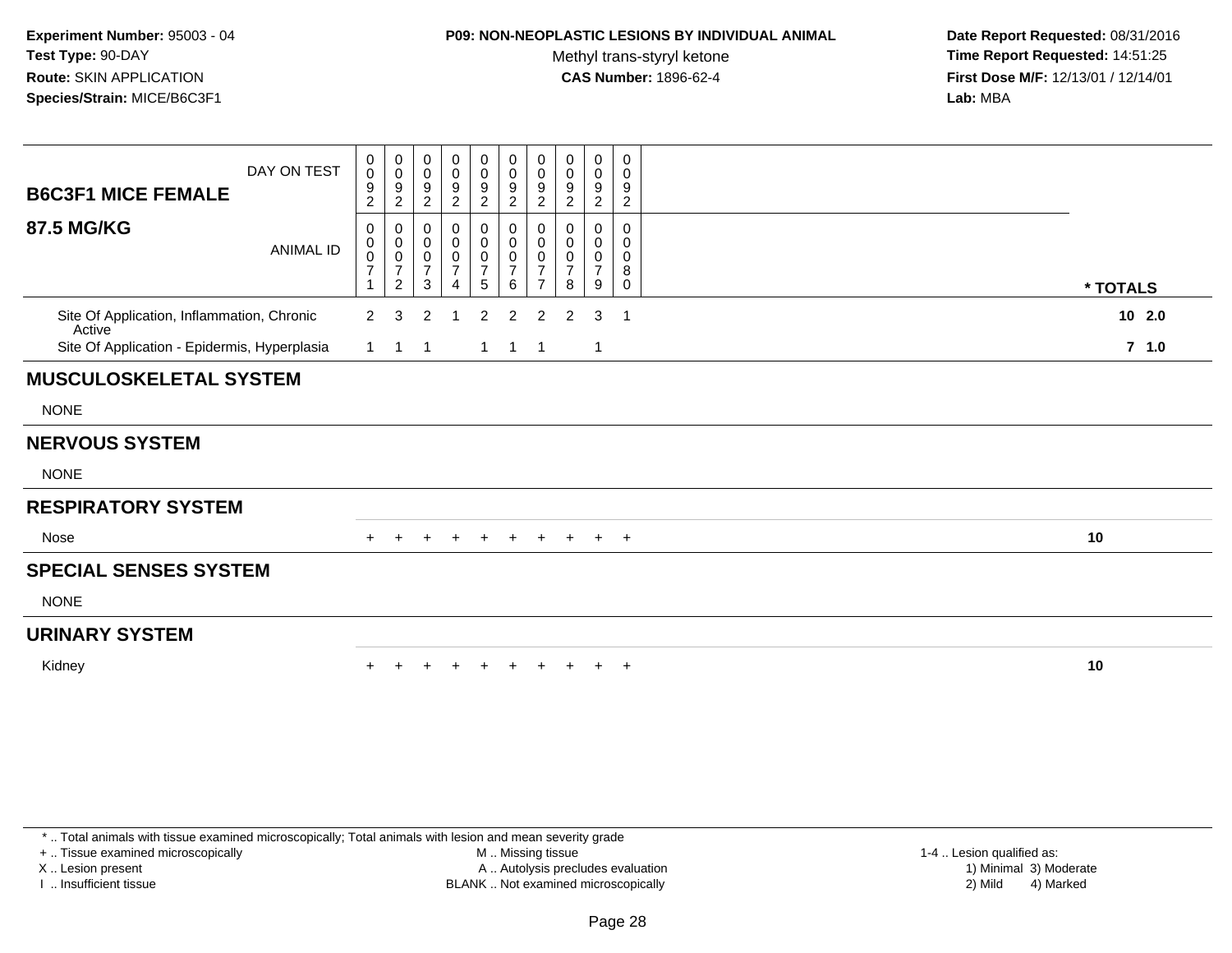**Experiment Number:** 95003 - 04
**Test Type:** 90-DAY
**Route:** SKIN APPLICATION
**Species/Strain:** MICE/B6C3F1

**P09: NON-NEOPLASTIC LESIONS BY INDIVIDUAL ANIMAL**
Methyl trans-styryl ketone
**CAS Number:** 1896-62-4

**Date Report Requested:** 08/31/2016
**Time Report Requested:** 14:51:25
**First Dose M/F:** 12/13/01 / 12/14/01
**Lab:** MBA

| B6C3F1 MICE FEMALE 87.5 MG/KG | | | | | | | | | | | |
|---|---|---|---|---|---|---|---|---|---|---|---|
| DAY ON TEST | 0092 | 0092 | 0092 | 0092 | 0092 | 0092 | 0092 | 0092 | 0092 | 0092 | |
| ANIMAL ID | 00071 | 00072 | 00073 | 00074 | 00075 | 00076 | 00077 | 00078 | 00079 | 00080 | * TOTALS |
| Site Of Application, Inflammation, Chronic Active | 2 | 3 | 2 | 1 | 2 | 2 | 2 | 2 | 3 | 1 | 10 2.0 |
| Site Of Application - Epidermis, Hyperplasia | 1 | 1 | 1 | | 1 | 1 | 1 | | 1 | | 7 1.0 |
| **MUSCULOSKELETAL SYSTEM** | | | | | | | | | | | |
| NONE | | | | | | | | | | | |
| **NERVOUS SYSTEM** | | | | | | | | | | | |
| NONE | | | | | | | | | | | |
| **RESPIRATORY SYSTEM** | | | | | | | | | | | |
| Nose | + | + | + | + | + | + | + | + | + | + | 10 |
| **SPECIAL SENSES SYSTEM** | | | | | | | | | | | |
| NONE | | | | | | | | | | | |
| **URINARY SYSTEM** | | | | | | | | | | | |
| Kidney | + | + | + | + | + | + | + | + | + | + | 10 |

* .. Total animals with tissue examined microscopically; Total animals with lesion and mean severity grade
+ .. Tissue examined microscopically
X .. Lesion present
I .. Insufficient tissue
M .. Missing tissue
A .. Autolysis precludes evaluation
BLANK .. Not examined microscopically
1-4 .. Lesion qualified as:
1) Minimal 3) Moderate
2) Mild 4) Marked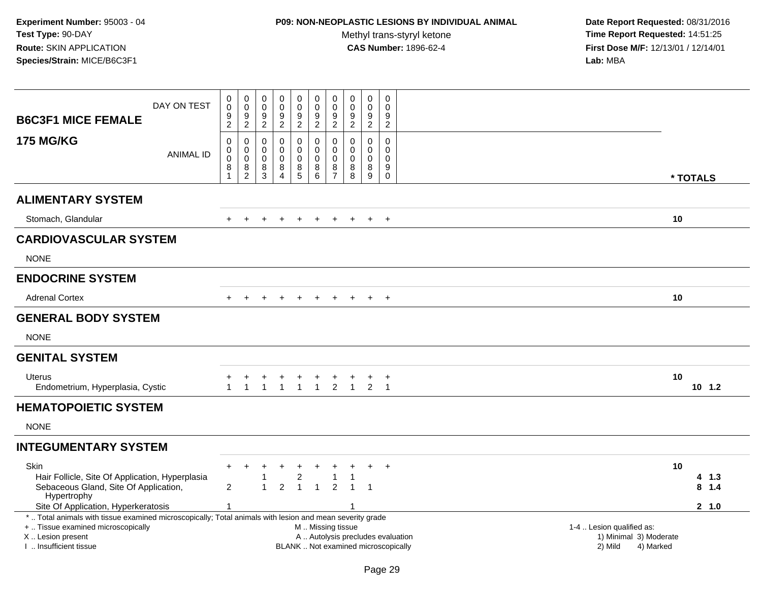**Experiment Number:** 95003 - 04
**Test Type:** 90-DAY
**Route:** SKIN APPLICATION
**Species/Strain:** MICE/B6C3F1

**P09: NON-NEOPLASTIC LESIONS BY INDIVIDUAL ANIMAL**
Methyl trans-styryl ketone
**CAS Number:** 1896-62-4

**Date Report Requested:** 08/31/2016
**Time Report Requested:** 14:51:25
**First Dose M/F:** 12/13/01 / 12/14/01
**Lab:** MBA

| B6C3F1 MICE FEMALE 175 MG/KG | | | | | | | | | | | | |
|---|---|---|---|---|---|---|---|---|---|---|---|---|
| DAY ON TEST | 0092 | 0092 | 0092 | 0092 | 0092 | 0092 | 0092 | 0092 | 0092 | 0092 | | |
| ANIMAL ID | 00081 | 00082 | 00083 | 00084 | 00085 | 00086 | 00087 | 00088 | 00089 | 00090 | * TOTALS | |
| **ALIMENTARY SYSTEM** | | | | | | | | | | | | |
| Stomach, Glandular | + | + | + | + | + | + | + | + | + | + | 10 | |
| **CARDIOVASCULAR SYSTEM** | | | | | | | | | | | | |
| NONE | | | | | | | | | | | | |
| **ENDOCRINE SYSTEM** | | | | | | | | | | | | |
| Adrenal Cortex | + | + | + | + | + | + | + | + | + | + | 10 | |
| **GENERAL BODY SYSTEM** | | | | | | | | | | | | |
| NONE | | | | | | | | | | | | |
| **GENITAL SYSTEM** | | | | | | | | | | | | |
| Uterus | + | + | + | + | + | + | + | + | + | + | 10 | |
| Endometrium, Hyperplasia, Cystic | 1 | 1 | 1 | 1 | 1 | 1 | 2 | 1 | 2 | 1 | 10 | 1.2 |
| **HEMATOPOIETIC SYSTEM** | | | | | | | | | | | | |
| NONE | | | | | | | | | | | | |
| **INTEGUMENTARY SYSTEM** | | | | | | | | | | | | |
| Skin | + | + | + | + | + | + | + | + | + | + | 10 | |
| Hair Follicle, Site Of Application, Hyperplasia | | | 1 | | 2 | | 1 | 1 | | | 4 | 1.3 |
| Sebaceous Gland, Site Of Application, Hypertrophy | 2 | | 1 | 2 | 1 | 1 | 2 | 1 | 1 | | 8 | 1.4 |
| Site Of Application, Hyperkeratosis | 1 | | | | | | | 1 | | | 2 | 1.0 |

* .. Total animals with tissue examined microscopically; Total animals with lesion and mean severity grade
+ .. Tissue examined microscopically
X .. Lesion present
I .. Insufficient tissue

M .. Missing tissue
A .. Autolysis precludes evaluation
BLANK .. Not examined microscopically

1-4 .. Lesion qualified as:
1) Minimal 3) Moderate
2) Mild 4) Marked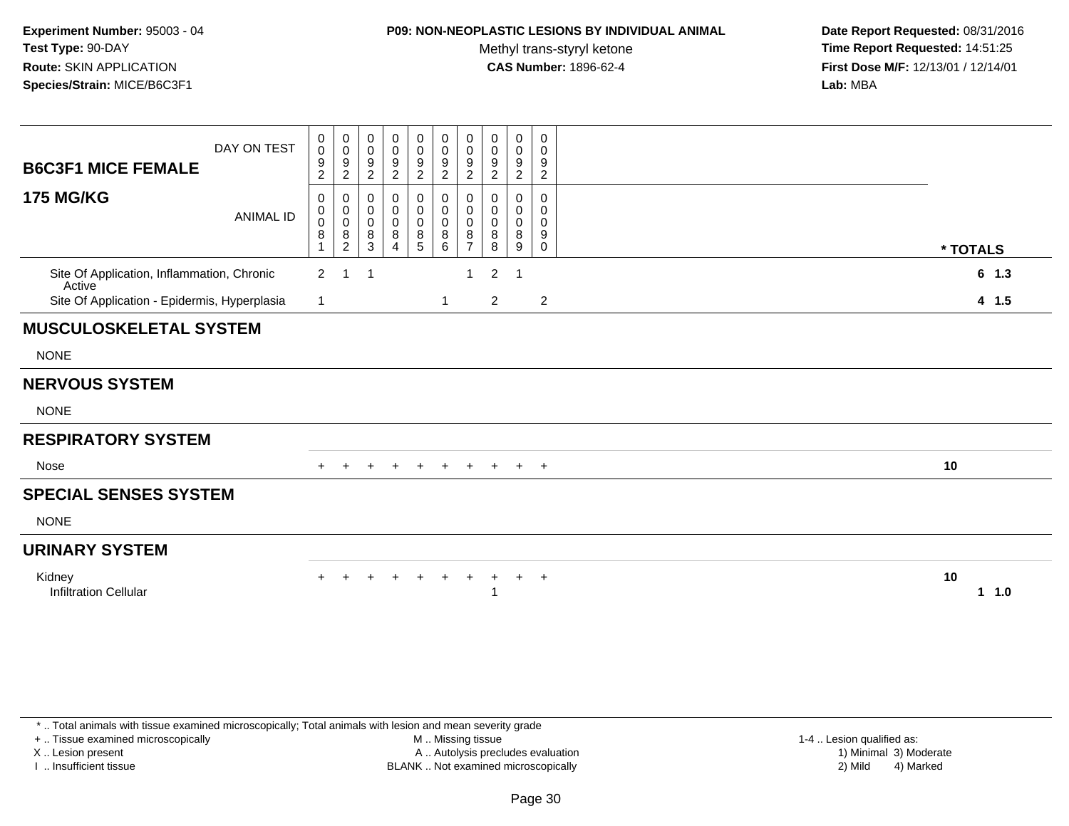**Experiment Number:** 95003 - 04
**Test Type:** 90-DAY
**Route:** SKIN APPLICATION
**Species/Strain:** MICE/B6C3F1

**P09: NON-NEOPLASTIC LESIONS BY INDIVIDUAL ANIMAL**
Methyl trans-styryl ketone
**CAS Number:** 1896-62-4

**Date Report Requested:** 08/31/2016
**Time Report Requested:** 14:51:25
**First Dose M/F:** 12/13/01 / 12/14/01
**Lab:** MBA

| B6C3F1 MICE FEMALE 175 MG/KG | | | | | | | | | | | |
|---|---|---|---|---|---|---|---|---|---|---|---|
| DAY ON TEST | 0092 | 0092 | 0092 | 0092 | 0092 | 0092 | 0092 | 0092 | 0092 | 0092 | |
| ANIMAL ID | 00081 | 00082 | 00083 | 00084 | 00085 | 00086 | 00087 | 00088 | 00089 | 00090 | * TOTALS |
| Site Of Application, Inflammation, Chronic Active | 2 | 1 | 1 | | | | 1 | 2 | 1 | | 6 1.3 |
| Site Of Application - Epidermis, Hyperplasia | 1 | | | | | 1 | | 2 | | 2 | 4 1.5 |
| **MUSCULOSKELETAL SYSTEM** | | | | | | | | | | | |
| NONE | | | | | | | | | | | |
| **NERVOUS SYSTEM** | | | | | | | | | | | |
| NONE | | | | | | | | | | | |
| **RESPIRATORY SYSTEM** | | | | | | | | | | | |
| Nose | + | + | + | + | + | + | + | + | + | + | 10 |
| **SPECIAL SENSES SYSTEM** | | | | | | | | | | | |
| NONE | | | | | | | | | | | |
| **URINARY SYSTEM** | | | | | | | | | | | |
| Kidney | + | + | + | + | + | + | + | + | + | + | 10 |
| Infiltration Cellular | | | | | | | | 1 | | | 1 1.0 |

* .. Total animals with tissue examined microscopically; Total animals with lesion and mean severity grade
+ .. Tissue examined microscopically
X .. Lesion present
I .. Insufficient tissue
M .. Missing tissue
A .. Autolysis precludes evaluation
BLANK .. Not examined microscopically
1-4 .. Lesion qualified as:
1) Minimal 3) Moderate
2) Mild 4) Marked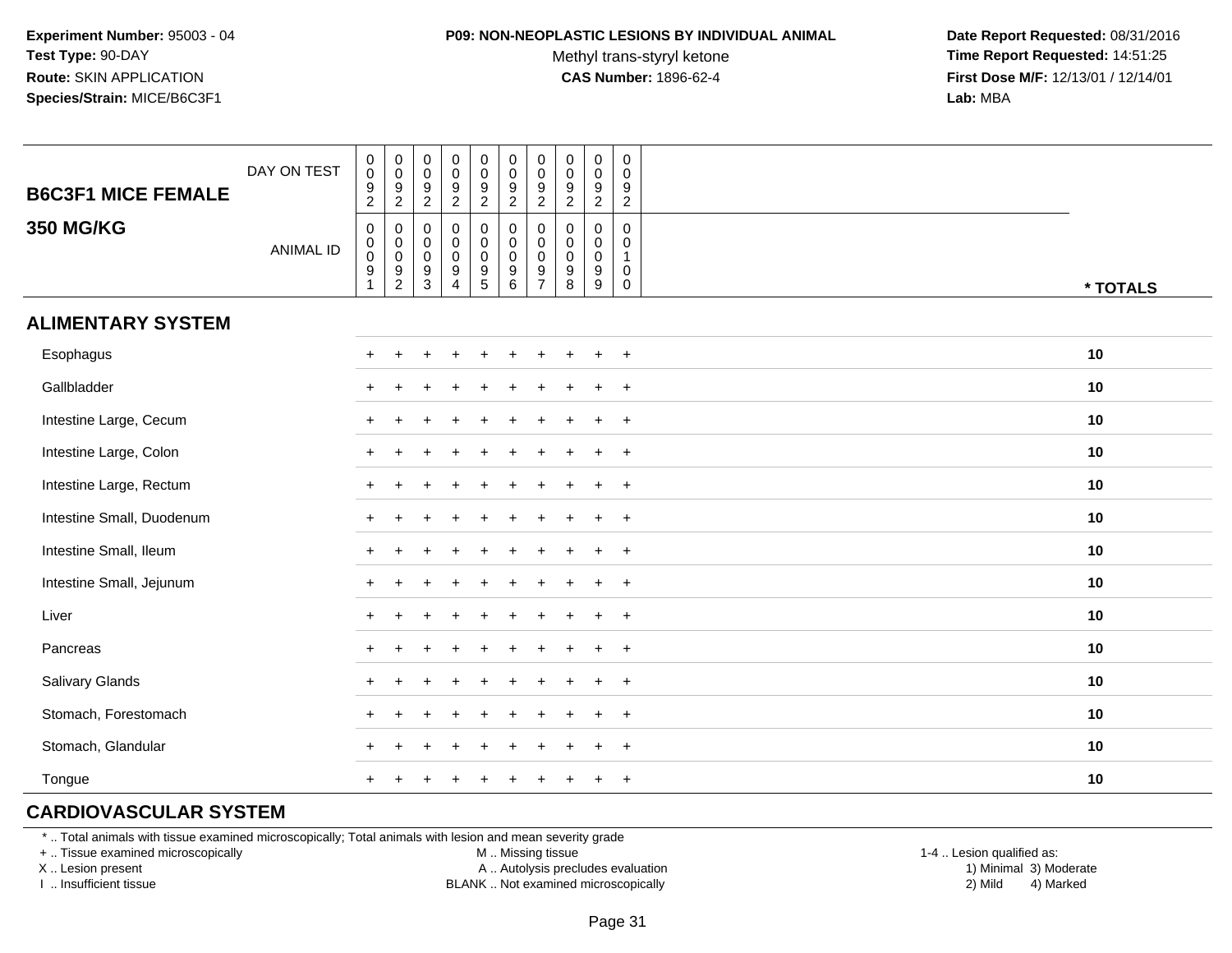**Experiment Number:** 95003 - 04
**Test Type:** 90-DAY
**Route:** SKIN APPLICATION
**Species/Strain:** MICE/B6C3F1

**P09: NON-NEOPLASTIC LESIONS BY INDIVIDUAL ANIMAL**
Methyl trans-styryl ketone
**CAS Number:** 1896-62-4

**Date Report Requested:** 08/31/2016
**Time Report Requested:** 14:51:25
**First Dose M/F:** 12/13/01 / 12/14/01
**Lab:** MBA

| B6C3F1 MICE FEMALE 350 MG/KG | | | | | | | | | | | |
|---|---|---|---|---|---|---|---|---|---|---|---|
| DAY ON TEST | 0092 | 0092 | 0092 | 0092 | 0092 | 0092 | 0092 | 0092 | 0092 | 0092 | |
| ANIMAL ID | 00091 | 00092 | 00093 | 00094 | 00095 | 00096 | 00097 | 00098 | 00099 | 00100 | * TOTALS |
| **ALIMENTARY SYSTEM** | | | | | | | | | | | |
| Esophagus | + | + | + | + | + | + | + | + | + | + | 10 |
| Gallbladder | + | + | + | + | + | + | + | + | + | + | 10 |
| Intestine Large, Cecum | + | + | + | + | + | + | + | + | + | + | 10 |
| Intestine Large, Colon | + | + | + | + | + | + | + | + | + | + | 10 |
| Intestine Large, Rectum | + | + | + | + | + | + | + | + | + | + | 10 |
| Intestine Small, Duodenum | + | + | + | + | + | + | + | + | + | + | 10 |
| Intestine Small, Ileum | + | + | + | + | + | + | + | + | + | + | 10 |
| Intestine Small, Jejunum | + | + | + | + | + | + | + | + | + | + | 10 |
| Liver | + | + | + | + | + | + | + | + | + | + | 10 |
| Pancreas | + | + | + | + | + | + | + | + | + | + | 10 |
| Salivary Glands | + | + | + | + | + | + | + | + | + | + | 10 |
| Stomach, Forestomach | + | + | + | + | + | + | + | + | + | + | 10 |
| Stomach, Glandular | + | + | + | + | + | + | + | + | + | + | 10 |
| Tongue | + | + | + | + | + | + | + | + | + | + | 10 |
| **CARDIOVASCULAR SYSTEM** | | | | | | | | | | | |

* .. Total animals with tissue examined microscopically; Total animals with lesion and mean severity grade
+ .. Tissue examined microscopically
X .. Lesion present
I .. Insufficient tissue

M .. Missing tissue
A .. Autolysis precludes evaluation
BLANK .. Not examined microscopically

1-4 .. Lesion qualified as:
1) Minimal 3) Moderate
2) Mild 4) Marked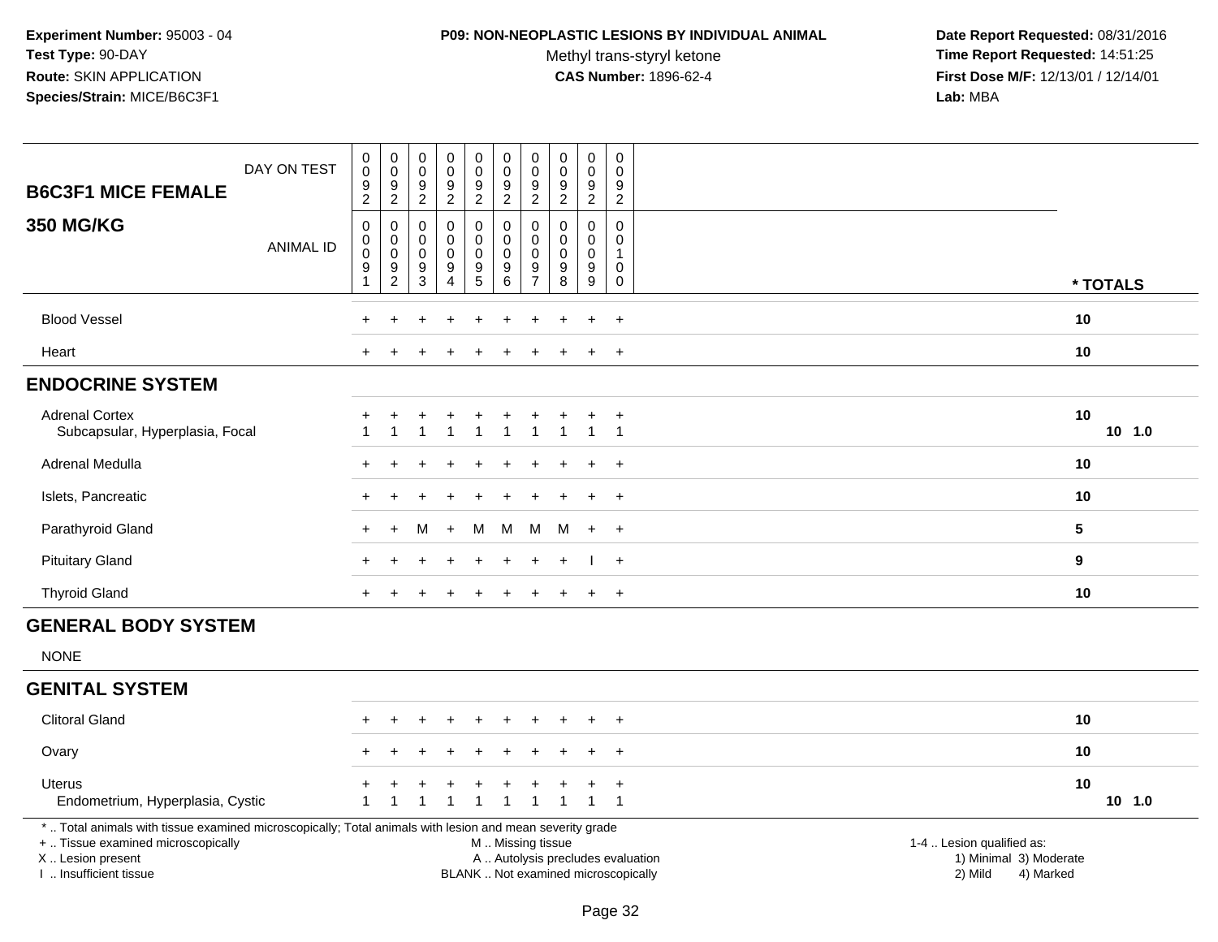**Experiment Number:** 95003 - 04
**Test Type:** 90-DAY
**Route:** SKIN APPLICATION
**Species/Strain:** MICE/B6C3F1

**P09: NON-NEOPLASTIC LESIONS BY INDIVIDUAL ANIMAL**
Methyl trans-styryl ketone
**CAS Number:** 1896-62-4

**Date Report Requested:** 08/31/2016
**Time Report Requested:** 14:51:25
**First Dose M/F:** 12/13/01 / 12/14/01
**Lab:** MBA

| B6C3F1 MICE FEMALE 350 MG/KG | | | | | | | | | | | | |
|---|---|---|---|---|---|---|---|---|---|---|---|---|
| DAY ON TEST | 0092 | 0092 | 0092 | 0092 | 0092 | 0092 | 0092 | 0092 | 0092 | 0092 | | |
| ANIMAL ID | 00091 | 00092 | 00093 | 00094 | 00095 | 00096 | 00097 | 00098 | 00099 | 00100 | * TOTALS | |
| Blood Vessel | + | + | + | + | + | + | + | + | + | + | 10 | |
| Heart | + | + | + | + | + | + | + | + | + | + | 10 | |
| **ENDOCRINE SYSTEM** | | | | | | | | | | | | |
| Adrenal Cortex | + | + | + | + | + | + | + | + | + | + | 10 | |
| Subcapsular, Hyperplasia, Focal | 1 | 1 | 1 | 1 | 1 | 1 | 1 | 1 | 1 | 1 | | 10 1.0 |
| Adrenal Medulla | + | + | + | + | + | + | + | + | + | + | 10 | |
| Islets, Pancreatic | + | + | + | + | + | + | + | + | + | + | 10 | |
| Parathyroid Gland | + | + | M | + | M | M | M | M | + | + | 5 | |
| Pituitary Gland | + | + | + | + | + | + | + | + | I | + | 9 | |
| Thyroid Gland | + | + | + | + | + | + | + | + | + | + | 10 | |
| **GENERAL BODY SYSTEM** | | | | | | | | | | | | |
| NONE | | | | | | | | | | | | |
| **GENITAL SYSTEM** | | | | | | | | | | | | |
| Clitoral Gland | + | + | + | + | + | + | + | + | + | + | 10 | |
| Ovary | + | + | + | + | + | + | + | + | + | + | 10 | |
| Uterus | + | + | + | + | + | + | + | + | + | + | 10 | |
| Endometrium, Hyperplasia, Cystic | 1 | 1 | 1 | 1 | 1 | 1 | 1 | 1 | 1 | 1 | | 10 1.0 |

\* .. Total animals with tissue examined microscopically; Total animals with lesion and mean severity grade
\+ .. Tissue examined microscopically
X .. Lesion present
I .. Insufficient tissue
M .. Missing tissue
A .. Autolysis precludes evaluation
BLANK .. Not examined microscopically
1-4 .. Lesion qualified as:
1) Minimal 3) Moderate
2) Mild 4) Marked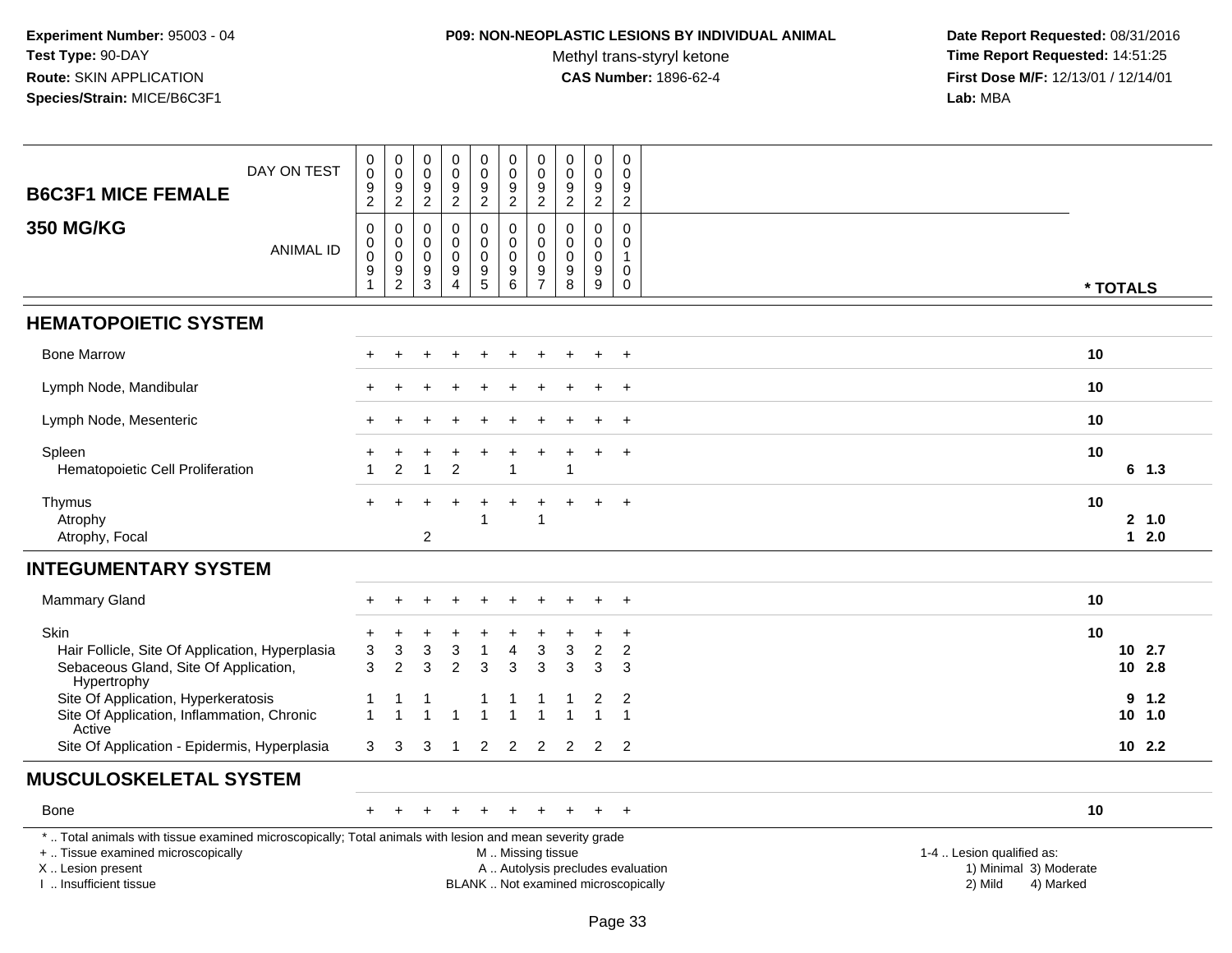**Experiment Number:** 95003 - 04
**Test Type:** 90-DAY
**Route:** SKIN APPLICATION
**Species/Strain:** MICE/B6C3F1

**P09: NON-NEOPLASTIC LESIONS BY INDIVIDUAL ANIMAL**
Methyl trans-styryl ketone
**CAS Number:** 1896-62-4

**Date Report Requested:** 08/31/2016
**Time Report Requested:** 14:51:25
**First Dose M/F:** 12/13/01 / 12/14/01
**Lab:** MBA

## B6C3F1 MICE FEMALE
## 350 MG/KG

| DAY ON TEST | 0092 | 0092 | 0092 | 0092 | 0092 | 0092 | 0092 | 0092 | 0092 | 0092 | | |
|---|---|---|---|---|---|---|---|---|---|---|---|---|
| **ANIMAL ID** | 00091 | 00092 | 00093 | 00094 | 00095 | 00096 | 00097 | 00098 | 00099 | 00100 | *** TOTALS** | |
| **HEMATOPOIETIC SYSTEM** | | | | | | | | | | | | |
| Bone Marrow | + | + | + | + | + | + | + | + | + | + | 10 | |
| Lymph Node, Mandibular | + | + | + | + | + | + | + | + | + | + | 10 | |
| Lymph Node, Mesenteric | + | + | + | + | + | + | + | + | + | + | 10 | |
| Spleen | + | + | + | + | + | + | + | + | + | + | 10 | |
| Hematopoietic Cell Proliferation | 1 | 2 | 1 | 2 | | 1 | | 1 | | | 6 | 1.3 |
| Thymus | + | + | + | + | + | + | + | + | + | + | 10 | |
| Atrophy | | | | | 1 | | 1 | | | | 2 | 1.0 |
| Atrophy, Focal | | | 2 | | | | | | | | 1 | 2.0 |
| **INTEGUMENTARY SYSTEM** | | | | | | | | | | | | |
| Mammary Gland | + | + | + | + | + | + | + | + | + | + | 10 | |
| Skin | + | + | + | + | + | + | + | + | + | + | 10 | |
| Hair Follicle, Site Of Application, Hyperplasia | 3 | 3 | 3 | 3 | 1 | 4 | 3 | 3 | 2 | 2 | 10 | 2.7 |
| Sebaceous Gland, Site Of Application, Hypertrophy | 3 | 2 | 3 | 2 | 3 | 3 | 3 | 3 | 3 | 3 | 10 | 2.8 |
| Site Of Application, Hyperkeratosis | 1 | 1 | 1 | | 1 | 1 | 1 | 1 | 2 | 2 | 9 | 1.2 |
| Site Of Application, Inflammation, Chronic Active | 1 | 1 | 1 | 1 | 1 | 1 | 1 | 1 | 1 | 1 | 10 | 1.0 |
| Site Of Application - Epidermis, Hyperplasia | 3 | 3 | 3 | 1 | 2 | 2 | 2 | 2 | 2 | 2 | 10 | 2.2 |
| **MUSCULOSKELETAL SYSTEM** | | | | | | | | | | | | |
| Bone | + | + | + | + | + | + | + | + | + | + | 10 | |

\* .. Total animals with tissue examined microscopically; Total animals with lesion and mean severity grade
+ .. Tissue examined microscopically
X .. Lesion present
I .. Insufficient tissue

M .. Missing tissue
A .. Autolysis precludes evaluation
BLANK .. Not examined microscopically

1-4 .. Lesion qualified as:
1) Minimal 3) Moderate
2) Mild 4) Marked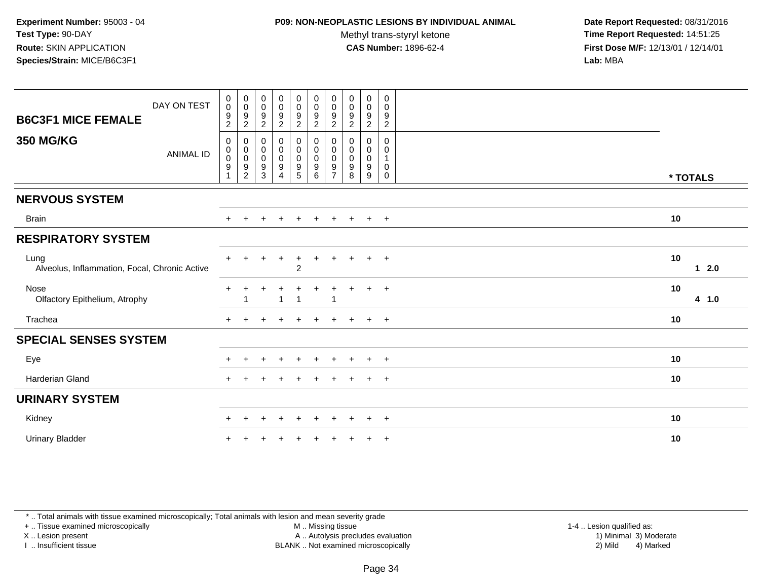**Experiment Number:** 95003 - 04
**Test Type:** 90-DAY
**Route:** SKIN APPLICATION
**Species/Strain:** MICE/B6C3F1

**P09: NON-NEOPLASTIC LESIONS BY INDIVIDUAL ANIMAL**
Methyl trans-styryl ketone
**CAS Number:** 1896-62-4

**Date Report Requested:** 08/31/2016
**Time Report Requested:** 14:51:25
**First Dose M/F:** 12/13/01 / 12/14/01
**Lab:** MBA

| B6C3F1 MICE FEMALE / 350 MG/KG | | | | | | | | | | | |
|---|---|---|---|---|---|---|---|---|---|---|---|
| DAY ON TEST | 0092 | 0092 | 0092 | 0092 | 0092 | 0092 | 0092 | 0092 | 0092 | 0092 | |
| ANIMAL ID | 00091 | 00092 | 00093 | 00094 | 00095 | 00096 | 00097 | 00098 | 00099 | 00100 | * TOTALS |
| **NERVOUS SYSTEM** | | | | | | | | | | | |
| Brain | + | + | + | + | + | + | + | + | + | + | 10 |
| **RESPIRATORY SYSTEM** | | | | | | | | | | | |
| Lung | + | + | + | + | + | + | + | + | + | + | 10 |
| Alveolus, Inflammation, Focal, Chronic Active | | | | | 2 | | | | | | 1 2.0 |
| Nose | + | + | + | + | + | + | + | + | + | + | 10 |
| Olfactory Epithelium, Atrophy | | 1 | | 1 | 1 | | 1 | | | | 4 1.0 |
| Trachea | + | + | + | + | + | + | + | + | + | + | 10 |
| **SPECIAL SENSES SYSTEM** | | | | | | | | | | | |
| Eye | + | + | + | + | + | + | + | + | + | + | 10 |
| Harderian Gland | + | + | + | + | + | + | + | + | + | + | 10 |
| **URINARY SYSTEM** | | | | | | | | | | | |
| Kidney | + | + | + | + | + | + | + | + | + | + | 10 |
| Urinary Bladder | + | + | + | + | + | + | + | + | + | + | 10 |

* .. Total animals with tissue examined microscopically; Total animals with lesion and mean severity grade
+ .. Tissue examined microscopically
X .. Lesion present
I .. Insufficient tissue

M .. Missing tissue
A .. Autolysis precludes evaluation
BLANK .. Not examined microscopically

1-4 .. Lesion qualified as:
1) Minimal 3) Moderate
2) Mild 4) Marked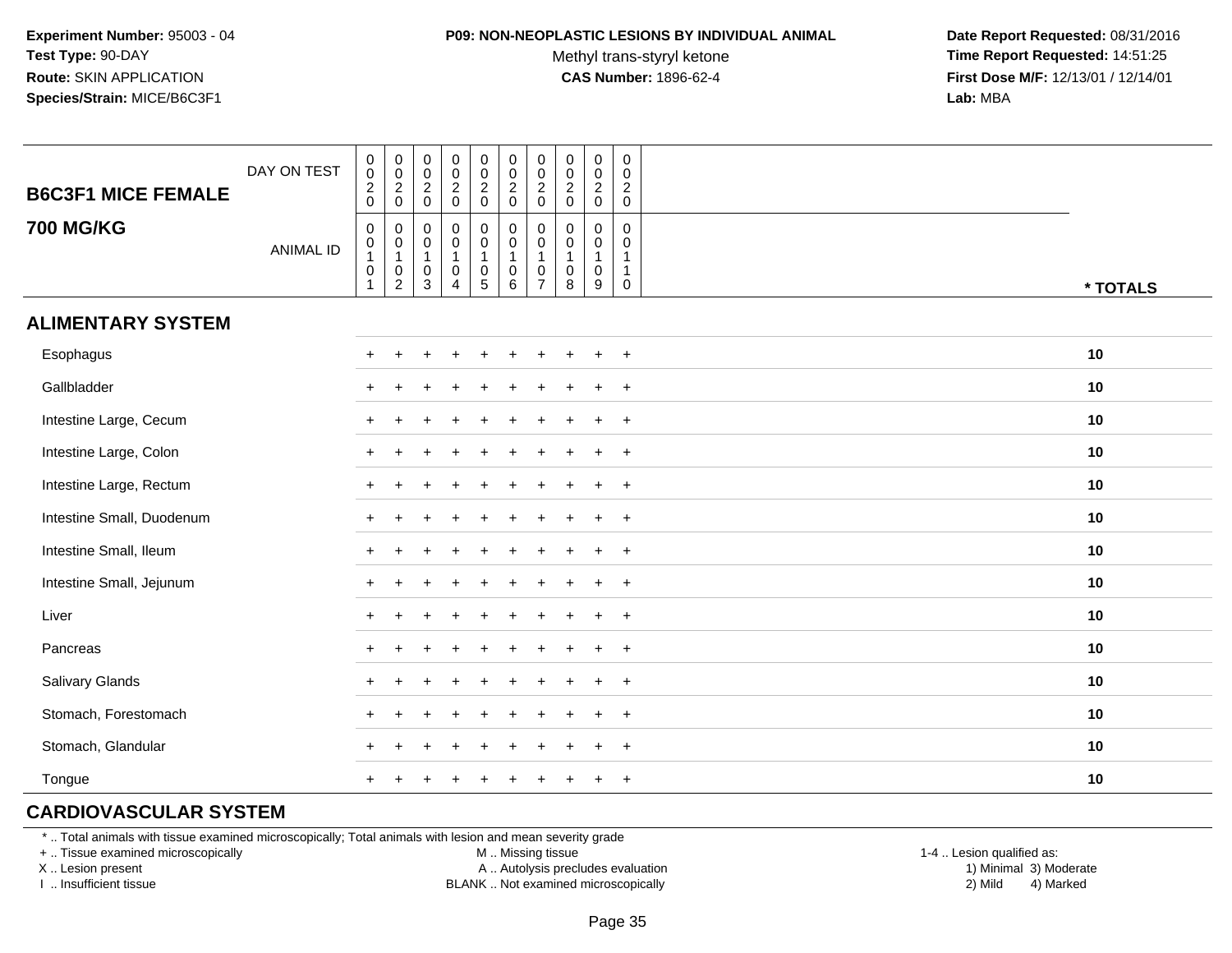**Experiment Number:** 95003 - 04
**Test Type:** 90-DAY
**Route:** SKIN APPLICATION
**Species/Strain:** MICE/B6C3F1

**P09: NON-NEOPLASTIC LESIONS BY INDIVIDUAL ANIMAL**
Methyl trans-styryl ketone
**CAS Number:** 1896-62-4

**Date Report Requested:** 08/31/2016
**Time Report Requested:** 14:51:25
**First Dose M/F:** 12/13/01 / 12/14/01
**Lab:** MBA

| B6C3F1 MICE FEMALE 700 MG/KG | | | | | | | | | | | |
|---|---|---|---|---|---|---|---|---|---|---|---|
| DAY ON TEST | 0020 | 0020 | 0020 | 0020 | 0020 | 0020 | 0020 | 0020 | 0020 | 0020 | |
| ANIMAL ID | 00101 | 00102 | 00103 | 00104 | 00105 | 00106 | 00107 | 00108 | 00109 | 00110 | * TOTALS |
| **ALIMENTARY SYSTEM** | | | | | | | | | | | |
| Esophagus | + | + | + | + | + | + | + | + | + | + | 10 |
| Gallbladder | + | + | + | + | + | + | + | + | + | + | 10 |
| Intestine Large, Cecum | + | + | + | + | + | + | + | + | + | + | 10 |
| Intestine Large, Colon | + | + | + | + | + | + | + | + | + | + | 10 |
| Intestine Large, Rectum | + | + | + | + | + | + | + | + | + | + | 10 |
| Intestine Small, Duodenum | + | + | + | + | + | + | + | + | + | + | 10 |
| Intestine Small, Ileum | + | + | + | + | + | + | + | + | + | + | 10 |
| Intestine Small, Jejunum | + | + | + | + | + | + | + | + | + | + | 10 |
| Liver | + | + | + | + | + | + | + | + | + | + | 10 |
| Pancreas | + | + | + | + | + | + | + | + | + | + | 10 |
| Salivary Glands | + | + | + | + | + | + | + | + | + | + | 10 |
| Stomach, Forestomach | + | + | + | + | + | + | + | + | + | + | 10 |
| Stomach, Glandular | + | + | + | + | + | + | + | + | + | + | 10 |
| Tongue | + | + | + | + | + | + | + | + | + | + | 10 |
| **CARDIOVASCULAR SYSTEM** | | | | | | | | | | | |

* .. Total animals with tissue examined microscopically; Total animals with lesion and mean severity grade
+ .. Tissue examined microscopically
X .. Lesion present
I .. Insufficient tissue

M .. Missing tissue
A .. Autolysis precludes evaluation
BLANK .. Not examined microscopically

1-4 .. Lesion qualified as:
1) Minimal 3) Moderate
2) Mild 4) Marked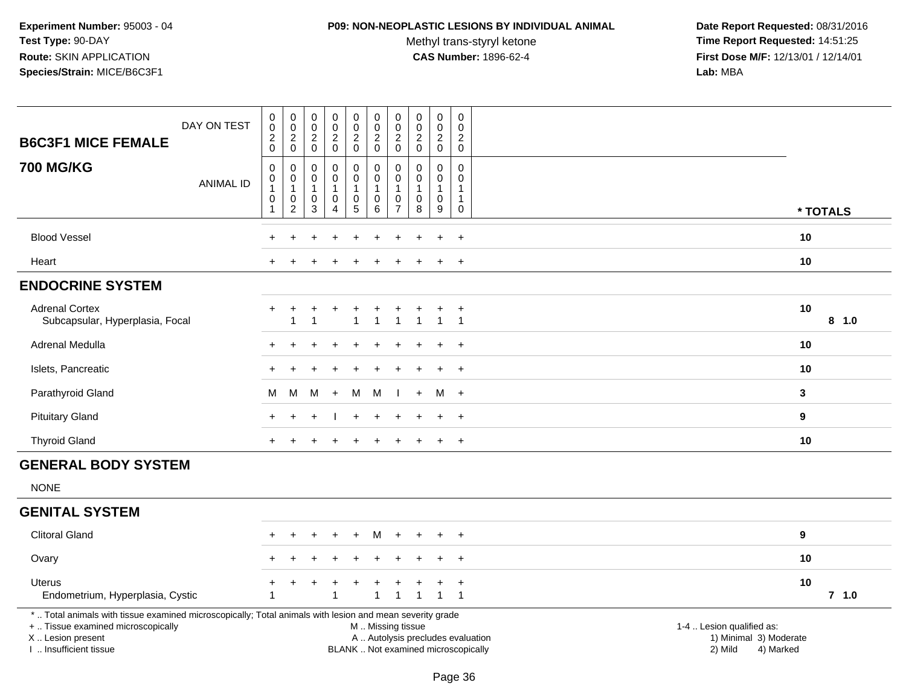**Experiment Number:** 95003 - 04
**Test Type:** 90-DAY
**Route:** SKIN APPLICATION
**Species/Strain:** MICE/B6C3F1

**P09: NON-NEOPLASTIC LESIONS BY INDIVIDUAL ANIMAL**
Methyl trans-styryl ketone
**CAS Number:** 1896-62-4

**Date Report Requested:** 08/31/2016
**Time Report Requested:** 14:51:25
**First Dose M/F:** 12/13/01 / 12/14/01
**Lab:** MBA

| B6C3F1 MICE FEMALE 700 MG/KG | | | | | | | | | | | |
|---|---|---|---|---|---|---|---|---|---|---|---|
| DAY ON TEST | 0020 | 0020 | 0020 | 0020 | 0020 | 0020 | 0020 | 0020 | 0020 | 0020 | |
| ANIMAL ID | 00101 | 00102 | 00103 | 00104 | 00105 | 00106 | 00107 | 00108 | 00109 | 00110 | * TOTALS |
| Blood Vessel | + | + | + | + | + | + | + | + | + | + | 10 |
| Heart | + | + | + | + | + | + | + | + | + | + | 10 |
| **ENDOCRINE SYSTEM** | | | | | | | | | | | |
| Adrenal Cortex | + | + | + | + | + | + | + | + | + | + | 10 |
| Subcapsular, Hyperplasia, Focal | | 1 | 1 | | 1 | 1 | 1 | 1 | 1 | 1 | 8 1.0 |
| Adrenal Medulla | + | + | + | + | + | + | + | + | + | + | 10 |
| Islets, Pancreatic | + | + | + | + | + | + | + | + | + | + | 10 |
| Parathyroid Gland | M | M | M | + | M | M | I | + | M | + | 3 |
| Pituitary Gland | + | + | + | I | + | + | + | + | + | + | 9 |
| Thyroid Gland | + | + | + | + | + | + | + | + | + | + | 10 |
| **GENERAL BODY SYSTEM** | | | | | | | | | | | |
| NONE | | | | | | | | | | | |
| **GENITAL SYSTEM** | | | | | | | | | | | |
| Clitoral Gland | + | + | + | + | + | M | + | + | + | + | 9 |
| Ovary | + | + | + | + | + | + | + | + | + | + | 10 |
| Uterus | + | + | + | + | + | + | + | + | + | + | 10 |
| Endometrium, Hyperplasia, Cystic | 1 | | | 1 | | 1 | 1 | 1 | 1 | 1 | 7 1.0 |

* .. Total animals with tissue examined microscopically; Total animals with lesion and mean severity grade
+ .. Tissue examined microscopically
X .. Lesion present
I .. Insufficient tissue

M .. Missing tissue
A .. Autolysis precludes evaluation
BLANK .. Not examined microscopically

1-4 .. Lesion qualified as:
1) Minimal 3) Moderate
2) Mild 4) Marked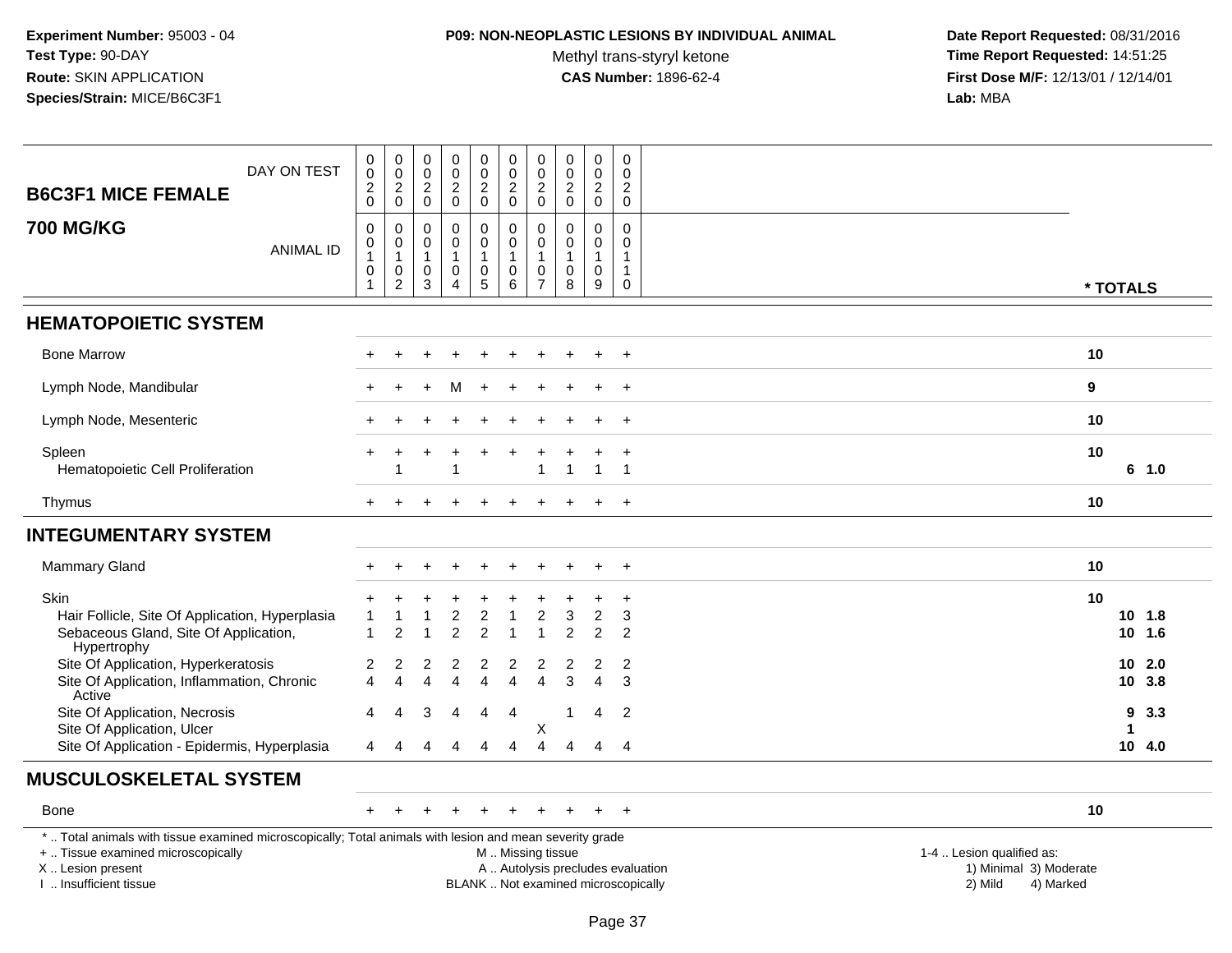**Experiment Number:** 95003 - 04
**Test Type:** 90-DAY
**Route:** SKIN APPLICATION
**Species/Strain:** MICE/B6C3F1

**P09: NON-NEOPLASTIC LESIONS BY INDIVIDUAL ANIMAL**
Methyl trans-styryl ketone
**CAS Number:** 1896-62-4

**Date Report Requested:** 08/31/2016
**Time Report Requested:** 14:51:25
**First Dose M/F:** 12/13/01 / 12/14/01
**Lab:** MBA

| B6C3F1 MICE FEMALE 700 MG/KG | | | | | | | | | | | |
|---|---|---|---|---|---|---|---|---|---|---|---|
| DAY ON TEST | 0020 | 0020 | 0020 | 0020 | 0020 | 0020 | 0020 | 0020 | 0020 | 0020 | |
| ANIMAL ID | 00101 | 00102 | 00103 | 00104 | 00105 | 00106 | 00107 | 00108 | 00109 | 00110 | * TOTALS |
| **HEMATOPOIETIC SYSTEM** | | | | | | | | | | | |
| Bone Marrow | + | + | + | + | + | + | + | + | + | + | 10 |
| Lymph Node, Mandibular | + | + | + | M | + | + | + | + | + | + | 9 |
| Lymph Node, Mesenteric | + | + | + | + | + | + | + | + | + | + | 10 |
| Spleen | + | + | + | + | + | + | + | + | + | + | 10 |
| Hematopoietic Cell Proliferation | | 1 | | 1 | | | 1 | 1 | 1 | 1 | 6 1.0 |
| Thymus | + | + | + | + | + | + | + | + | + | + | 10 |
| **INTEGUMENTARY SYSTEM** | | | | | | | | | | | |
| Mammary Gland | + | + | + | + | + | + | + | + | + | + | 10 |
| Skin | + | + | + | + | + | + | + | + | + | + | 10 |
| Hair Follicle, Site Of Application, Hyperplasia | 1 | 1 | 1 | 2 | 2 | 1 | 2 | 3 | 2 | 3 | 10 1.8 |
| Sebaceous Gland, Site Of Application, Hypertrophy | 1 | 2 | 1 | 2 | 2 | 1 | 1 | 2 | 2 | 2 | 10 1.6 |
| Site Of Application, Hyperkeratosis | 2 | 2 | 2 | 2 | 2 | 2 | 2 | 2 | 2 | 2 | 10 2.0 |
| Site Of Application, Inflammation, Chronic Active | 4 | 4 | 4 | 4 | 4 | 4 | 4 | 3 | 4 | 3 | 10 3.8 |
| Site Of Application, Necrosis | 4 | 4 | 3 | 4 | 4 | 4 | | 1 | 4 | 2 | 9 3.3 |
| Site Of Application, Ulcer | | | | | | | X | | | | 1 |
| Site Of Application - Epidermis, Hyperplasia | 4 | 4 | 4 | 4 | 4 | 4 | 4 | 4 | 4 | 4 | 10 4.0 |
| **MUSCULOSKELETAL SYSTEM** | | | | | | | | | | | |
| Bone | + | + | + | + | + | + | + | + | + | + | 10 |

\* .. Total animals with tissue examined microscopically; Total animals with lesion and mean severity grade
+ .. Tissue examined microscopically
X .. Lesion present
I .. Insufficient tissue

M .. Missing tissue
A .. Autolysis precludes evaluation
BLANK .. Not examined microscopically

1-4 .. Lesion qualified as:
1) Minimal 3) Moderate
2) Mild 4) Marked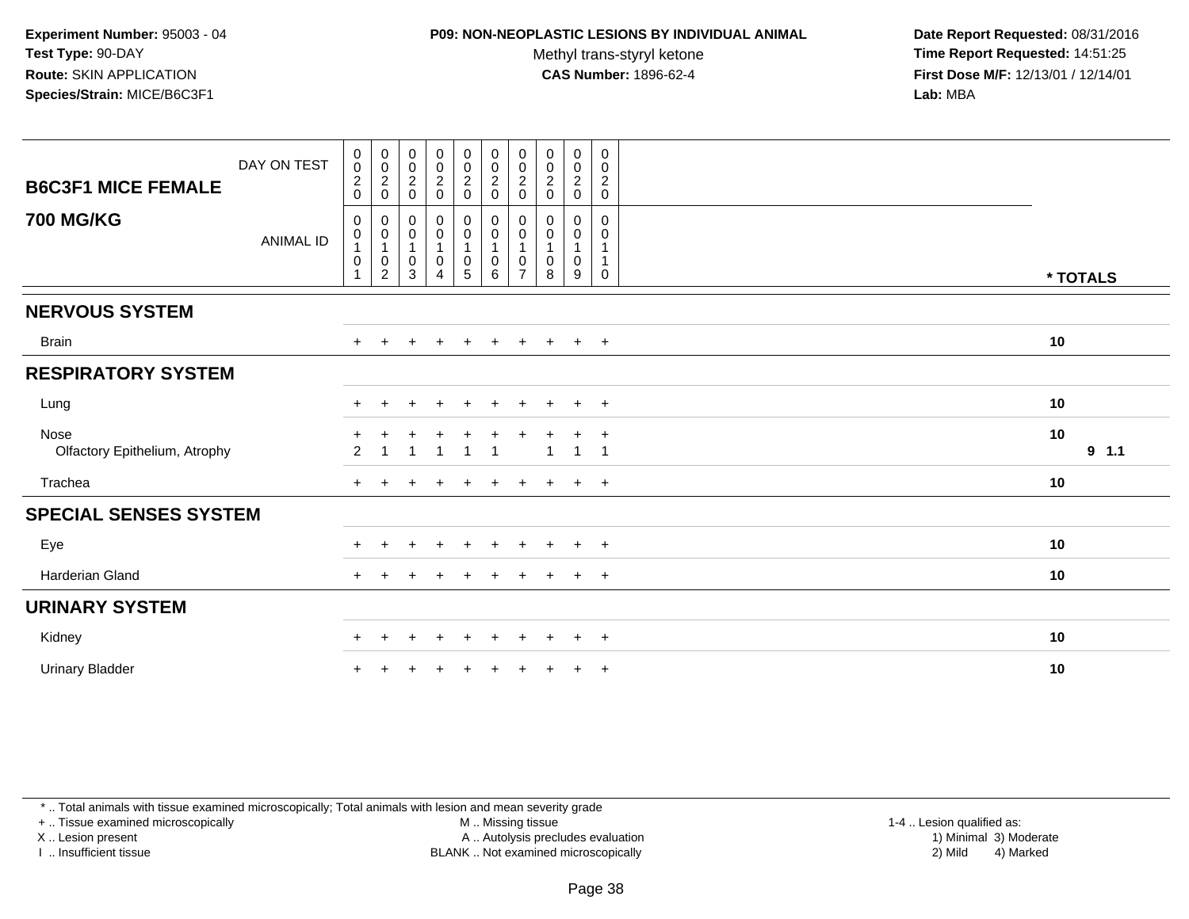**Experiment Number:** 95003 - 04
**Test Type:** 90-DAY
**Route:** SKIN APPLICATION
**Species/Strain:** MICE/B6C3F1

**P09: NON-NEOPLASTIC LESIONS BY INDIVIDUAL ANIMAL**
Methyl trans-styryl ketone
**CAS Number:** 1896-62-4

**Date Report Requested:** 08/31/2016
**Time Report Requested:** 14:51:25
**First Dose M/F:** 12/13/01 / 12/14/01
**Lab:** MBA

| B6C3F1 MICE FEMALE 700 MG/KG | | | | | | | | | | | |
|---|---|---|---|---|---|---|---|---|---|---|---|
| DAY ON TEST | 0020 | 0020 | 0020 | 0020 | 0020 | 0020 | 0020 | 0020 | 0020 | 0020 | |
| ANIMAL ID | 00101 | 00102 | 00103 | 00104 | 00105 | 00106 | 00107 | 00108 | 00109 | 00110 | * TOTALS |
| **NERVOUS SYSTEM** | | | | | | | | | | | |
| Brain | + | + | + | + | + | + | + | + | + | + | 10 |
| **RESPIRATORY SYSTEM** | | | | | | | | | | | |
| Lung | + | + | + | + | + | + | + | + | + | + | 10 |
| Nose | + | + | + | + | + | + | + | + | + | + | 10 |
| Olfactory Epithelium, Atrophy | 2 | 1 | 1 | 1 | 1 | 1 | | 1 | 1 | 1 | 9 1.1 |
| Trachea | + | + | + | + | + | + | + | + | + | + | 10 |
| **SPECIAL SENSES SYSTEM** | | | | | | | | | | | |
| Eye | + | + | + | + | + | + | + | + | + | + | 10 |
| Harderian Gland | + | + | + | + | + | + | + | + | + | + | 10 |
| **URINARY SYSTEM** | | | | | | | | | | | |
| Kidney | + | + | + | + | + | + | + | + | + | + | 10 |
| Urinary Bladder | + | + | + | + | + | + | + | + | + | + | 10 |

* .. Total animals with tissue examined microscopically; Total animals with lesion and mean severity grade
+ .. Tissue examined microscopically
X .. Lesion present
I .. Insufficient tissue

M .. Missing tissue
A .. Autolysis precludes evaluation
BLANK .. Not examined microscopically

1-4 .. Lesion qualified as:
1) Minimal 3) Moderate
2) Mild 4) Marked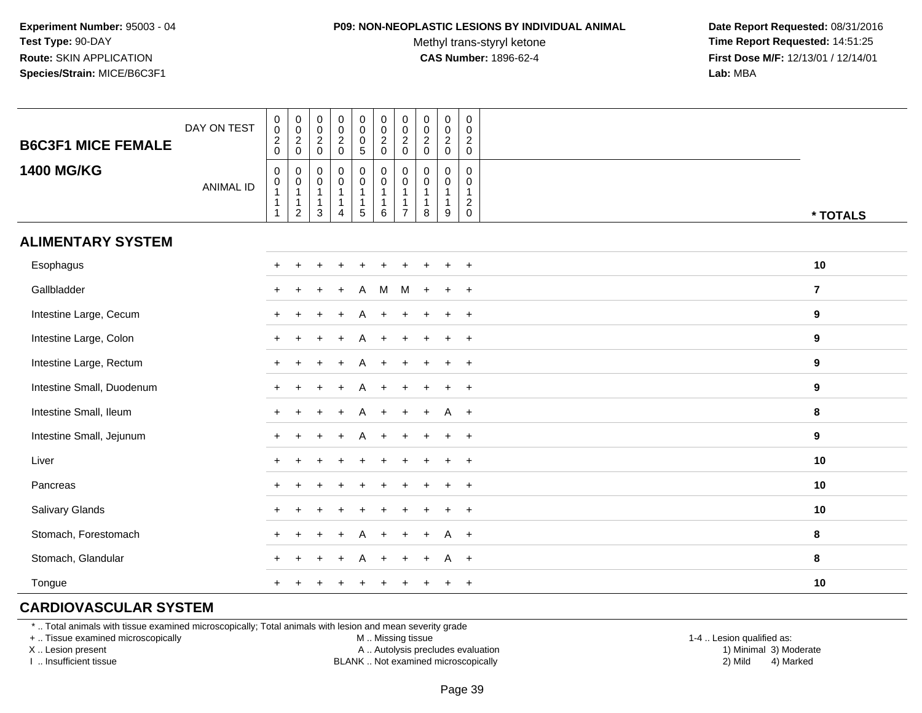**Experiment Number:** 95003 - 04
**Test Type:** 90-DAY
**Route:** SKIN APPLICATION
**Species/Strain:** MICE/B6C3F1

**P09: NON-NEOPLASTIC LESIONS BY INDIVIDUAL ANIMAL**
Methyl trans-styryl ketone
**CAS Number:** 1896-62-4

**Date Report Requested:** 08/31/2016
**Time Report Requested:** 14:51:25
**First Dose M/F:** 12/13/01 / 12/14/01
**Lab:** MBA

| B6C3F1 MICE FEMALE 1400 MG/KG | | | | | | | | | | | |
|---|---|---|---|---|---|---|---|---|---|---|---|
| DAY ON TEST | 0020 | 0020 | 0020 | 0020 | 0005 | 0020 | 0020 | 0020 | 0020 | 0020 | |
| ANIMAL ID | 00111 | 00112 | 00113 | 00114 | 00115 | 00116 | 00117 | 00118 | 00119 | 00120 | * TOTALS |
| **ALIMENTARY SYSTEM** | | | | | | | | | | | |
| Esophagus | + | + | + | + | + | + | + | + | + | + | 10 |
| Gallbladder | + | + | + | + | A | M | M | + | + | + | 7 |
| Intestine Large, Cecum | + | + | + | + | A | + | + | + | + | + | 9 |
| Intestine Large, Colon | + | + | + | + | A | + | + | + | + | + | 9 |
| Intestine Large, Rectum | + | + | + | + | A | + | + | + | + | + | 9 |
| Intestine Small, Duodenum | + | + | + | + | A | + | + | + | + | + | 9 |
| Intestine Small, Ileum | + | + | + | + | A | + | + | + | A | + | 8 |
| Intestine Small, Jejunum | + | + | + | + | A | + | + | + | + | + | 9 |
| Liver | + | + | + | + | + | + | + | + | + | + | 10 |
| Pancreas | + | + | + | + | + | + | + | + | + | + | 10 |
| Salivary Glands | + | + | + | + | + | + | + | + | + | + | 10 |
| Stomach, Forestomach | + | + | + | + | A | + | + | + | A | + | 8 |
| Stomach, Glandular | + | + | + | + | A | + | + | + | A | + | 8 |
| Tongue | + | + | + | + | + | + | + | + | + | + | 10 |

**CARDIOVASCULAR SYSTEM**

* .. Total animals with tissue examined microscopically; Total animals with lesion and mean severity grade
+ .. Tissue examined microscopically
X .. Lesion present
I .. Insufficient tissue

M .. Missing tissue
A .. Autolysis precludes evaluation
BLANK .. Not examined microscopically

1-4 .. Lesion qualified as:
1) Minimal 3) Moderate
2) Mild 4) Marked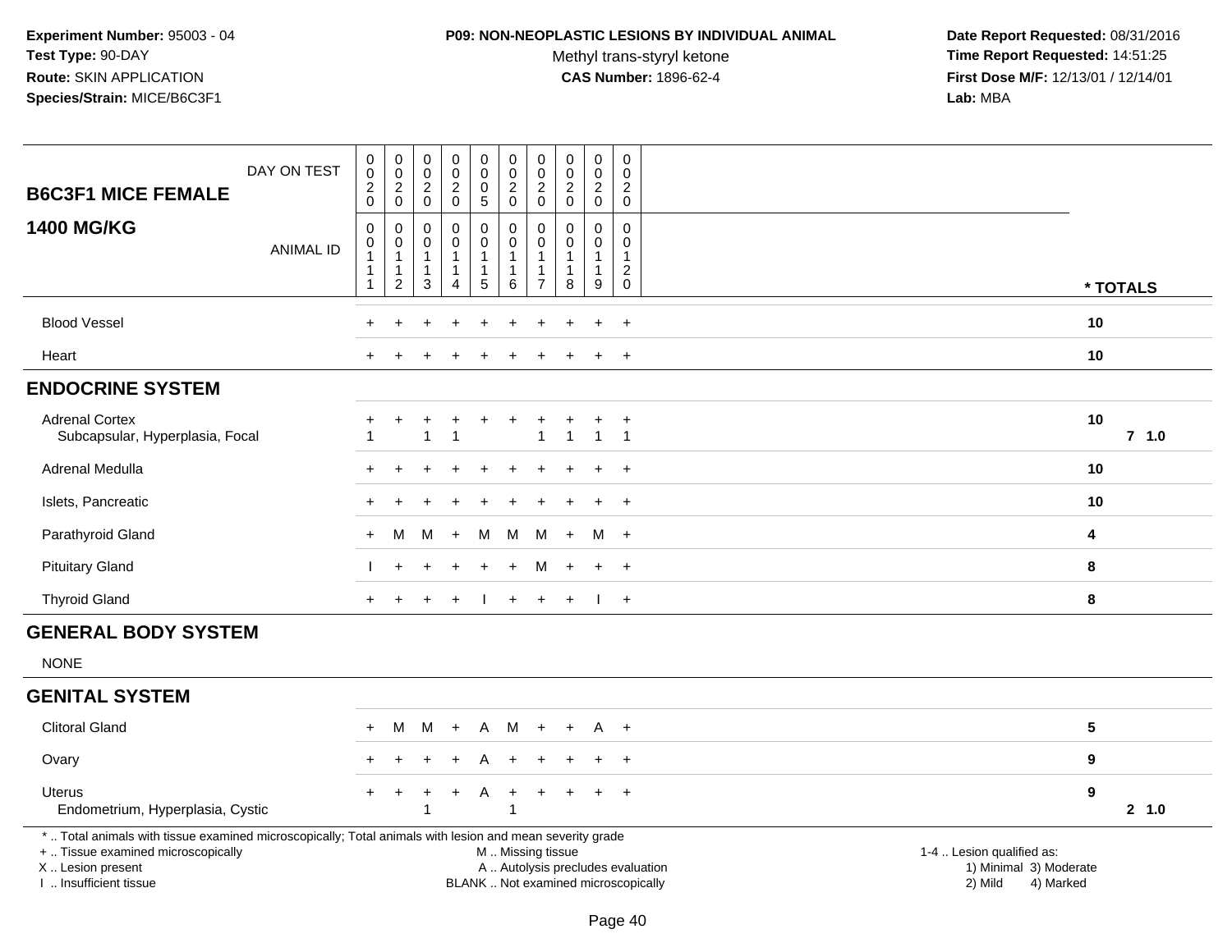**Experiment Number:** 95003 - 04
**Test Type:** 90-DAY
**Route:** SKIN APPLICATION
**Species/Strain:** MICE/B6C3F1

**P09: NON-NEOPLASTIC LESIONS BY INDIVIDUAL ANIMAL**
Methyl trans-styryl ketone
**CAS Number:** 1896-62-4

**Date Report Requested:** 08/31/2016
**Time Report Requested:** 14:51:25
**First Dose M/F:** 12/13/01 / 12/14/01
**Lab:** MBA

| B6C3F1 MICE FEMALE 1400 MG/KG | | | | | | | | | | | |
|---|---|---|---|---|---|---|---|---|---|---|---|
| DAY ON TEST | 0020 | 0020 | 0020 | 0020 | 0005 | 0020 | 0020 | 0020 | 0020 | 0020 | |
| ANIMAL ID | 00111 | 00112 | 00113 | 00114 | 00115 | 00116 | 00117 | 00118 | 00119 | 00120 | * TOTALS |
| Blood Vessel | + | + | + | + | + | + | + | + | + | + | 10 |
| Heart | + | + | + | + | + | + | + | + | + | + | 10 |
| **ENDOCRINE SYSTEM** | | | | | | | | | | | |
| Adrenal Cortex | + | + | + | + | + | + | + | + | + | + | 10 |
| Subcapsular, Hyperplasia, Focal | 1 | | 1 | 1 | | | 1 | 1 | 1 | 1 | 7 1.0 |
| Adrenal Medulla | + | + | + | + | + | + | + | + | + | + | 10 |
| Islets, Pancreatic | + | + | + | + | + | + | + | + | + | + | 10 |
| Parathyroid Gland | + | M | M | + | M | M | M | + | M | + | 4 |
| Pituitary Gland | I | + | + | + | + | + | M | + | + | + | 8 |
| Thyroid Gland | + | + | + | + | I | + | + | + | I | + | 8 |
| **GENERAL BODY SYSTEM** | | | | | | | | | | | |
| NONE | | | | | | | | | | | |
| **GENITAL SYSTEM** | | | | | | | | | | | |
| Clitoral Gland | + | M | M | + | A | M | + | + | A | + | 5 |
| Ovary | + | + | + | + | A | + | + | + | + | + | 9 |
| Uterus | + | + | + | + | A | + | + | + | + | + | 9 |
| Endometrium, Hyperplasia, Cystic | | | 1 | | | 1 | | | | | 2 1.0 |

\* .. Total animals with tissue examined microscopically; Total animals with lesion and mean severity grade
+ .. Tissue examined microscopically
X .. Lesion present
I .. Insufficient tissue

M .. Missing tissue
A .. Autolysis precludes evaluation
BLANK .. Not examined microscopically

1-4 .. Lesion qualified as:
1) Minimal 3) Moderate
2) Mild 4) Marked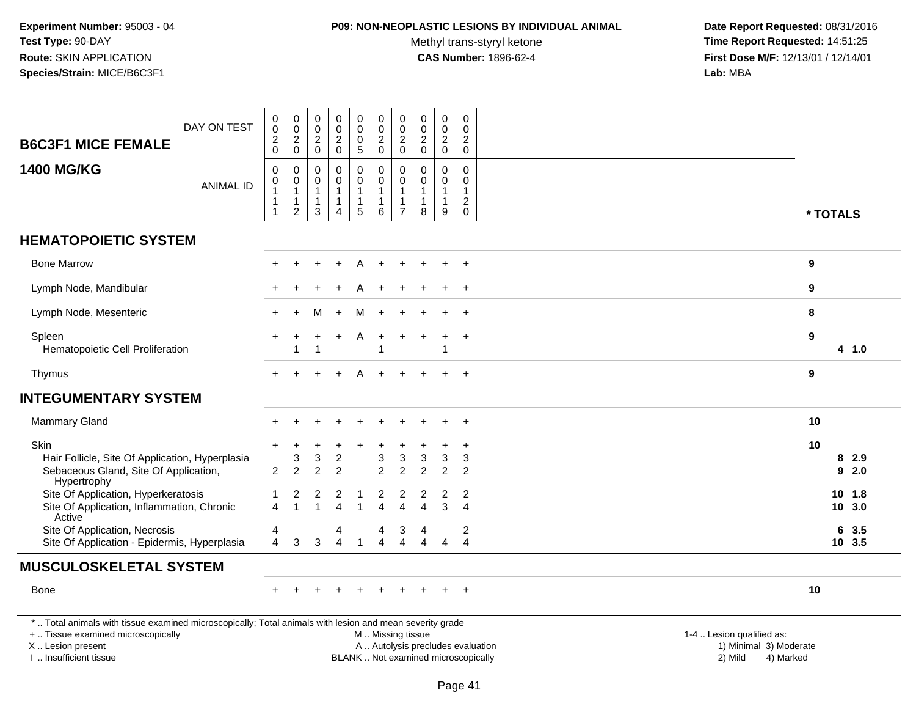**Experiment Number:** 95003 - 04
**Test Type:** 90-DAY
**Route:** SKIN APPLICATION
**Species/Strain:** MICE/B6C3F1

**P09: NON-NEOPLASTIC LESIONS BY INDIVIDUAL ANIMAL**
Methyl trans-styryl ketone
**CAS Number:** 1896-62-4

**Date Report Requested:** 08/31/2016
**Time Report Requested:** 14:51:25
**First Dose M/F:** 12/13/01 / 12/14/01
**Lab:** MBA

| B6C3F1 MICE FEMALE 1400 MG/KG | | | | | | | | | | | | |
|---|---|---|---|---|---|---|---|---|---|---|---|---|
| DAY ON TEST | 0020 | 0020 | 0020 | 0020 | 0005 | 0020 | 0020 | 0020 | 0020 | 0020 | | |
| ANIMAL ID | 00111 | 00112 | 00113 | 00114 | 00115 | 00116 | 00117 | 00118 | 00119 | 00120 | * TOTALS | |
| **HEMATOPOIETIC SYSTEM** | | | | | | | | | | | | |
| Bone Marrow | + | + | + | + | A | + | + | + | + | + | 9 | |
| Lymph Node, Mandibular | + | + | + | + | A | + | + | + | + | + | 9 | |
| Lymph Node, Mesenteric | + | + | M | + | M | + | + | + | + | + | 8 | |
| Spleen | + | + | + | + | A | + | + | + | + | + | 9 | |
| Hematopoietic Cell Proliferation | | 1 | 1 | | | 1 | | | 1 | | 4 | 1.0 |
| Thymus | + | + | + | + | A | + | + | + | + | + | 9 | |
| **INTEGUMENTARY SYSTEM** | | | | | | | | | | | | |
| Mammary Gland | + | + | + | + | + | + | + | + | + | + | 10 | |
| Skin | + | + | + | + | + | + | + | + | + | + | 10 | |
| Hair Follicle, Site Of Application, Hyperplasia | | 3 | 3 | 2 | | 3 | 3 | 3 | 3 | 3 | 8 | 2.9 |
| Sebaceous Gland, Site Of Application, Hypertrophy | 2 | 2 | 2 | 2 | | 2 | 2 | 2 | 2 | 2 | 9 | 2.0 |
| Site Of Application, Hyperkeratosis | 1 | 2 | 2 | 2 | 1 | 2 | 2 | 2 | 2 | 2 | 10 | 1.8 |
| Site Of Application, Inflammation, Chronic Active | 4 | 1 | 1 | 4 | 1 | 4 | 4 | 4 | 3 | 4 | 10 | 3.0 |
| Site Of Application, Necrosis | 4 | | | 4 | | 4 | 3 | 4 | | 2 | 6 | 3.5 |
| Site Of Application - Epidermis, Hyperplasia | 4 | 3 | 3 | 4 | 1 | 4 | 4 | 4 | 4 | 4 | 10 | 3.5 |
| **MUSCULOSKELETAL SYSTEM** | | | | | | | | | | | | |
| Bone | + | + | + | + | + | + | + | + | + | + | 10 | |

* .. Total animals with tissue examined microscopically; Total animals with lesion and mean severity grade
+ .. Tissue examined microscopically
X .. Lesion present
I .. Insufficient tissue

M .. Missing tissue
A .. Autolysis precludes evaluation
BLANK .. Not examined microscopically

1-4 .. Lesion qualified as:
1) Minimal 3) Moderate
2) Mild 4) Marked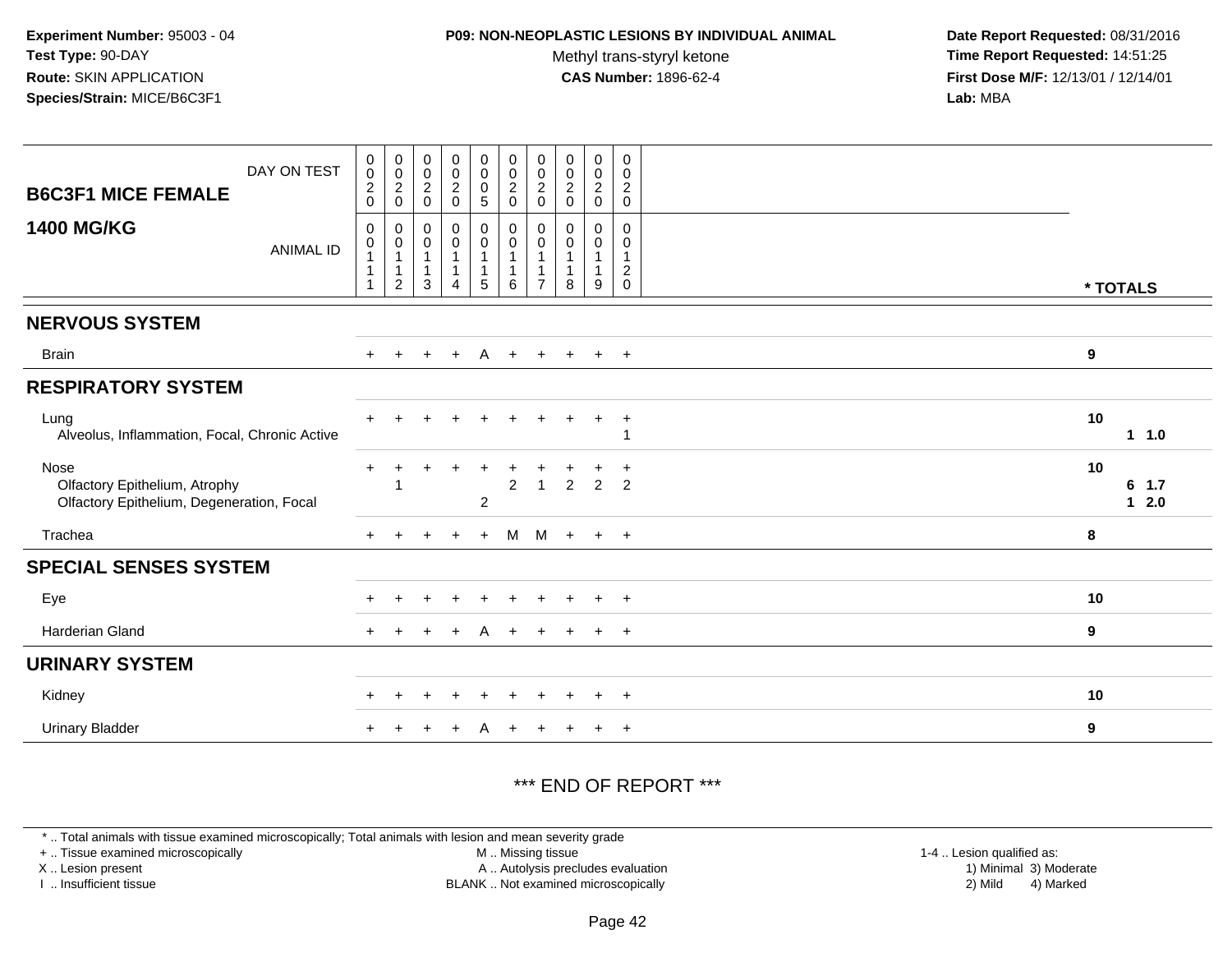**Experiment Number:** 95003 - 04
**Test Type:** 90-DAY
**Route:** SKIN APPLICATION
**Species/Strain:** MICE/B6C3F1

**P09: NON-NEOPLASTIC LESIONS BY INDIVIDUAL ANIMAL**
Methyl trans-styryl ketone
**CAS Number:** 1896-62-4

**Date Report Requested:** 08/31/2016
**Time Report Requested:** 14:51:25
**First Dose M/F:** 12/13/01 / 12/14/01
**Lab:** MBA

| B6C3F1 MICE FEMALE / 1400 MG/KG | | | | | | | | | | | |
|---|---|---|---|---|---|---|---|---|---|---|---|
| DAY ON TEST | 0020 | 0020 | 0020 | 0020 | 0005 | 0020 | 0020 | 0020 | 0020 | 0020 | |
| ANIMAL ID | 00111 | 00112 | 00113 | 00114 | 00115 | 00116 | 00117 | 00118 | 00119 | 00120 | * TOTALS |
| **NERVOUS SYSTEM** | | | | | | | | | | | |
| Brain | + | + | + | + | A | + | + | + | + | + | 9 |
| **RESPIRATORY SYSTEM** | | | | | | | | | | | |
| Lung | + | + | + | + | + | + | + | + | + | + | 10 |
| Alveolus, Inflammation, Focal, Chronic Active | | | | | | | | | | 1 | 1 1.0 |
| Nose | + | + | + | + | + | + | + | + | + | + | 10 |
| Olfactory Epithelium, Atrophy | | 1 | | | | 2 | 1 | 2 | 2 | 2 | 6 1.7 |
| Olfactory Epithelium, Degeneration, Focal | | | | | 2 | | | | | | 1 2.0 |
| Trachea | + | + | + | + | + | M | M | + | + | + | 8 |
| **SPECIAL SENSES SYSTEM** | | | | | | | | | | | |
| Eye | + | + | + | + | + | + | + | + | + | + | 10 |
| Harderian Gland | + | + | + | + | A | + | + | + | + | + | 9 |
| **URINARY SYSTEM** | | | | | | | | | | | |
| Kidney | + | + | + | + | + | + | + | + | + | + | 10 |
| Urinary Bladder | + | + | + | + | A | + | + | + | + | + | 9 |

*** END OF REPORT ***

* .. Total animals with tissue examined microscopically; Total animals with lesion and mean severity grade
+ .. Tissue examined microscopically
X .. Lesion present
I .. Insufficient tissue
M .. Missing tissue
A .. Autolysis precludes evaluation
BLANK .. Not examined microscopically
1-4 .. Lesion qualified as:
1) Minimal 3) Moderate
2) Mild 4) Marked